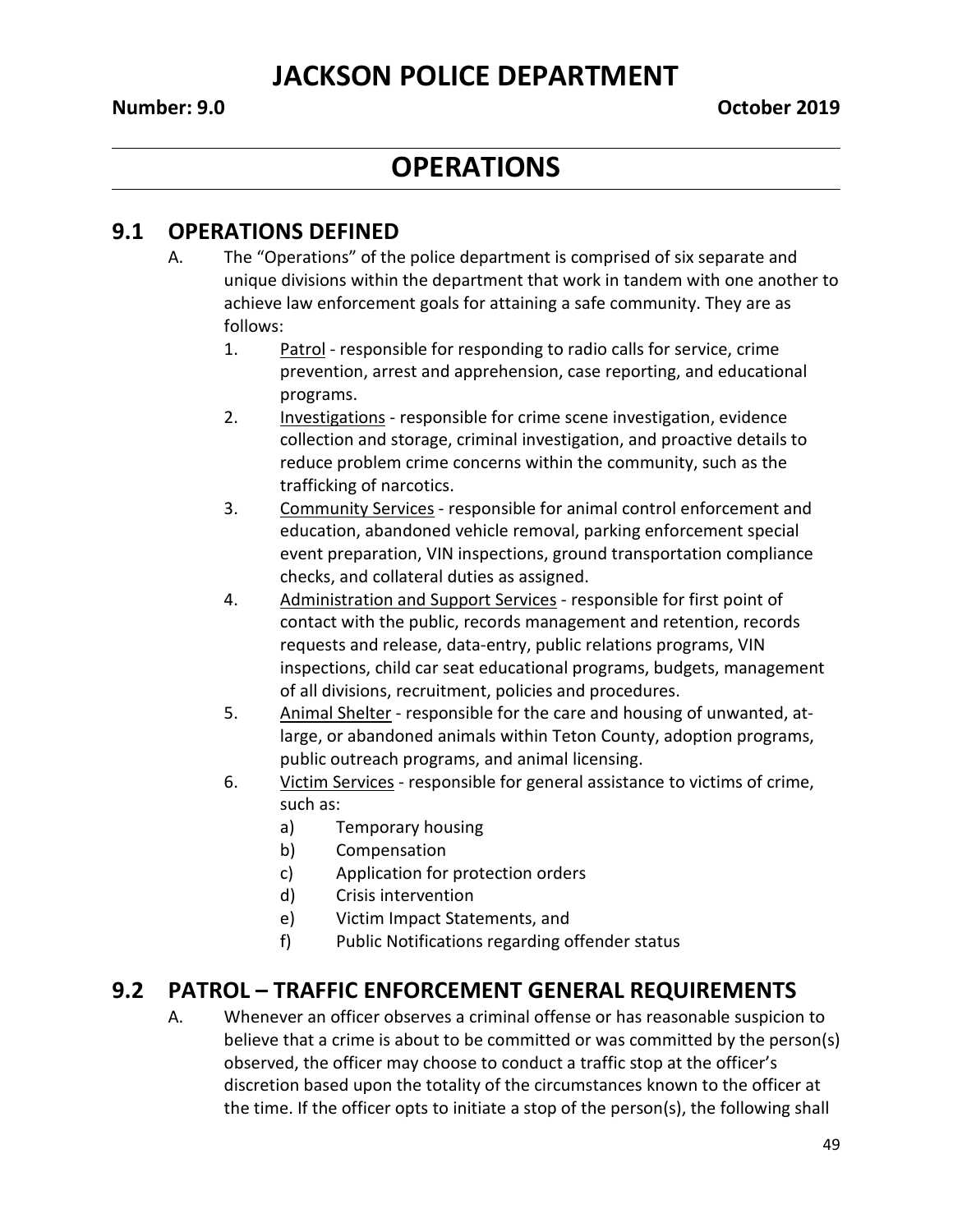# JACKSON POLICE DEPARTMENT

**Number: 9.0** **October 2019**

# OPERATIONS

## 9.1 OPERATIONS DEFINED

A. The "Operations" of the police department is comprised of six separate and unique divisions within the department that work in tandem with one another to achieve law enforcement goals for attaining a safe community. They are as follows:

1. Patrol - responsible for responding to radio calls for service, crime prevention, arrest and apprehension, case reporting, and educational programs.
2. Investigations - responsible for crime scene investigation, evidence collection and storage, criminal investigation, and proactive details to reduce problem crime concerns within the community, such as the trafficking of narcotics.
3. Community Services - responsible for animal control enforcement and education, abandoned vehicle removal, parking enforcement special event preparation, VIN inspections, ground transportation compliance checks, and collateral duties as assigned.
4. Administration and Support Services - responsible for first point of contact with the public, records management and retention, records requests and release, data-entry, public relations programs, VIN inspections, child car seat educational programs, budgets, management of all divisions, recruitment, policies and procedures.
5. Animal Shelter - responsible for the care and housing of unwanted, at-large, or abandoned animals within Teton County, adoption programs, public outreach programs, and animal licensing.
6. Victim Services - responsible for general assistance to victims of crime, such as:
   a) Temporary housing
   b) Compensation
   c) Application for protection orders
   d) Crisis intervention
   e) Victim Impact Statements, and
   f) Public Notifications regarding offender status

## 9.2 PATROL – TRAFFIC ENFORCEMENT GENERAL REQUIREMENTS

A. Whenever an officer observes a criminal offense or has reasonable suspicion to believe that a crime is about to be committed or was committed by the person(s) observed, the officer may choose to conduct a traffic stop at the officer's discretion based upon the totality of the circumstances known to the officer at the time. If the officer opts to initiate a stop of the person(s), the following shall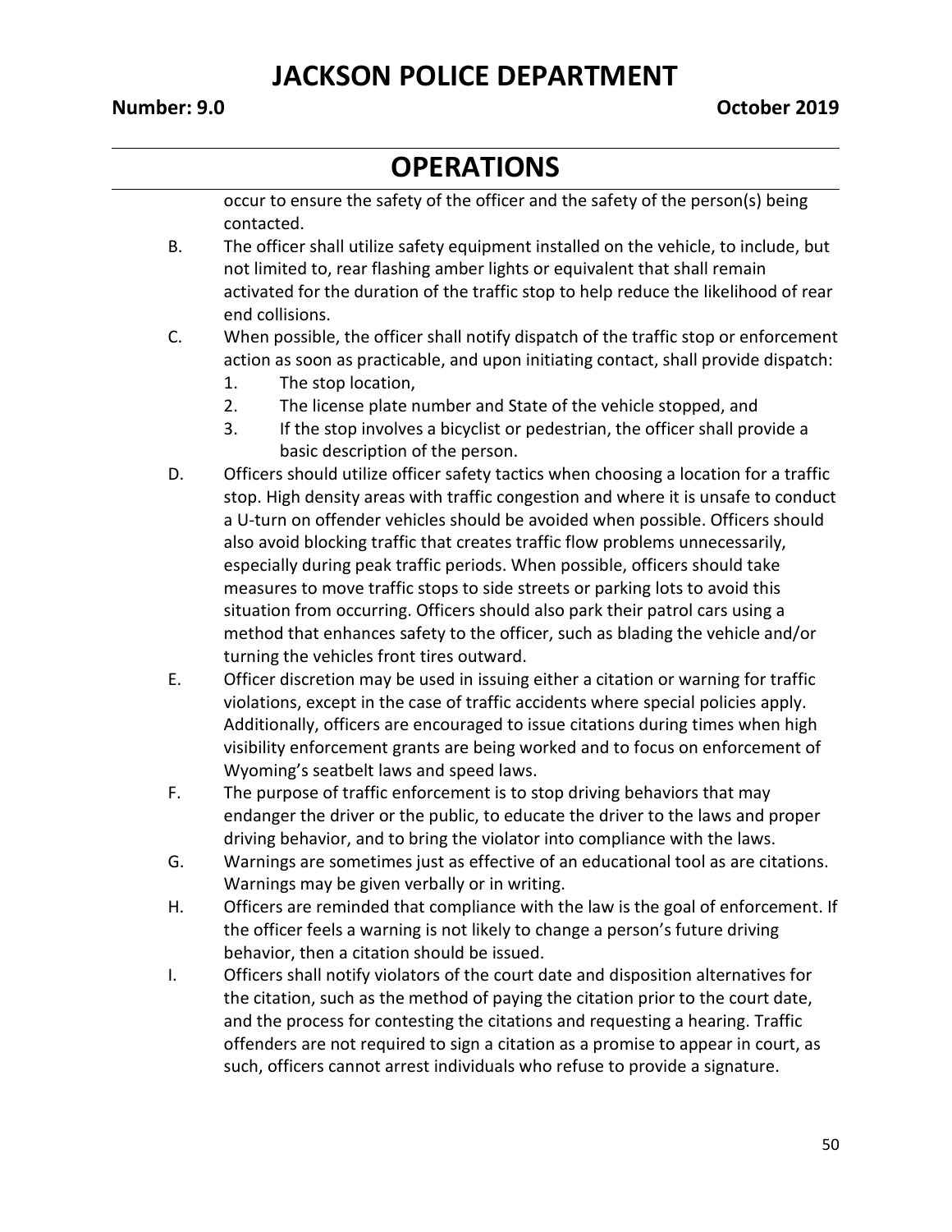occur to ensure the safety of the officer and the safety of the person(s) being contacted.

B. The officer shall utilize safety equipment installed on the vehicle, to include, but not limited to, rear flashing amber lights or equivalent that shall remain activated for the duration of the traffic stop to help reduce the likelihood of rear end collisions.

C. When possible, the officer shall notify dispatch of the traffic stop or enforcement action as soon as practicable, and upon initiating contact, shall provide dispatch:
   1. The stop location,
   2. The license plate number and State of the vehicle stopped, and
   3. If the stop involves a bicyclist or pedestrian, the officer shall provide a basic description of the person.

D. Officers should utilize officer safety tactics when choosing a location for a traffic stop. High density areas with traffic congestion and where it is unsafe to conduct a U-turn on offender vehicles should be avoided when possible. Officers should also avoid blocking traffic that creates traffic flow problems unnecessarily, especially during peak traffic periods. When possible, officers should take measures to move traffic stops to side streets or parking lots to avoid this situation from occurring. Officers should also park their patrol cars using a method that enhances safety to the officer, such as blading the vehicle and/or turning the vehicles front tires outward.

E. Officer discretion may be used in issuing either a citation or warning for traffic violations, except in the case of traffic accidents where special policies apply. Additionally, officers are encouraged to issue citations during times when high visibility enforcement grants are being worked and to focus on enforcement of Wyoming's seatbelt laws and speed laws.

F. The purpose of traffic enforcement is to stop driving behaviors that may endanger the driver or the public, to educate the driver to the laws and proper driving behavior, and to bring the violator into compliance with the laws.

G. Warnings are sometimes just as effective of an educational tool as are citations. Warnings may be given verbally or in writing.

H. Officers are reminded that compliance with the law is the goal of enforcement. If the officer feels a warning is not likely to change a person's future driving behavior, then a citation should be issued.

I. Officers shall notify violators of the court date and disposition alternatives for the citation, such as the method of paying the citation prior to the court date, and the process for contesting the citations and requesting a hearing. Traffic offenders are not required to sign a citation as a promise to appear in court, as such, officers cannot arrest individuals who refuse to provide a signature.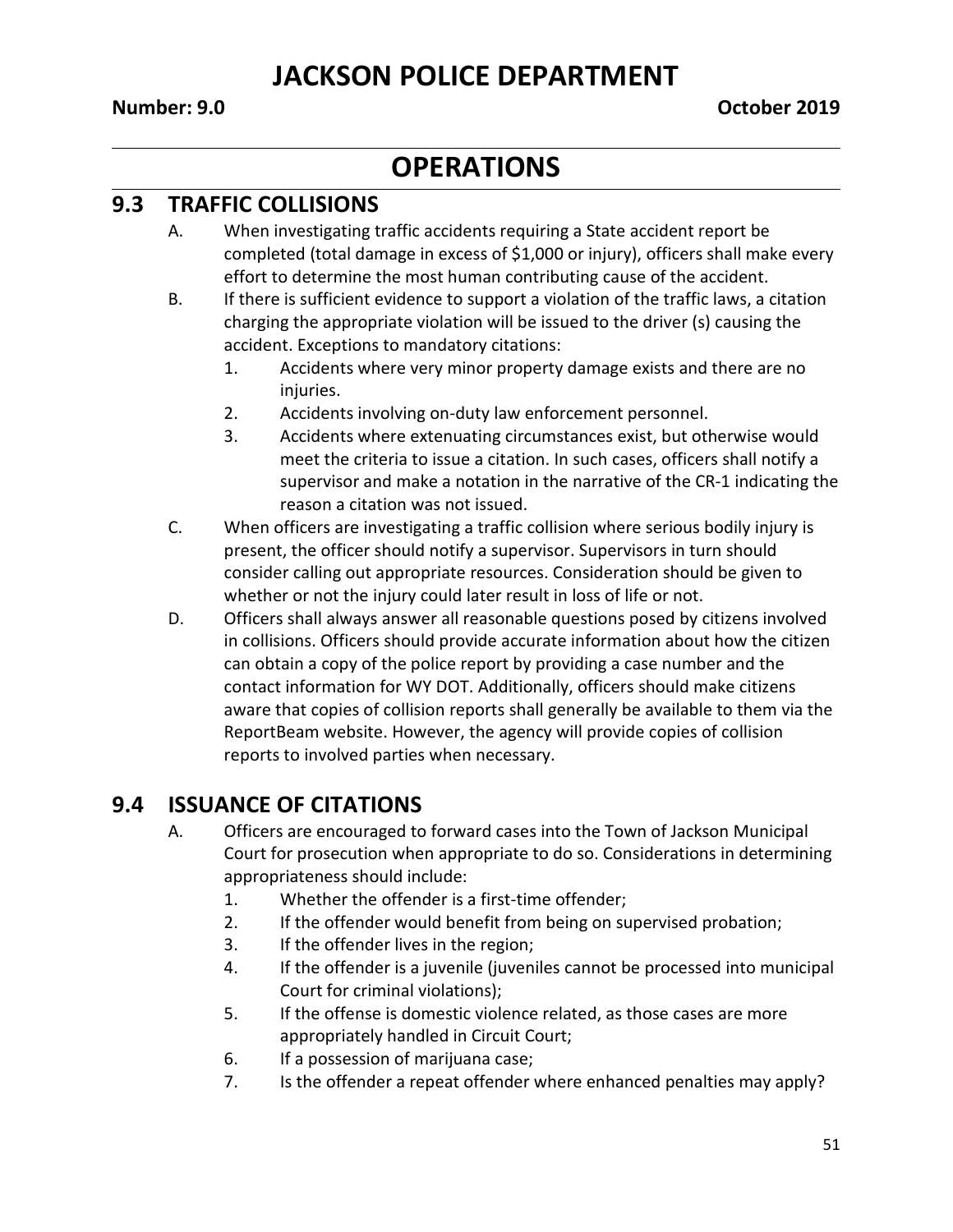# JACKSON POLICE DEPARTMENT

**Number: 9.0** **October 2019**

# OPERATIONS

## 9.3 TRAFFIC COLLISIONS

A. When investigating traffic accidents requiring a State accident report be completed (total damage in excess of $1,000 or injury), officers shall make every effort to determine the most human contributing cause of the accident.

B. If there is sufficient evidence to support a violation of the traffic laws, a citation charging the appropriate violation will be issued to the driver (s) causing the accident. Exceptions to mandatory citations:
   1. Accidents where very minor property damage exists and there are no injuries.
   2. Accidents involving on-duty law enforcement personnel.
   3. Accidents where extenuating circumstances exist, but otherwise would meet the criteria to issue a citation. In such cases, officers shall notify a supervisor and make a notation in the narrative of the CR-1 indicating the reason a citation was not issued.

C. When officers are investigating a traffic collision where serious bodily injury is present, the officer should notify a supervisor. Supervisors in turn should consider calling out appropriate resources. Consideration should be given to whether or not the injury could later result in loss of life or not.

D. Officers shall always answer all reasonable questions posed by citizens involved in collisions. Officers should provide accurate information about how the citizen can obtain a copy of the police report by providing a case number and the contact information for WY DOT. Additionally, officers should make citizens aware that copies of collision reports shall generally be available to them via the ReportBeam website. However, the agency will provide copies of collision reports to involved parties when necessary.

## 9.4 ISSUANCE OF CITATIONS

A. Officers are encouraged to forward cases into the Town of Jackson Municipal Court for prosecution when appropriate to do so. Considerations in determining appropriateness should include:
   1. Whether the offender is a first-time offender;
   2. If the offender would benefit from being on supervised probation;
   3. If the offender lives in the region;
   4. If the offender is a juvenile (juveniles cannot be processed into municipal Court for criminal violations);
   5. If the offense is domestic violence related, as those cases are more appropriately handled in Circuit Court;
   6. If a possession of marijuana case;
   7. Is the offender a repeat offender where enhanced penalties may apply?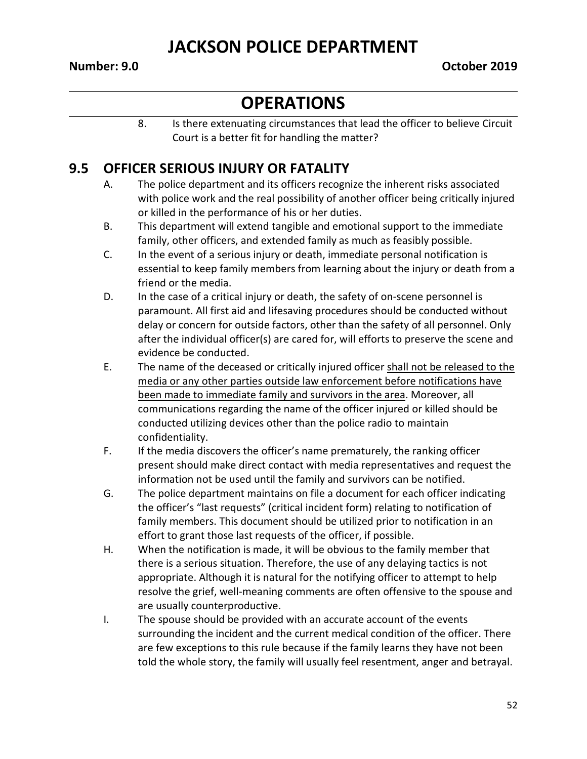8. Is there extenuating circumstances that lead the officer to believe Circuit Court is a better fit for handling the matter?

## 9.5 OFFICER SERIOUS INJURY OR FATALITY

A. The police department and its officers recognize the inherent risks associated with police work and the real possibility of another officer being critically injured or killed in the performance of his or her duties.

B. This department will extend tangible and emotional support to the immediate family, other officers, and extended family as much as feasibly possible.

C. In the event of a serious injury or death, immediate personal notification is essential to keep family members from learning about the injury or death from a friend or the media.

D. In the case of a critical injury or death, the safety of on-scene personnel is paramount. All first aid and lifesaving procedures should be conducted without delay or concern for outside factors, other than the safety of all personnel. Only after the individual officer(s) are cared for, will efforts to preserve the scene and evidence be conducted.

E. The name of the deceased or critically injured officer <u>shall not be released to the media or any other parties outside law enforcement before notifications have been made to immediate family and survivors in the area</u>. Moreover, all communications regarding the name of the officer injured or killed should be conducted utilizing devices other than the police radio to maintain confidentiality.

F. If the media discovers the officer's name prematurely, the ranking officer present should make direct contact with media representatives and request the information not be used until the family and survivors can be notified.

G. The police department maintains on file a document for each officer indicating the officer's "last requests" (critical incident form) relating to notification of family members. This document should be utilized prior to notification in an effort to grant those last requests of the officer, if possible.

H. When the notification is made, it will be obvious to the family member that there is a serious situation. Therefore, the use of any delaying tactics is not appropriate. Although it is natural for the notifying officer to attempt to help resolve the grief, well-meaning comments are often offensive to the spouse and are usually counterproductive.

I. The spouse should be provided with an accurate account of the events surrounding the incident and the current medical condition of the officer. There are few exceptions to this rule because if the family learns they have not been told the whole story, the family will usually feel resentment, anger and betrayal.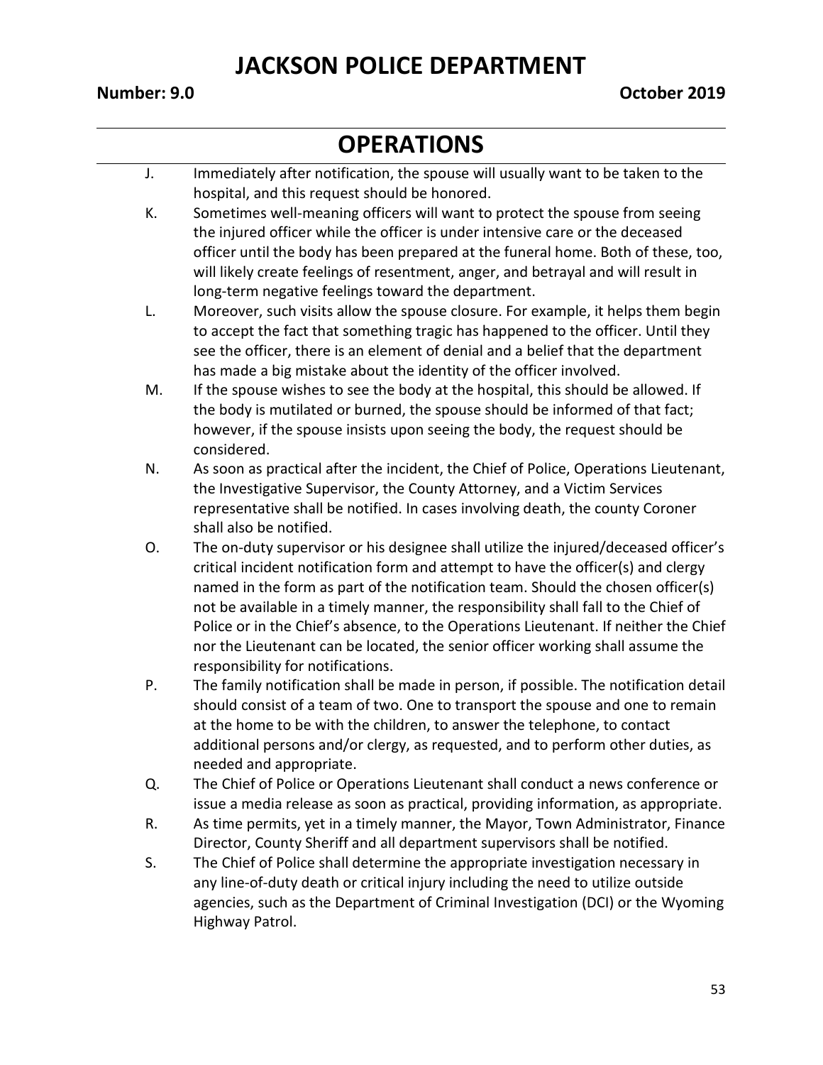J. Immediately after notification, the spouse will usually want to be taken to the hospital, and this request should be honored.

K. Sometimes well-meaning officers will want to protect the spouse from seeing the injured officer while the officer is under intensive care or the deceased officer until the body has been prepared at the funeral home. Both of these, too, will likely create feelings of resentment, anger, and betrayal and will result in long-term negative feelings toward the department.

L. Moreover, such visits allow the spouse closure. For example, it helps them begin to accept the fact that something tragic has happened to the officer. Until they see the officer, there is an element of denial and a belief that the department has made a big mistake about the identity of the officer involved.

M. If the spouse wishes to see the body at the hospital, this should be allowed. If the body is mutilated or burned, the spouse should be informed of that fact; however, if the spouse insists upon seeing the body, the request should be considered.

N. As soon as practical after the incident, the Chief of Police, Operations Lieutenant, the Investigative Supervisor, the County Attorney, and a Victim Services representative shall be notified. In cases involving death, the county Coroner shall also be notified.

O. The on-duty supervisor or his designee shall utilize the injured/deceased officer's critical incident notification form and attempt to have the officer(s) and clergy named in the form as part of the notification team. Should the chosen officer(s) not be available in a timely manner, the responsibility shall fall to the Chief of Police or in the Chief's absence, to the Operations Lieutenant. If neither the Chief nor the Lieutenant can be located, the senior officer working shall assume the responsibility for notifications.

P. The family notification shall be made in person, if possible. The notification detail should consist of a team of two. One to transport the spouse and one to remain at the home to be with the children, to answer the telephone, to contact additional persons and/or clergy, as requested, and to perform other duties, as needed and appropriate.

Q. The Chief of Police or Operations Lieutenant shall conduct a news conference or issue a media release as soon as practical, providing information, as appropriate.

R. As time permits, yet in a timely manner, the Mayor, Town Administrator, Finance Director, County Sheriff and all department supervisors shall be notified.

S. The Chief of Police shall determine the appropriate investigation necessary in any line-of-duty death or critical injury including the need to utilize outside agencies, such as the Department of Criminal Investigation (DCI) or the Wyoming Highway Patrol.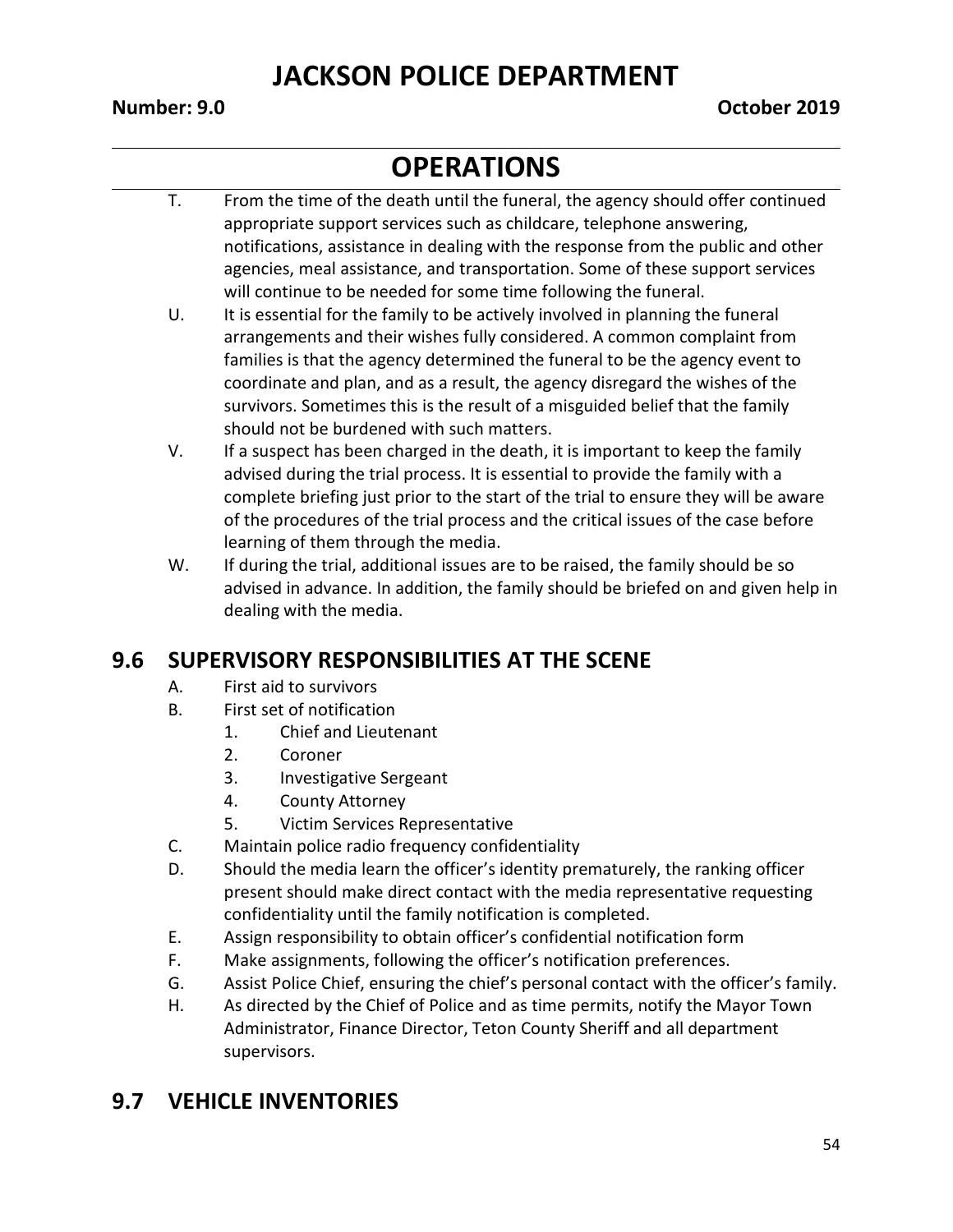T. From the time of the death until the funeral, the agency should offer continued appropriate support services such as childcare, telephone answering, notifications, assistance in dealing with the response from the public and other agencies, meal assistance, and transportation. Some of these support services will continue to be needed for some time following the funeral.

U. It is essential for the family to be actively involved in planning the funeral arrangements and their wishes fully considered. A common complaint from families is that the agency determined the funeral to be the agency event to coordinate and plan, and as a result, the agency disregard the wishes of the survivors. Sometimes this is the result of a misguided belief that the family should not be burdened with such matters.

V. If a suspect has been charged in the death, it is important to keep the family advised during the trial process. It is essential to provide the family with a complete briefing just prior to the start of the trial to ensure they will be aware of the procedures of the trial process and the critical issues of the case before learning of them through the media.

W. If during the trial, additional issues are to be raised, the family should be so advised in advance. In addition, the family should be briefed on and given help in dealing with the media.

## 9.6 SUPERVISORY RESPONSIBILITIES AT THE SCENE

A. First aid to survivors

B. First set of notification
   1. Chief and Lieutenant
   2. Coroner
   3. Investigative Sergeant
   4. County Attorney
   5. Victim Services Representative

C. Maintain police radio frequency confidentiality

D. Should the media learn the officer's identity prematurely, the ranking officer present should make direct contact with the media representative requesting confidentiality until the family notification is completed.

E. Assign responsibility to obtain officer's confidential notification form

F. Make assignments, following the officer's notification preferences.

G. Assist Police Chief, ensuring the chief's personal contact with the officer's family.

H. As directed by the Chief of Police and as time permits, notify the Mayor Town Administrator, Finance Director, Teton County Sheriff and all department supervisors.

## 9.7 VEHICLE INVENTORIES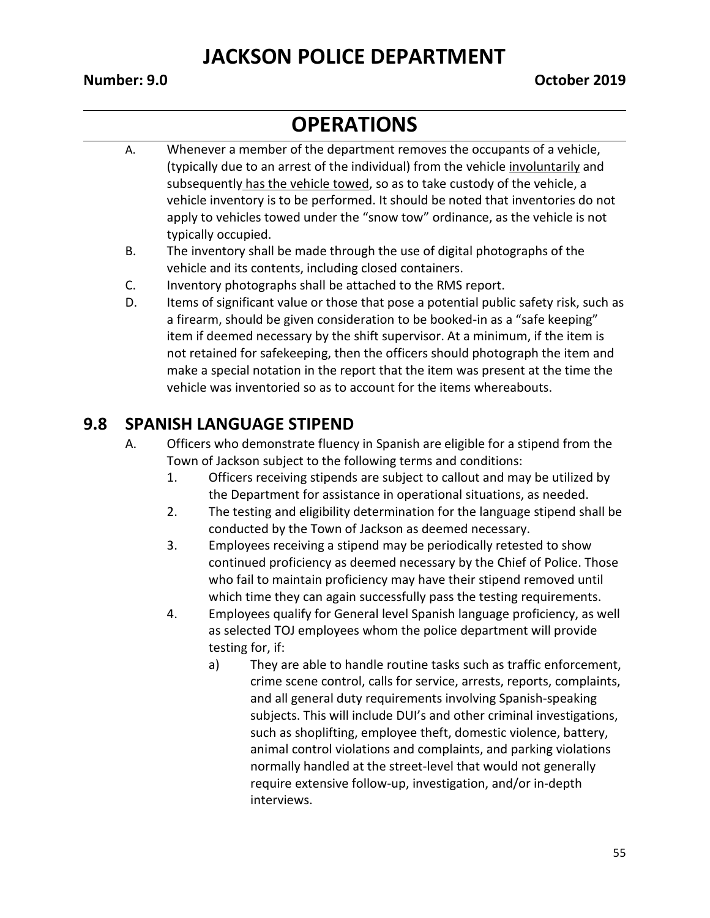A. Whenever a member of the department removes the occupants of a vehicle, (typically due to an arrest of the individual) from the vehicle <u>involuntarily</u> and subsequently <u>has the vehicle towed</u>, so as to take custody of the vehicle, a vehicle inventory is to be performed. It should be noted that inventories do not apply to vehicles towed under the "snow tow" ordinance, as the vehicle is not typically occupied.

B. The inventory shall be made through the use of digital photographs of the vehicle and its contents, including closed containers.

C. Inventory photographs shall be attached to the RMS report.

D. Items of significant value or those that pose a potential public safety risk, such as a firearm, should be given consideration to be booked-in as a "safe keeping" item if deemed necessary by the shift supervisor. At a minimum, if the item is not retained for safekeeping, then the officers should photograph the item and make a special notation in the report that the item was present at the time the vehicle was inventoried so as to account for the items whereabouts.

## 9.8 SPANISH LANGUAGE STIPEND

A. Officers who demonstrate fluency in Spanish are eligible for a stipend from the Town of Jackson subject to the following terms and conditions:

1. Officers receiving stipends are subject to callout and may be utilized by the Department for assistance in operational situations, as needed.
2. The testing and eligibility determination for the language stipend shall be conducted by the Town of Jackson as deemed necessary.
3. Employees receiving a stipend may be periodically retested to show continued proficiency as deemed necessary by the Chief of Police. Those who fail to maintain proficiency may have their stipend removed until which time they can again successfully pass the testing requirements.
4. Employees qualify for General level Spanish language proficiency, as well as selected TOJ employees whom the police department will provide testing for, if:
    a) They are able to handle routine tasks such as traffic enforcement, crime scene control, calls for service, arrests, reports, complaints, and all general duty requirements involving Spanish-speaking subjects. This will include DUI's and other criminal investigations, such as shoplifting, employee theft, domestic violence, battery, animal control violations and complaints, and parking violations normally handled at the street-level that would not generally require extensive follow-up, investigation, and/or in-depth interviews.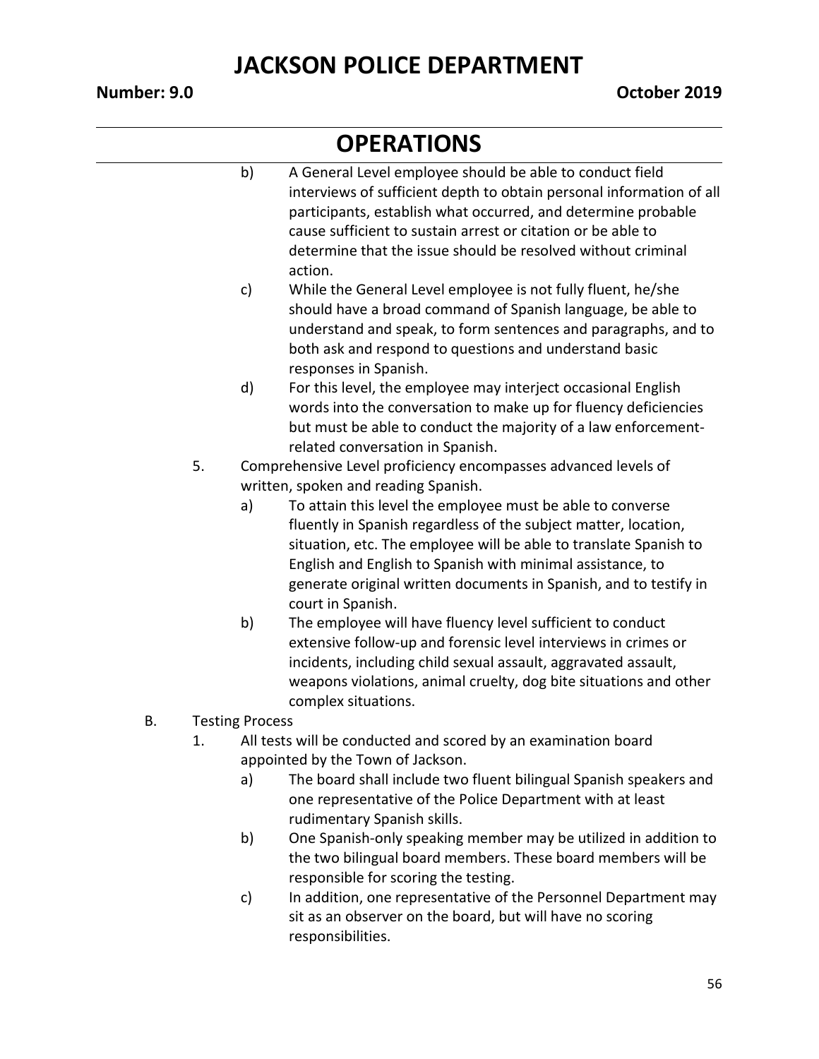# OPERATIONS

- b) A General Level employee should be able to conduct field interviews of sufficient depth to obtain personal information of all participants, establish what occurred, and determine probable cause sufficient to sustain arrest or citation or be able to determine that the issue should be resolved without criminal action.
- c) While the General Level employee is not fully fluent, he/she should have a broad command of Spanish language, be able to understand and speak, to form sentences and paragraphs, and to both ask and respond to questions and understand basic responses in Spanish.
- d) For this level, the employee may interject occasional English words into the conversation to make up for fluency deficiencies but must be able to conduct the majority of a law enforcement-related conversation in Spanish.

5. Comprehensive Level proficiency encompasses advanced levels of written, spoken and reading Spanish.
   - a) To attain this level the employee must be able to converse fluently in Spanish regardless of the subject matter, location, situation, etc. The employee will be able to translate Spanish to English and English to Spanish with minimal assistance, to generate original written documents in Spanish, and to testify in court in Spanish.
   - b) The employee will have fluency level sufficient to conduct extensive follow-up and forensic level interviews in crimes or incidents, including child sexual assault, aggravated assault, weapons violations, animal cruelty, dog bite situations and other complex situations.

B. Testing Process

1. All tests will be conducted and scored by an examination board appointed by the Town of Jackson.
   - a) The board shall include two fluent bilingual Spanish speakers and one representative of the Police Department with at least rudimentary Spanish skills.
   - b) One Spanish-only speaking member may be utilized in addition to the two bilingual board members. These board members will be responsible for scoring the testing.
   - c) In addition, one representative of the Personnel Department may sit as an observer on the board, but will have no scoring responsibilities.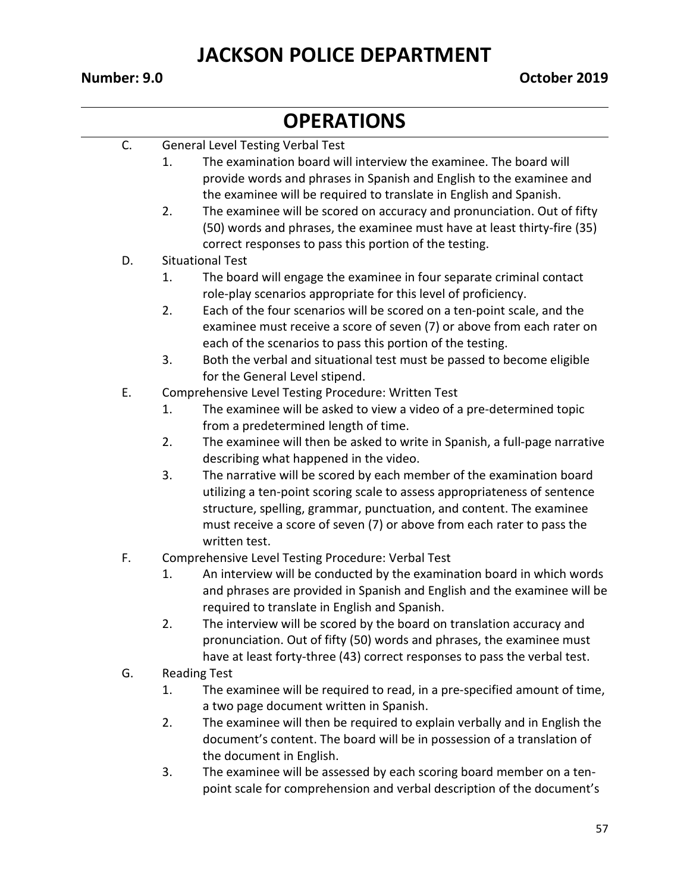# JACKSON POLICE DEPARTMENT

**Number: 9.0** **October 2019**

## OPERATIONS

C. General Level Testing Verbal Test

1. The examination board will interview the examinee. The board will provide words and phrases in Spanish and English to the examinee and the examinee will be required to translate in English and Spanish.
2. The examinee will be scored on accuracy and pronunciation. Out of fifty (50) words and phrases, the examinee must have at least thirty-fire (35) correct responses to pass this portion of the testing.

D. Situational Test

1. The board will engage the examinee in four separate criminal contact role-play scenarios appropriate for this level of proficiency.
2. Each of the four scenarios will be scored on a ten-point scale, and the examinee must receive a score of seven (7) or above from each rater on each of the scenarios to pass this portion of the testing.
3. Both the verbal and situational test must be passed to become eligible for the General Level stipend.

E. Comprehensive Level Testing Procedure: Written Test

1. The examinee will be asked to view a video of a pre-determined topic from a predetermined length of time.
2. The examinee will then be asked to write in Spanish, a full-page narrative describing what happened in the video.
3. The narrative will be scored by each member of the examination board utilizing a ten-point scoring scale to assess appropriateness of sentence structure, spelling, grammar, punctuation, and content. The examinee must receive a score of seven (7) or above from each rater to pass the written test.

F. Comprehensive Level Testing Procedure: Verbal Test

1. An interview will be conducted by the examination board in which words and phrases are provided in Spanish and English and the examinee will be required to translate in English and Spanish.
2. The interview will be scored by the board on translation accuracy and pronunciation. Out of fifty (50) words and phrases, the examinee must have at least forty-three (43) correct responses to pass the verbal test.

G. Reading Test

1. The examinee will be required to read, in a pre-specified amount of time, a two page document written in Spanish.
2. The examinee will then be required to explain verbally and in English the document's content. The board will be in possession of a translation of the document in English.
3. The examinee will be assessed by each scoring board member on a ten-point scale for comprehension and verbal description of the document's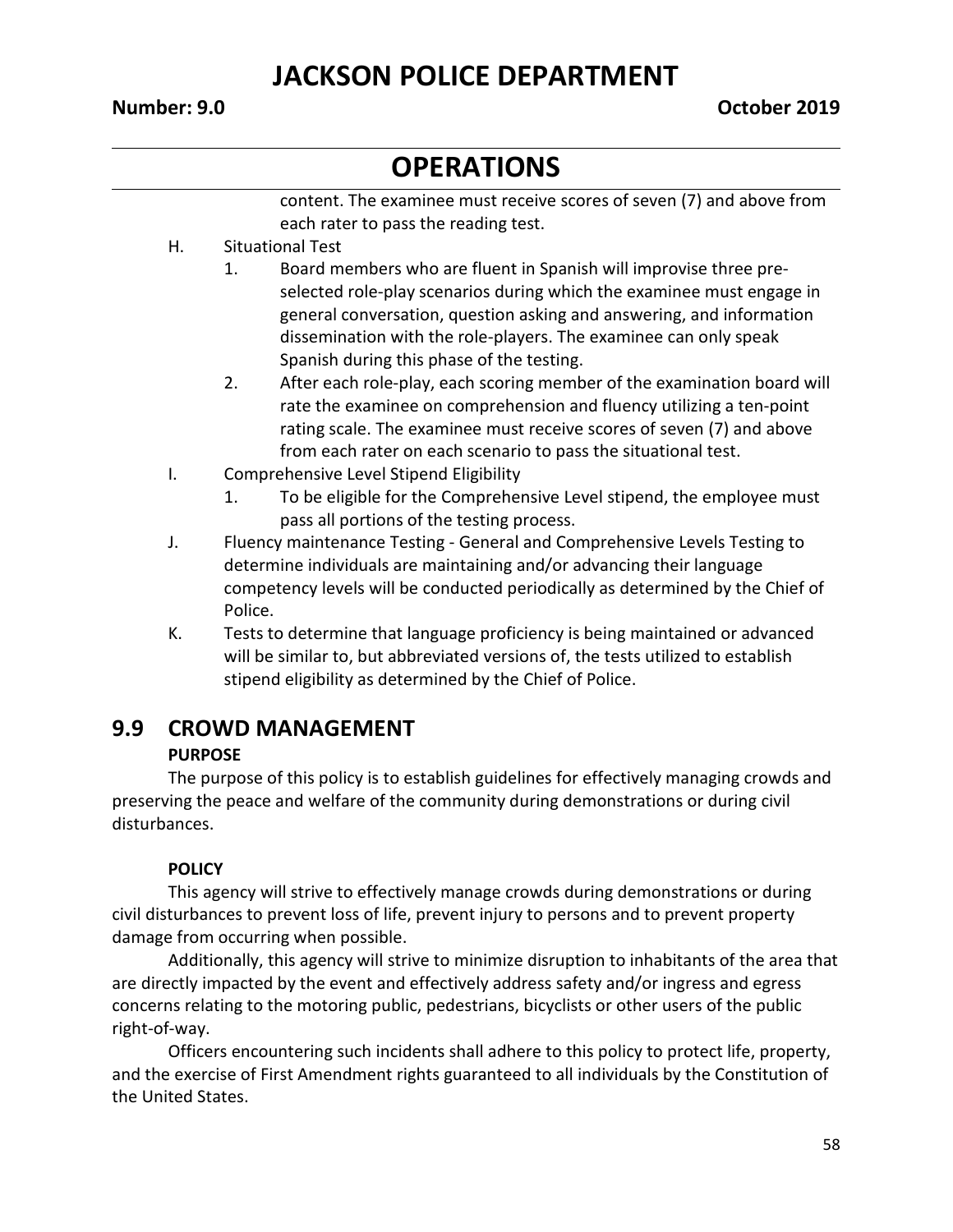content. The examinee must receive scores of seven (7) and above from each rater to pass the reading test.

H. Situational Test

1. Board members who are fluent in Spanish will improvise three pre-selected role-play scenarios during which the examinee must engage in general conversation, question asking and answering, and information dissemination with the role-players. The examinee can only speak Spanish during this phase of the testing.
2. After each role-play, each scoring member of the examination board will rate the examinee on comprehension and fluency utilizing a ten-point rating scale. The examinee must receive scores of seven (7) and above from each rater on each scenario to pass the situational test.

I. Comprehensive Level Stipend Eligibility

1. To be eligible for the Comprehensive Level stipend, the employee must pass all portions of the testing process.

J. Fluency maintenance Testing - General and Comprehensive Levels Testing to determine individuals are maintaining and/or advancing their language competency levels will be conducted periodically as determined by the Chief of Police.

K. Tests to determine that language proficiency is being maintained or advanced will be similar to, but abbreviated versions of, the tests utilized to establish stipend eligibility as determined by the Chief of Police.

## 9.9 CROWD MANAGEMENT

**PURPOSE**

The purpose of this policy is to establish guidelines for effectively managing crowds and preserving the peace and welfare of the community during demonstrations or during civil disturbances.

**POLICY**

This agency will strive to effectively manage crowds during demonstrations or during civil disturbances to prevent loss of life, prevent injury to persons and to prevent property damage from occurring when possible.

Additionally, this agency will strive to minimize disruption to inhabitants of the area that are directly impacted by the event and effectively address safety and/or ingress and egress concerns relating to the motoring public, pedestrians, bicyclists or other users of the public right-of-way.

Officers encountering such incidents shall adhere to this policy to protect life, property, and the exercise of First Amendment rights guaranteed to all individuals by the Constitution of the United States.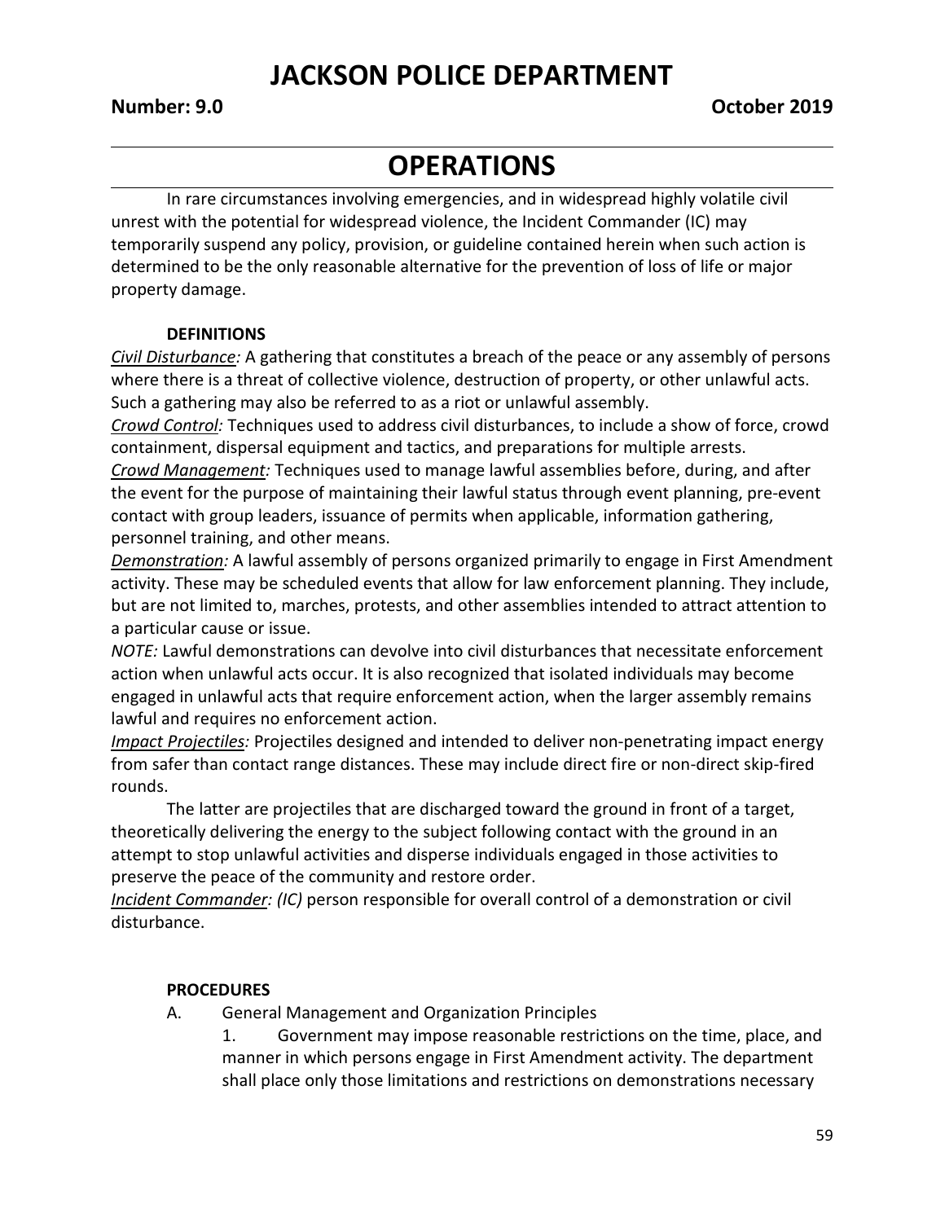# JACKSON POLICE DEPARTMENT

**Number: 9.0** **October 2019**

## OPERATIONS

In rare circumstances involving emergencies, and in widespread highly volatile civil unrest with the potential for widespread violence, the Incident Commander (IC) may temporarily suspend any policy, provision, or guideline contained herein when such action is determined to be the only reasonable alternative for the prevention of loss of life or major property damage.

### DEFINITIONS

*Civil Disturbance:* A gathering that constitutes a breach of the peace or any assembly of persons where there is a threat of collective violence, destruction of property, or other unlawful acts. Such a gathering may also be referred to as a riot or unlawful assembly.

*Crowd Control:* Techniques used to address civil disturbances, to include a show of force, crowd containment, dispersal equipment and tactics, and preparations for multiple arrests.

*Crowd Management:* Techniques used to manage lawful assemblies before, during, and after the event for the purpose of maintaining their lawful status through event planning, pre-event contact with group leaders, issuance of permits when applicable, information gathering, personnel training, and other means.

*Demonstration:* A lawful assembly of persons organized primarily to engage in First Amendment activity. These may be scheduled events that allow for law enforcement planning. They include, but are not limited to, marches, protests, and other assemblies intended to attract attention to a particular cause or issue.

*NOTE:* Lawful demonstrations can devolve into civil disturbances that necessitate enforcement action when unlawful acts occur. It is also recognized that isolated individuals may become engaged in unlawful acts that require enforcement action, when the larger assembly remains lawful and requires no enforcement action.

*Impact Projectiles:* Projectiles designed and intended to deliver non-penetrating impact energy from safer than contact range distances. These may include direct fire or non-direct skip-fired rounds.

The latter are projectiles that are discharged toward the ground in front of a target, theoretically delivering the energy to the subject following contact with the ground in an attempt to stop unlawful activities and disperse individuals engaged in those activities to preserve the peace of the community and restore order.

*Incident Commander: (IC)* person responsible for overall control of a demonstration or civil disturbance.

### PROCEDURES

A. General Management and Organization Principles

1. Government may impose reasonable restrictions on the time, place, and manner in which persons engage in First Amendment activity. The department shall place only those limitations and restrictions on demonstrations necessary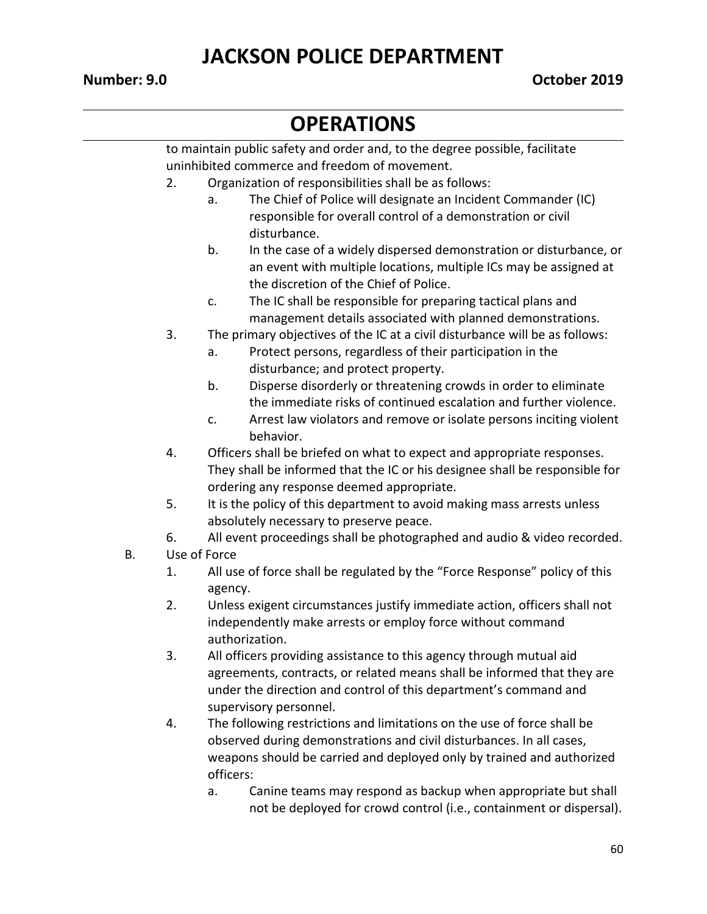to maintain public safety and order and, to the degree possible, facilitate uninhibited commerce and freedom of movement.

2. Organization of responsibilities shall be as follows:
    a. The Chief of Police will designate an Incident Commander (IC) responsible for overall control of a demonstration or civil disturbance.
    b. In the case of a widely dispersed demonstration or disturbance, or an event with multiple locations, multiple ICs may be assigned at the discretion of the Chief of Police.
    c. The IC shall be responsible for preparing tactical plans and management details associated with planned demonstrations.
3. The primary objectives of the IC at a civil disturbance will be as follows:
    a. Protect persons, regardless of their participation in the disturbance; and protect property.
    b. Disperse disorderly or threatening crowds in order to eliminate the immediate risks of continued escalation and further violence.
    c. Arrest law violators and remove or isolate persons inciting violent behavior.
4. Officers shall be briefed on what to expect and appropriate responses. They shall be informed that the IC or his designee shall be responsible for ordering any response deemed appropriate.
5. It is the policy of this department to avoid making mass arrests unless absolutely necessary to preserve peace.
6. All event proceedings shall be photographed and audio & video recorded.

B. Use of Force

1. All use of force shall be regulated by the "Force Response" policy of this agency.
2. Unless exigent circumstances justify immediate action, officers shall not independently make arrests or employ force without command authorization.
3. All officers providing assistance to this agency through mutual aid agreements, contracts, or related means shall be informed that they are under the direction and control of this department's command and supervisory personnel.
4. The following restrictions and limitations on the use of force shall be observed during demonstrations and civil disturbances. In all cases, weapons should be carried and deployed only by trained and authorized officers:
    a. Canine teams may respond as backup when appropriate but shall not be deployed for crowd control (i.e., containment or dispersal).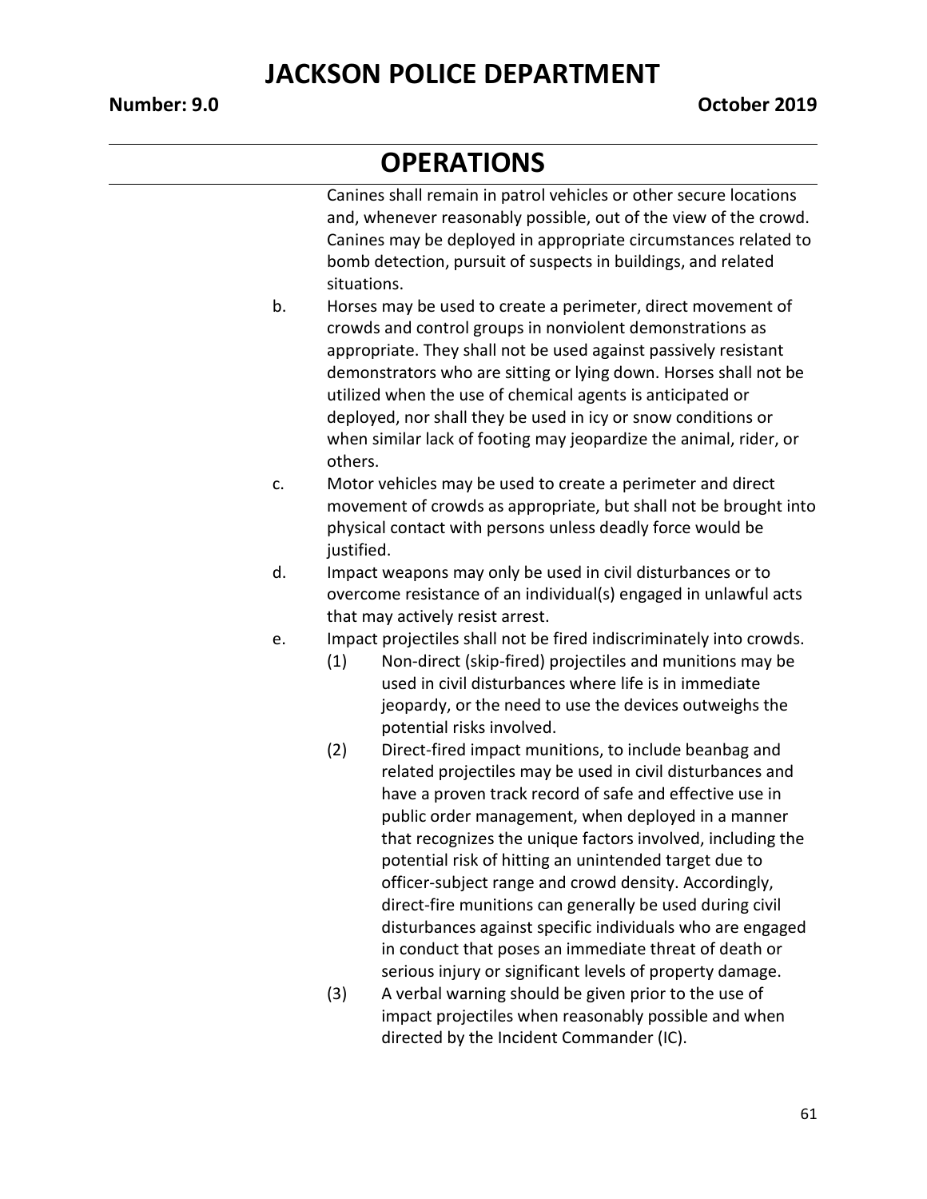## OPERATIONS

Canines shall remain in patrol vehicles or other secure locations and, whenever reasonably possible, out of the view of the crowd. Canines may be deployed in appropriate circumstances related to bomb detection, pursuit of suspects in buildings, and related situations.

b. Horses may be used to create a perimeter, direct movement of crowds and control groups in nonviolent demonstrations as appropriate. They shall not be used against passively resistant demonstrators who are sitting or lying down. Horses shall not be utilized when the use of chemical agents is anticipated or deployed, nor shall they be used in icy or snow conditions or when similar lack of footing may jeopardize the animal, rider, or others.

c. Motor vehicles may be used to create a perimeter and direct movement of crowds as appropriate, but shall not be brought into physical contact with persons unless deadly force would be justified.

d. Impact weapons may only be used in civil disturbances or to overcome resistance of an individual(s) engaged in unlawful acts that may actively resist arrest.

e. Impact projectiles shall not be fired indiscriminately into crowds.

   (1) Non-direct (skip-fired) projectiles and munitions may be used in civil disturbances where life is in immediate jeopardy, or the need to use the devices outweighs the potential risks involved.

   (2) Direct-fired impact munitions, to include beanbag and related projectiles may be used in civil disturbances and have a proven track record of safe and effective use in public order management, when deployed in a manner that recognizes the unique factors involved, including the potential risk of hitting an unintended target due to officer-subject range and crowd density. Accordingly, direct-fire munitions can generally be used during civil disturbances against specific individuals who are engaged in conduct that poses an immediate threat of death or serious injury or significant levels of property damage.

   (3) A verbal warning should be given prior to the use of impact projectiles when reasonably possible and when directed by the Incident Commander (IC).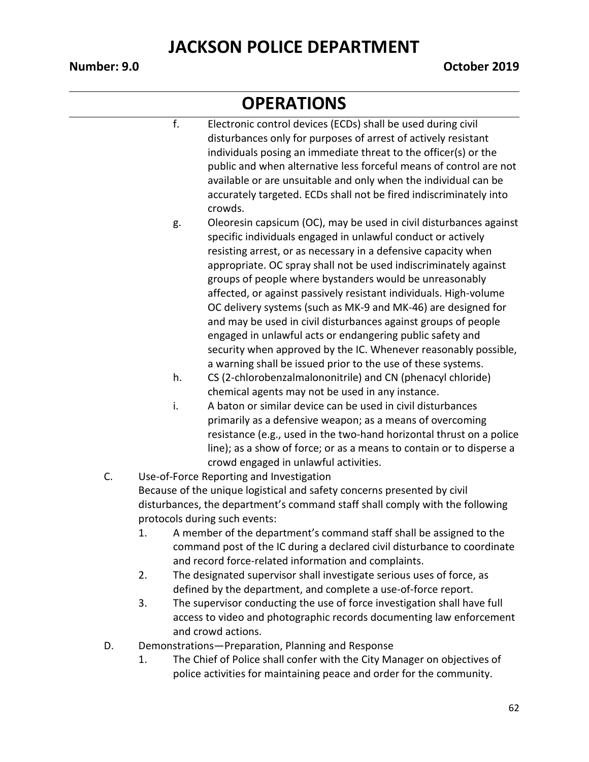f. Electronic control devices (ECDs) shall be used during civil disturbances only for purposes of arrest of actively resistant individuals posing an immediate threat to the officer(s) or the public and when alternative less forceful means of control are not available or are unsuitable and only when the individual can be accurately targeted. ECDs shall not be fired indiscriminately into crowds.

g. Oleoresin capsicum (OC), may be used in civil disturbances against specific individuals engaged in unlawful conduct or actively resisting arrest, or as necessary in a defensive capacity when appropriate. OC spray shall not be used indiscriminately against groups of people where bystanders would be unreasonably affected, or against passively resistant individuals. High-volume OC delivery systems (such as MK-9 and MK-46) are designed for and may be used in civil disturbances against groups of people engaged in unlawful acts or endangering public safety and security when approved by the IC. Whenever reasonably possible, a warning shall be issued prior to the use of these systems.

h. CS (2-chlorobenzalmalononitrile) and CN (phenacyl chloride) chemical agents may not be used in any instance.

i. A baton or similar device can be used in civil disturbances primarily as a defensive weapon; as a means of overcoming resistance (e.g., used in the two-hand horizontal thrust on a police line); as a show of force; or as a means to contain or to disperse a crowd engaged in unlawful activities.

C. Use-of-Force Reporting and Investigation

Because of the unique logistical and safety concerns presented by civil disturbances, the department's command staff shall comply with the following protocols during such events:

1. A member of the department's command staff shall be assigned to the command post of the IC during a declared civil disturbance to coordinate and record force-related information and complaints.
2. The designated supervisor shall investigate serious uses of force, as defined by the department, and complete a use-of-force report.
3. The supervisor conducting the use of force investigation shall have full access to video and photographic records documenting law enforcement and crowd actions.

D. Demonstrations—Preparation, Planning and Response

1. The Chief of Police shall confer with the City Manager on objectives of police activities for maintaining peace and order for the community.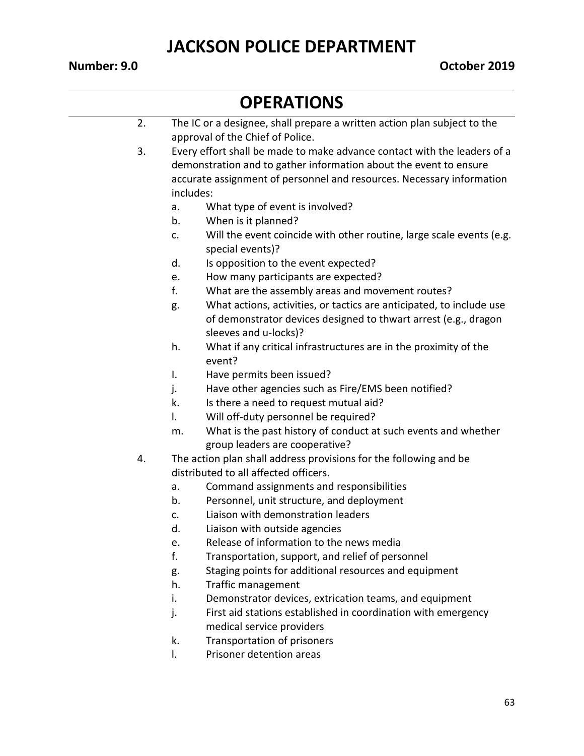# OPERATIONS

2. The IC or a designee, shall prepare a written action plan subject to the approval of the Chief of Police.
3. Every effort shall be made to make advance contact with the leaders of a demonstration and to gather information about the event to ensure accurate assignment of personnel and resources. Necessary information includes:
   a. What type of event is involved?
   b. When is it planned?
   c. Will the event coincide with other routine, large scale events (e.g. special events)?
   d. Is opposition to the event expected?
   e. How many participants are expected?
   f. What are the assembly areas and movement routes?
   g. What actions, activities, or tactics are anticipated, to include use of demonstrator devices designed to thwart arrest (e.g., dragon sleeves and u-locks)?
   h. What if any critical infrastructures are in the proximity of the event?
   I. Have permits been issued?
   j. Have other agencies such as Fire/EMS been notified?
   k. Is there a need to request mutual aid?
   l. Will off-duty personnel be required?
   m. What is the past history of conduct at such events and whether group leaders are cooperative?
4. The action plan shall address provisions for the following and be distributed to all affected officers.
   a. Command assignments and responsibilities
   b. Personnel, unit structure, and deployment
   c. Liaison with demonstration leaders
   d. Liaison with outside agencies
   e. Release of information to the news media
   f. Transportation, support, and relief of personnel
   g. Staging points for additional resources and equipment
   h. Traffic management
   i. Demonstrator devices, extrication teams, and equipment
   j. First aid stations established in coordination with emergency medical service providers
   k. Transportation of prisoners
   l. Prisoner detention areas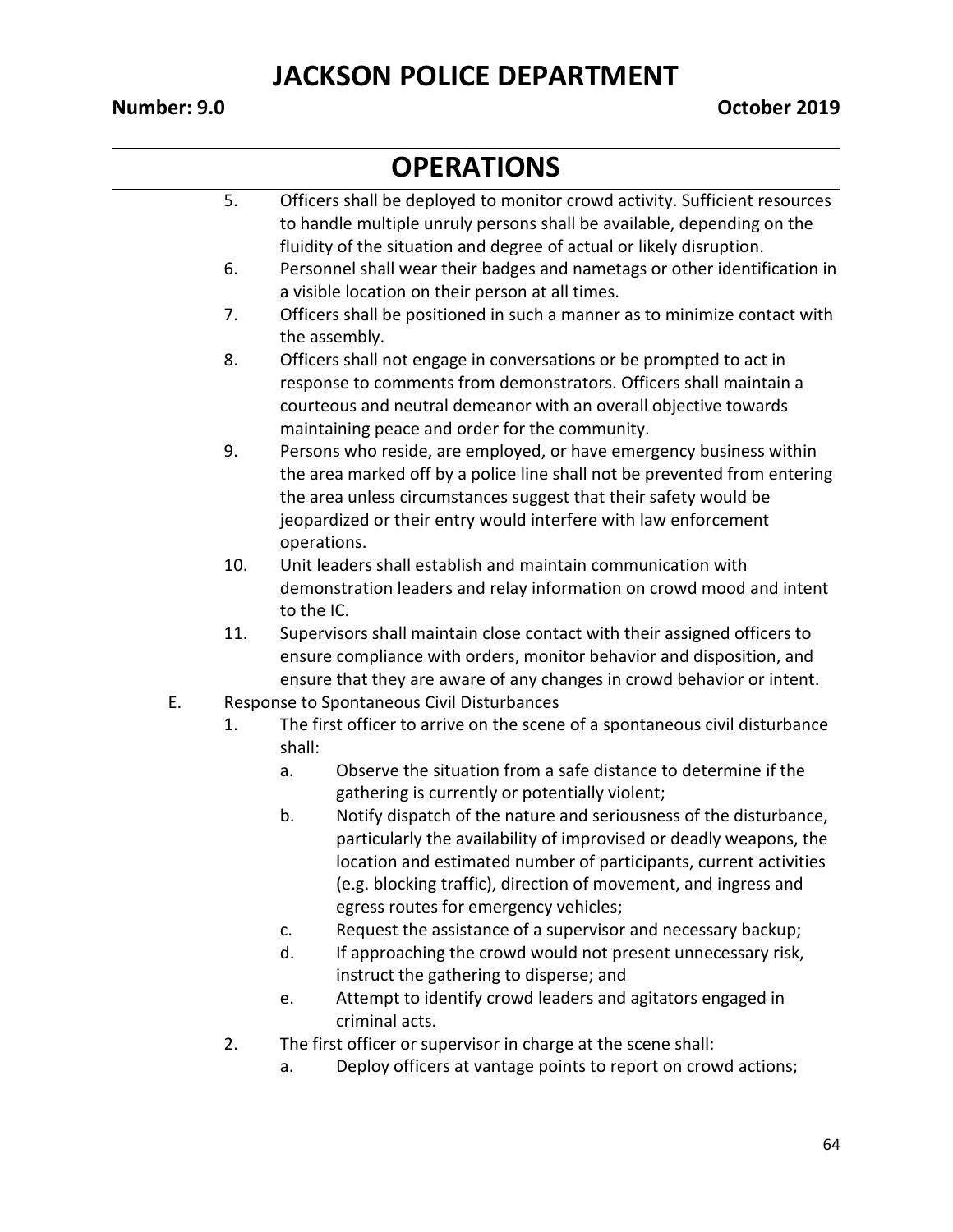5. Officers shall be deployed to monitor crowd activity. Sufficient resources to handle multiple unruly persons shall be available, depending on the fluidity of the situation and degree of actual or likely disruption.
6. Personnel shall wear their badges and nametags or other identification in a visible location on their person at all times.
7. Officers shall be positioned in such a manner as to minimize contact with the assembly.
8. Officers shall not engage in conversations or be prompted to act in response to comments from demonstrators. Officers shall maintain a courteous and neutral demeanor with an overall objective towards maintaining peace and order for the community.
9. Persons who reside, are employed, or have emergency business within the area marked off by a police line shall not be prevented from entering the area unless circumstances suggest that their safety would be jeopardized or their entry would interfere with law enforcement operations.
10. Unit leaders shall establish and maintain communication with demonstration leaders and relay information on crowd mood and intent to the IC.
11. Supervisors shall maintain close contact with their assigned officers to ensure compliance with orders, monitor behavior and disposition, and ensure that they are aware of any changes in crowd behavior or intent.

E. Response to Spontaneous Civil Disturbances

1. The first officer to arrive on the scene of a spontaneous civil disturbance shall:
   a. Observe the situation from a safe distance to determine if the gathering is currently or potentially violent;
   b. Notify dispatch of the nature and seriousness of the disturbance, particularly the availability of improvised or deadly weapons, the location and estimated number of participants, current activities (e.g. blocking traffic), direction of movement, and ingress and egress routes for emergency vehicles;
   c. Request the assistance of a supervisor and necessary backup;
   d. If approaching the crowd would not present unnecessary risk, instruct the gathering to disperse; and
   e. Attempt to identify crowd leaders and agitators engaged in criminal acts.
2. The first officer or supervisor in charge at the scene shall:
   a. Deploy officers at vantage points to report on crowd actions;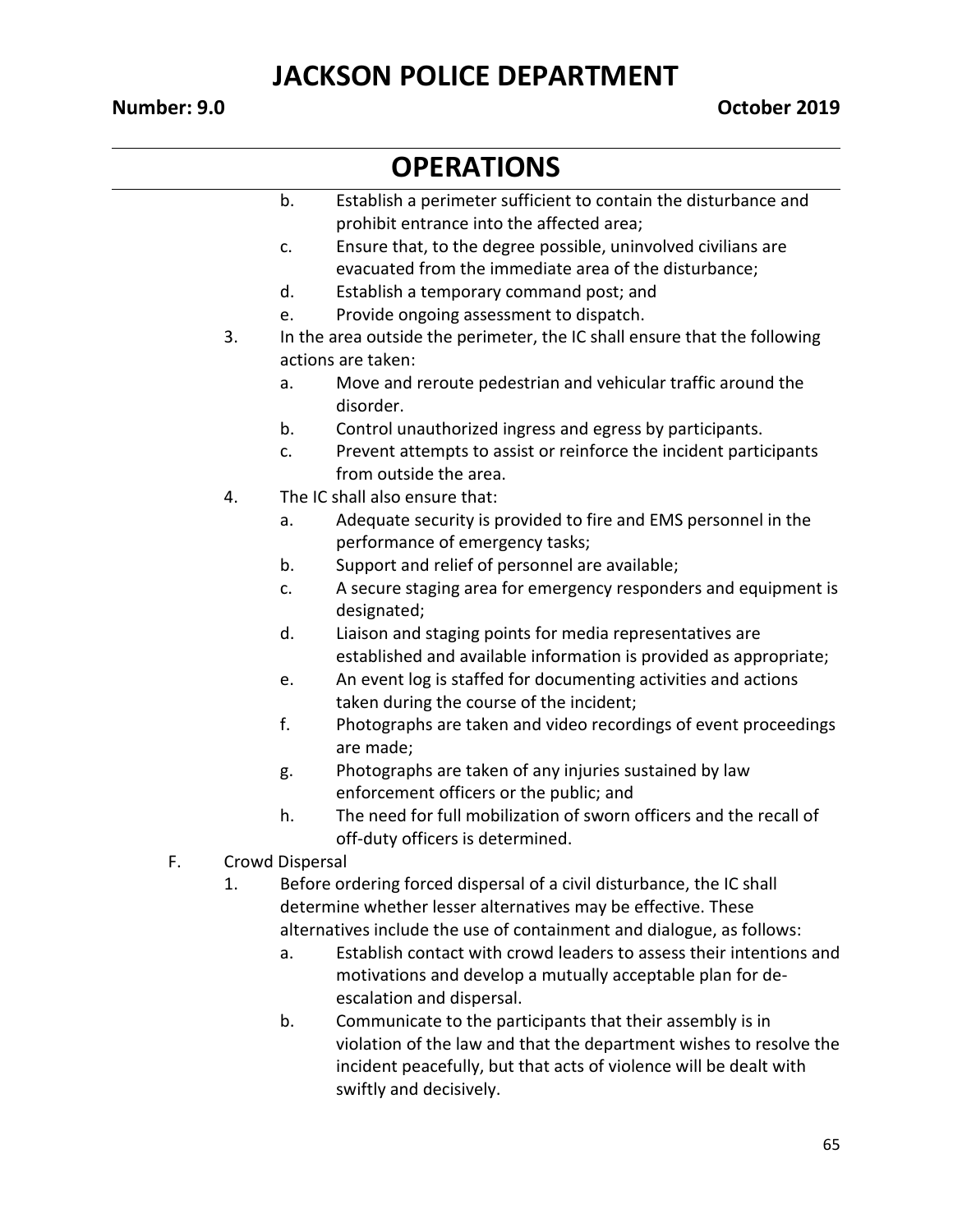# OPERATIONS

   b. Establish a perimeter sufficient to contain the disturbance and prohibit entrance into the affected area;
   c. Ensure that, to the degree possible, uninvolved civilians are evacuated from the immediate area of the disturbance;
   d. Establish a temporary command post; and
   e. Provide ongoing assessment to dispatch.

3. In the area outside the perimeter, the IC shall ensure that the following actions are taken:
   a. Move and reroute pedestrian and vehicular traffic around the disorder.
   b. Control unauthorized ingress and egress by participants.
   c. Prevent attempts to assist or reinforce the incident participants from outside the area.

4. The IC shall also ensure that:
   a. Adequate security is provided to fire and EMS personnel in the performance of emergency tasks;
   b. Support and relief of personnel are available;
   c. A secure staging area for emergency responders and equipment is designated;
   d. Liaison and staging points for media representatives are established and available information is provided as appropriate;
   e. An event log is staffed for documenting activities and actions taken during the course of the incident;
   f. Photographs are taken and video recordings of event proceedings are made;
   g. Photographs are taken of any injuries sustained by law enforcement officers or the public; and
   h. The need for full mobilization of sworn officers and the recall of off-duty officers is determined.

F. Crowd Dispersal

1. Before ordering forced dispersal of a civil disturbance, the IC shall determine whether lesser alternatives may be effective. These alternatives include the use of containment and dialogue, as follows:
   a. Establish contact with crowd leaders to assess their intentions and motivations and develop a mutually acceptable plan for de-escalation and dispersal.
   b. Communicate to the participants that their assembly is in violation of the law and that the department wishes to resolve the incident peacefully, but that acts of violence will be dealt with swiftly and decisively.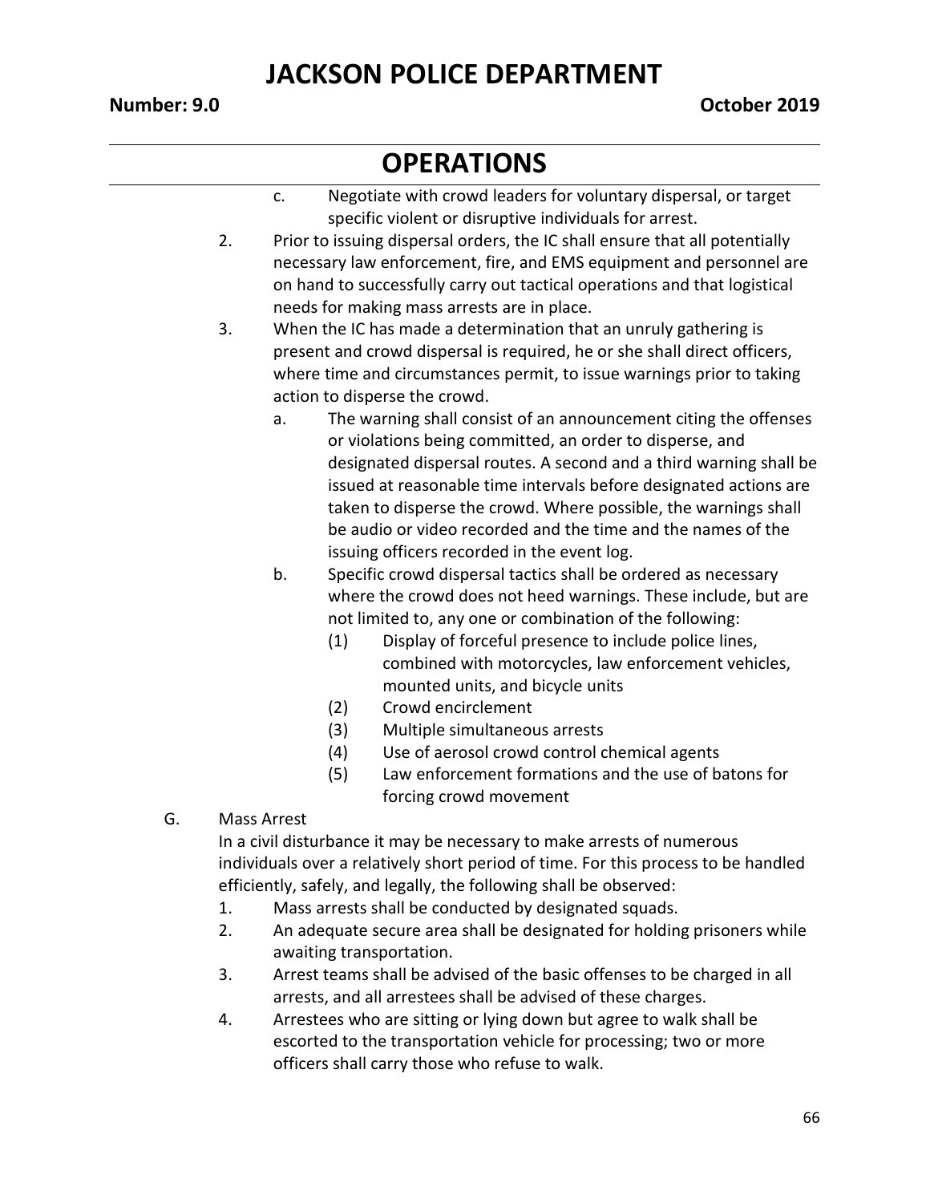# OPERATIONS

c. Negotiate with crowd leaders for voluntary dispersal, or target specific violent or disruptive individuals for arrest.

2. Prior to issuing dispersal orders, the IC shall ensure that all potentially necessary law enforcement, fire, and EMS equipment and personnel are on hand to successfully carry out tactical operations and that logistical needs for making mass arrests are in place.

3. When the IC has made a determination that an unruly gathering is present and crowd dispersal is required, he or she shall direct officers, where time and circumstances permit, to issue warnings prior to taking action to disperse the crowd.

   a. The warning shall consist of an announcement citing the offenses or violations being committed, an order to disperse, and designated dispersal routes. A second and a third warning shall be issued at reasonable time intervals before designated actions are taken to disperse the crowd. Where possible, the warnings shall be audio or video recorded and the time and the names of the issuing officers recorded in the event log.

   b. Specific crowd dispersal tactics shall be ordered as necessary where the crowd does not heed warnings. These include, but are not limited to, any one or combination of the following:

      (1) Display of forceful presence to include police lines, combined with motorcycles, law enforcement vehicles, mounted units, and bicycle units

      (2) Crowd encirclement

      (3) Multiple simultaneous arrests

      (4) Use of aerosol crowd control chemical agents

      (5) Law enforcement formations and the use of batons for forcing crowd movement

G. Mass Arrest

In a civil disturbance it may be necessary to make arrests of numerous individuals over a relatively short period of time. For this process to be handled efficiently, safely, and legally, the following shall be observed:

1. Mass arrests shall be conducted by designated squads.

2. An adequate secure area shall be designated for holding prisoners while awaiting transportation.

3. Arrest teams shall be advised of the basic offenses to be charged in all arrests, and all arrestees shall be advised of these charges.

4. Arrestees who are sitting or lying down but agree to walk shall be escorted to the transportation vehicle for processing; two or more officers shall carry those who refuse to walk.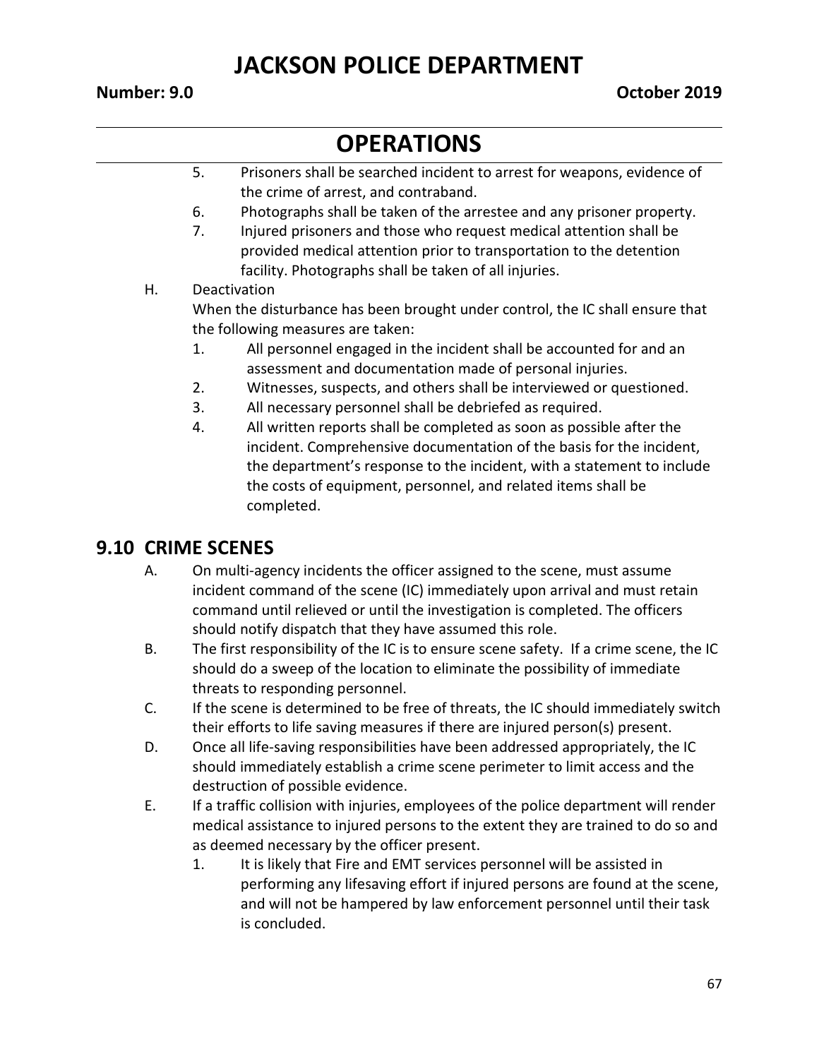# OPERATIONS

5. Prisoners shall be searched incident to arrest for weapons, evidence of the crime of arrest, and contraband.
6. Photographs shall be taken of the arrestee and any prisoner property.
7. Injured prisoners and those who request medical attention shall be provided medical attention prior to transportation to the detention facility. Photographs shall be taken of all injuries.

H. Deactivation

When the disturbance has been brought under control, the IC shall ensure that the following measures are taken:

1. All personnel engaged in the incident shall be accounted for and an assessment and documentation made of personal injuries.
2. Witnesses, suspects, and others shall be interviewed or questioned.
3. All necessary personnel shall be debriefed as required.
4. All written reports shall be completed as soon as possible after the incident. Comprehensive documentation of the basis for the incident, the department's response to the incident, with a statement to include the costs of equipment, personnel, and related items shall be completed.

## 9.10 CRIME SCENES

A. On multi-agency incidents the officer assigned to the scene, must assume incident command of the scene (IC) immediately upon arrival and must retain command until relieved or until the investigation is completed. The officers should notify dispatch that they have assumed this role.

B. The first responsibility of the IC is to ensure scene safety. If a crime scene, the IC should do a sweep of the location to eliminate the possibility of immediate threats to responding personnel.

C. If the scene is determined to be free of threats, the IC should immediately switch their efforts to life saving measures if there are injured person(s) present.

D. Once all life-saving responsibilities have been addressed appropriately, the IC should immediately establish a crime scene perimeter to limit access and the destruction of possible evidence.

E. If a traffic collision with injuries, employees of the police department will render medical assistance to injured persons to the extent they are trained to do so and as deemed necessary by the officer present.

1. It is likely that Fire and EMT services personnel will be assisted in performing any lifesaving effort if injured persons are found at the scene, and will not be hampered by law enforcement personnel until their task is concluded.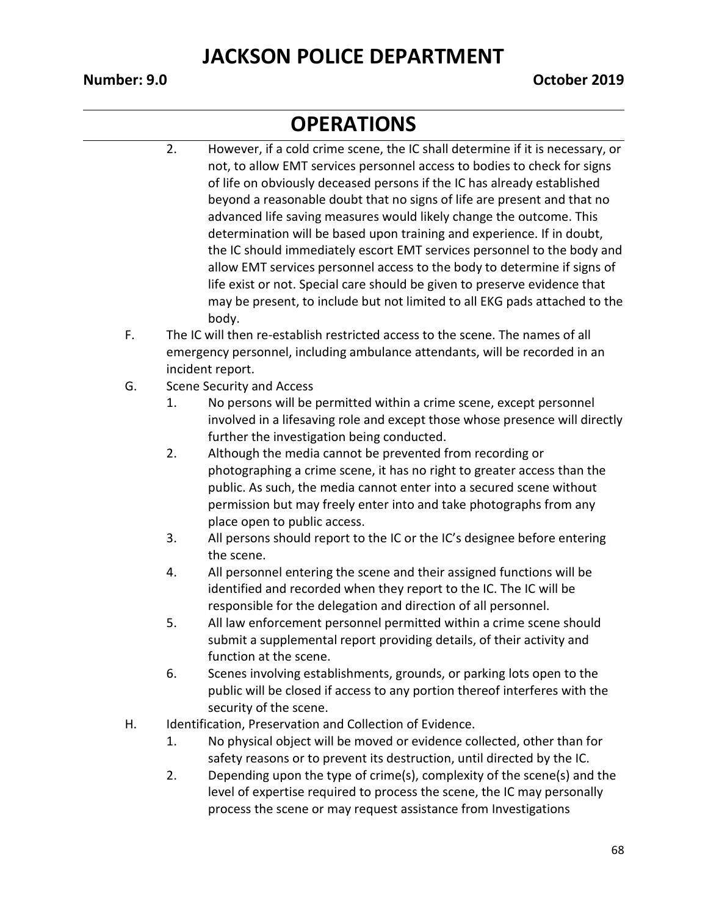## OPERATIONS

2. However, if a cold crime scene, the IC shall determine if it is necessary, or not, to allow EMT services personnel access to bodies to check for signs of life on obviously deceased persons if the IC has already established beyond a reasonable doubt that no signs of life are present and that no advanced life saving measures would likely change the outcome. This determination will be based upon training and experience. If in doubt, the IC should immediately escort EMT services personnel to the body and allow EMT services personnel access to the body to determine if signs of life exist or not. Special care should be given to preserve evidence that may be present, to include but not limited to all EKG pads attached to the body.

F. The IC will then re-establish restricted access to the scene. The names of all emergency personnel, including ambulance attendants, will be recorded in an incident report.

G. Scene Security and Access

1. No persons will be permitted within a crime scene, except personnel involved in a lifesaving role and except those whose presence will directly further the investigation being conducted.
2. Although the media cannot be prevented from recording or photographing a crime scene, it has no right to greater access than the public. As such, the media cannot enter into a secured scene without permission but may freely enter into and take photographs from any place open to public access.
3. All persons should report to the IC or the IC's designee before entering the scene.
4. All personnel entering the scene and their assigned functions will be identified and recorded when they report to the IC. The IC will be responsible for the delegation and direction of all personnel.
5. All law enforcement personnel permitted within a crime scene should submit a supplemental report providing details, of their activity and function at the scene.
6. Scenes involving establishments, grounds, or parking lots open to the public will be closed if access to any portion thereof interferes with the security of the scene.

H. Identification, Preservation and Collection of Evidence.

1. No physical object will be moved or evidence collected, other than for safety reasons or to prevent its destruction, until directed by the IC.
2. Depending upon the type of crime(s), complexity of the scene(s) and the level of expertise required to process the scene, the IC may personally process the scene or may request assistance from Investigations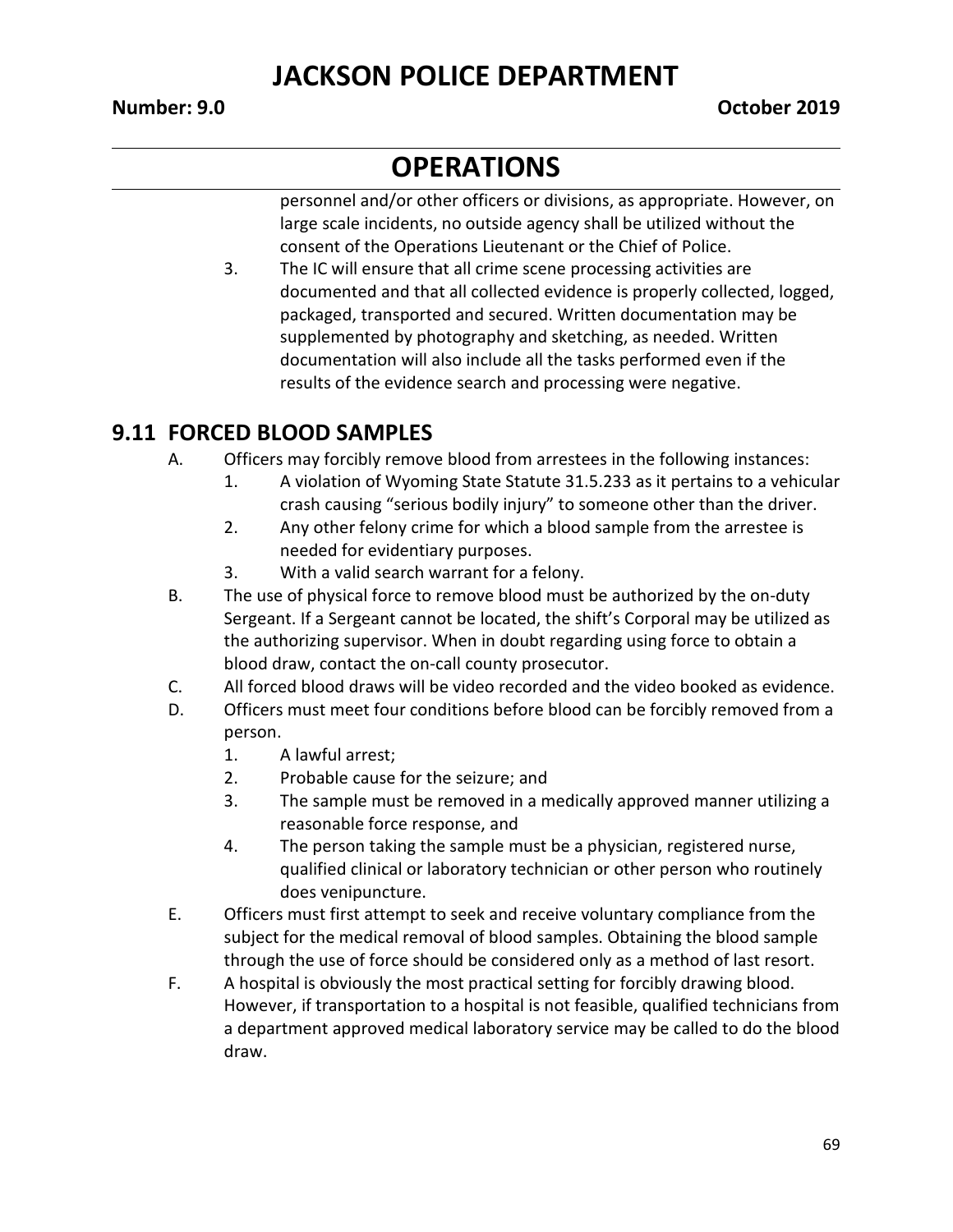personnel and/or other officers or divisions, as appropriate. However, on large scale incidents, no outside agency shall be utilized without the consent of the Operations Lieutenant or the Chief of Police.

3. The IC will ensure that all crime scene processing activities are documented and that all collected evidence is properly collected, logged, packaged, transported and secured. Written documentation may be supplemented by photography and sketching, as needed. Written documentation will also include all the tasks performed even if the results of the evidence search and processing were negative.

## 9.11 FORCED BLOOD SAMPLES

A. Officers may forcibly remove blood from arrestees in the following instances:
   1. A violation of Wyoming State Statute 31.5.233 as it pertains to a vehicular crash causing "serious bodily injury" to someone other than the driver.
   2. Any other felony crime for which a blood sample from the arrestee is needed for evidentiary purposes.
   3. With a valid search warrant for a felony.

B. The use of physical force to remove blood must be authorized by the on-duty Sergeant. If a Sergeant cannot be located, the shift's Corporal may be utilized as the authorizing supervisor. When in doubt regarding using force to obtain a blood draw, contact the on-call county prosecutor.

C. All forced blood draws will be video recorded and the video booked as evidence.

D. Officers must meet four conditions before blood can be forcibly removed from a person.
   1. A lawful arrest;
   2. Probable cause for the seizure; and
   3. The sample must be removed in a medically approved manner utilizing a reasonable force response, and
   4. The person taking the sample must be a physician, registered nurse, qualified clinical or laboratory technician or other person who routinely does venipuncture.

E. Officers must first attempt to seek and receive voluntary compliance from the subject for the medical removal of blood samples. Obtaining the blood sample through the use of force should be considered only as a method of last resort.

F. A hospital is obviously the most practical setting for forcibly drawing blood. However, if transportation to a hospital is not feasible, qualified technicians from a department approved medical laboratory service may be called to do the blood draw.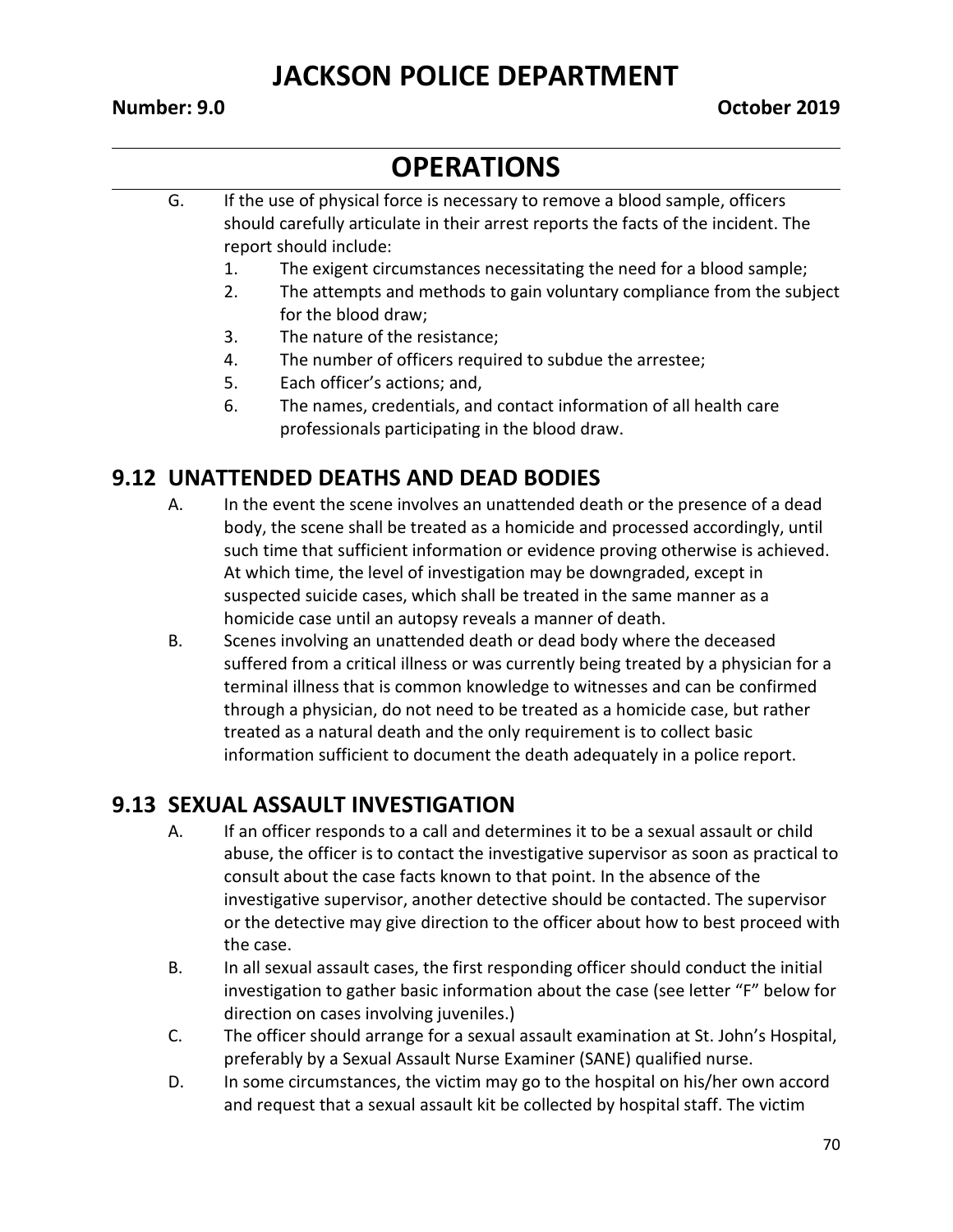G. If the use of physical force is necessary to remove a blood sample, officers should carefully articulate in their arrest reports the facts of the incident. The report should include:
   1. The exigent circumstances necessitating the need for a blood sample;
   2. The attempts and methods to gain voluntary compliance from the subject for the blood draw;
   3. The nature of the resistance;
   4. The number of officers required to subdue the arrestee;
   5. Each officer's actions; and,
   6. The names, credentials, and contact information of all health care professionals participating in the blood draw.

## 9.12 UNATTENDED DEATHS AND DEAD BODIES

A. In the event the scene involves an unattended death or the presence of a dead body, the scene shall be treated as a homicide and processed accordingly, until such time that sufficient information or evidence proving otherwise is achieved. At which time, the level of investigation may be downgraded, except in suspected suicide cases, which shall be treated in the same manner as a homicide case until an autopsy reveals a manner of death.

B. Scenes involving an unattended death or dead body where the deceased suffered from a critical illness or was currently being treated by a physician for a terminal illness that is common knowledge to witnesses and can be confirmed through a physician, do not need to be treated as a homicide case, but rather treated as a natural death and the only requirement is to collect basic information sufficient to document the death adequately in a police report.

## 9.13 SEXUAL ASSAULT INVESTIGATION

A. If an officer responds to a call and determines it to be a sexual assault or child abuse, the officer is to contact the investigative supervisor as soon as practical to consult about the case facts known to that point. In the absence of the investigative supervisor, another detective should be contacted. The supervisor or the detective may give direction to the officer about how to best proceed with the case.

B. In all sexual assault cases, the first responding officer should conduct the initial investigation to gather basic information about the case (see letter "F" below for direction on cases involving juveniles.)

C. The officer should arrange for a sexual assault examination at St. John's Hospital, preferably by a Sexual Assault Nurse Examiner (SANE) qualified nurse.

D. In some circumstances, the victim may go to the hospital on his/her own accord and request that a sexual assault kit be collected by hospital staff. The victim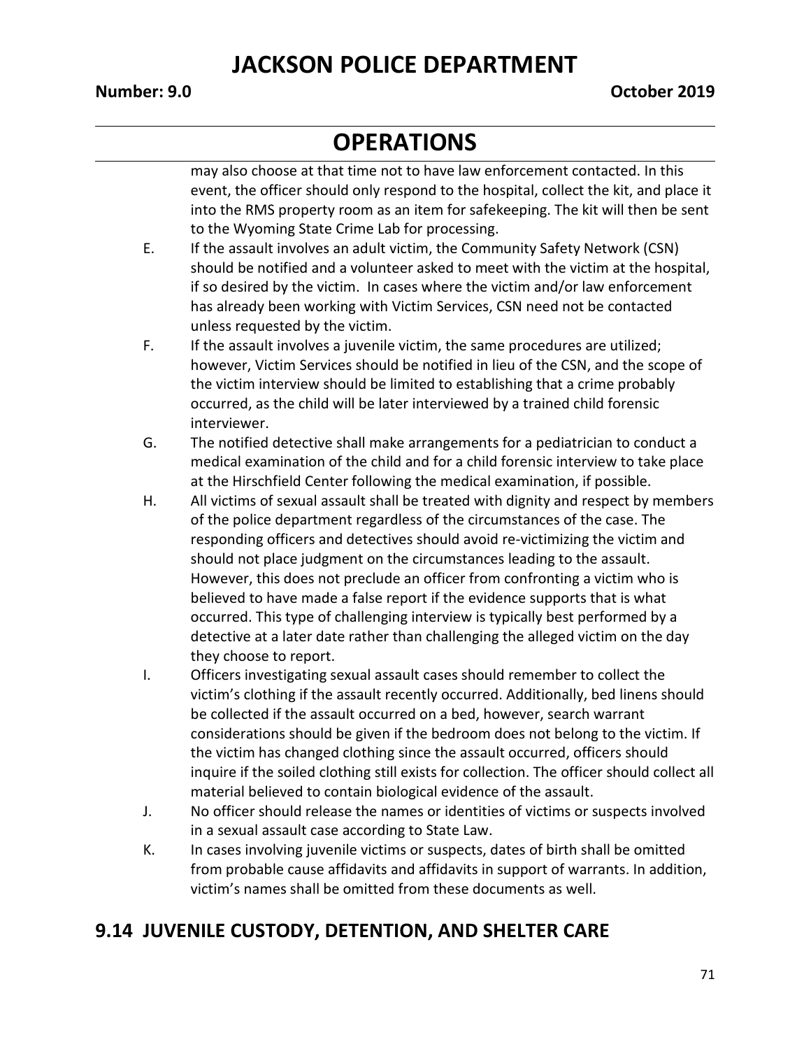may also choose at that time not to have law enforcement contacted. In this event, the officer should only respond to the hospital, collect the kit, and place it into the RMS property room as an item for safekeeping. The kit will then be sent to the Wyoming State Crime Lab for processing.

E. If the assault involves an adult victim, the Community Safety Network (CSN) should be notified and a volunteer asked to meet with the victim at the hospital, if so desired by the victim. In cases where the victim and/or law enforcement has already been working with Victim Services, CSN need not be contacted unless requested by the victim.

F. If the assault involves a juvenile victim, the same procedures are utilized; however, Victim Services should be notified in lieu of the CSN, and the scope of the victim interview should be limited to establishing that a crime probably occurred, as the child will be later interviewed by a trained child forensic interviewer.

G. The notified detective shall make arrangements for a pediatrician to conduct a medical examination of the child and for a child forensic interview to take place at the Hirschfield Center following the medical examination, if possible.

H. All victims of sexual assault shall be treated with dignity and respect by members of the police department regardless of the circumstances of the case. The responding officers and detectives should avoid re-victimizing the victim and should not place judgment on the circumstances leading to the assault. However, this does not preclude an officer from confronting a victim who is believed to have made a false report if the evidence supports that is what occurred. This type of challenging interview is typically best performed by a detective at a later date rather than challenging the alleged victim on the day they choose to report.

I. Officers investigating sexual assault cases should remember to collect the victim's clothing if the assault recently occurred. Additionally, bed linens should be collected if the assault occurred on a bed, however, search warrant considerations should be given if the bedroom does not belong to the victim. If the victim has changed clothing since the assault occurred, officers should inquire if the soiled clothing still exists for collection. The officer should collect all material believed to contain biological evidence of the assault.

J. No officer should release the names or identities of victims or suspects involved in a sexual assault case according to State Law.

K. In cases involving juvenile victims or suspects, dates of birth shall be omitted from probable cause affidavits and affidavits in support of warrants. In addition, victim's names shall be omitted from these documents as well.

## 9.14 JUVENILE CUSTODY, DETENTION, AND SHELTER CARE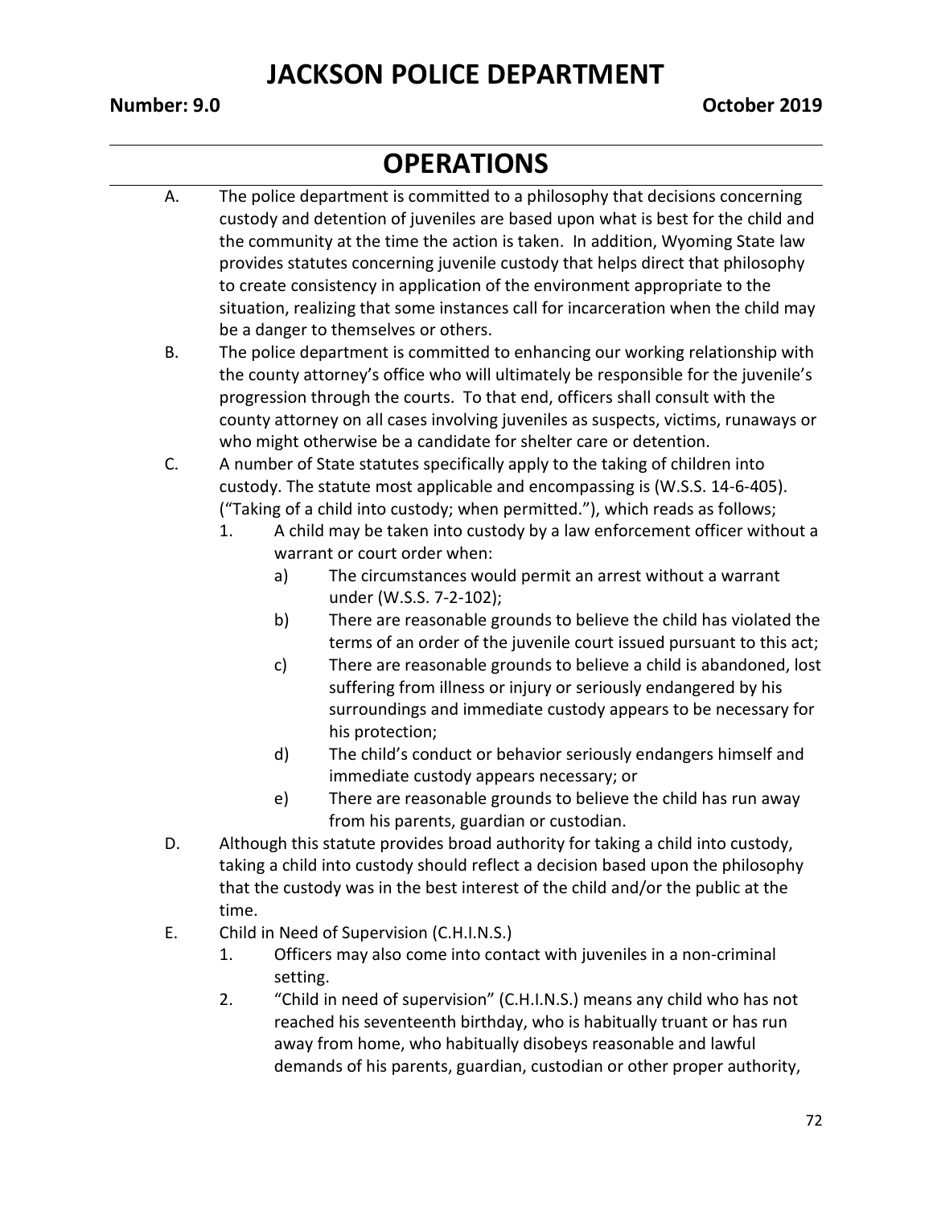# JACKSON POLICE DEPARTMENT

**Number: 9.0** **October 2019**

## OPERATIONS

A. The police department is committed to a philosophy that decisions concerning custody and detention of juveniles are based upon what is best for the child and the community at the time the action is taken. In addition, Wyoming State law provides statutes concerning juvenile custody that helps direct that philosophy to create consistency in application of the environment appropriate to the situation, realizing that some instances call for incarceration when the child may be a danger to themselves or others.

B. The police department is committed to enhancing our working relationship with the county attorney's office who will ultimately be responsible for the juvenile's progression through the courts. To that end, officers shall consult with the county attorney on all cases involving juveniles as suspects, victims, runaways or who might otherwise be a candidate for shelter care or detention.

C. A number of State statutes specifically apply to the taking of children into custody. The statute most applicable and encompassing is (W.S.S. 14-6-405). ("Taking of a child into custody; when permitted."), which reads as follows;

   1. A child may be taken into custody by a law enforcement officer without a warrant or court order when:

      a) The circumstances would permit an arrest without a warrant under (W.S.S. 7-2-102);

      b) There are reasonable grounds to believe the child has violated the terms of an order of the juvenile court issued pursuant to this act;

      c) There are reasonable grounds to believe a child is abandoned, lost suffering from illness or injury or seriously endangered by his surroundings and immediate custody appears to be necessary for his protection;

      d) The child's conduct or behavior seriously endangers himself and immediate custody appears necessary; or

      e) There are reasonable grounds to believe the child has run away from his parents, guardian or custodian.

D. Although this statute provides broad authority for taking a child into custody, taking a child into custody should reflect a decision based upon the philosophy that the custody was in the best interest of the child and/or the public at the time.

E. Child in Need of Supervision (C.H.I.N.S.)

   1. Officers may also come into contact with juveniles in a non-criminal setting.

   2. "Child in need of supervision" (C.H.I.N.S.) means any child who has not reached his seventeenth birthday, who is habitually truant or has run away from home, who habitually disobeys reasonable and lawful demands of his parents, guardian, custodian or other proper authority,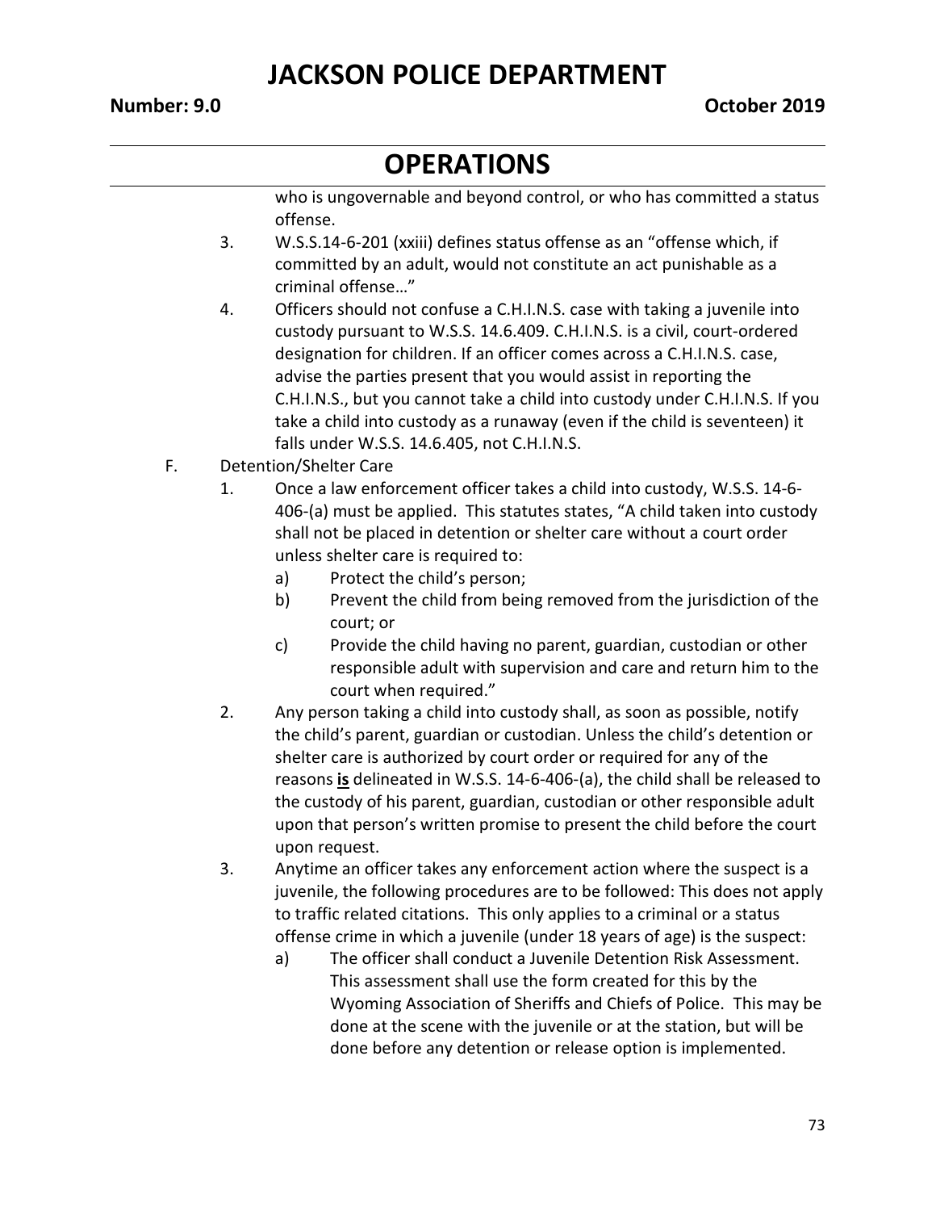who is ungovernable and beyond control, or who has committed a status offense.

3. W.S.S.14-6-201 (xxiii) defines status offense as an "offense which, if committed by an adult, would not constitute an act punishable as a criminal offense…"

4. Officers should not confuse a C.H.I.N.S. case with taking a juvenile into custody pursuant to W.S.S. 14.6.409. C.H.I.N.S. is a civil, court-ordered designation for children. If an officer comes across a C.H.I.N.S. case, advise the parties present that you would assist in reporting the C.H.I.N.S., but you cannot take a child into custody under C.H.I.N.S. If you take a child into custody as a runaway (even if the child is seventeen) it falls under W.S.S. 14.6.405, not C.H.I.N.S.

F. Detention/Shelter Care

1. Once a law enforcement officer takes a child into custody, W.S.S. 14-6-406-(a) must be applied. This statutes states, "A child taken into custody shall not be placed in detention or shelter care without a court order unless shelter care is required to:
   a) Protect the child's person;
   b) Prevent the child from being removed from the jurisdiction of the court; or
   c) Provide the child having no parent, guardian, custodian or other responsible adult with supervision and care and return him to the court when required."

2. Any person taking a child into custody shall, as soon as possible, notify the child's parent, guardian or custodian. Unless the child's detention or shelter care is authorized by court order or required for any of the reasons **is** delineated in W.S.S. 14-6-406-(a), the child shall be released to the custody of his parent, guardian, custodian or other responsible adult upon that person's written promise to present the child before the court upon request.

3. Anytime an officer takes any enforcement action where the suspect is a juvenile, the following procedures are to be followed: This does not apply to traffic related citations. This only applies to a criminal or a status offense crime in which a juvenile (under 18 years of age) is the suspect:
   a) The officer shall conduct a Juvenile Detention Risk Assessment. This assessment shall use the form created for this by the Wyoming Association of Sheriffs and Chiefs of Police. This may be done at the scene with the juvenile or at the station, but will be done before any detention or release option is implemented.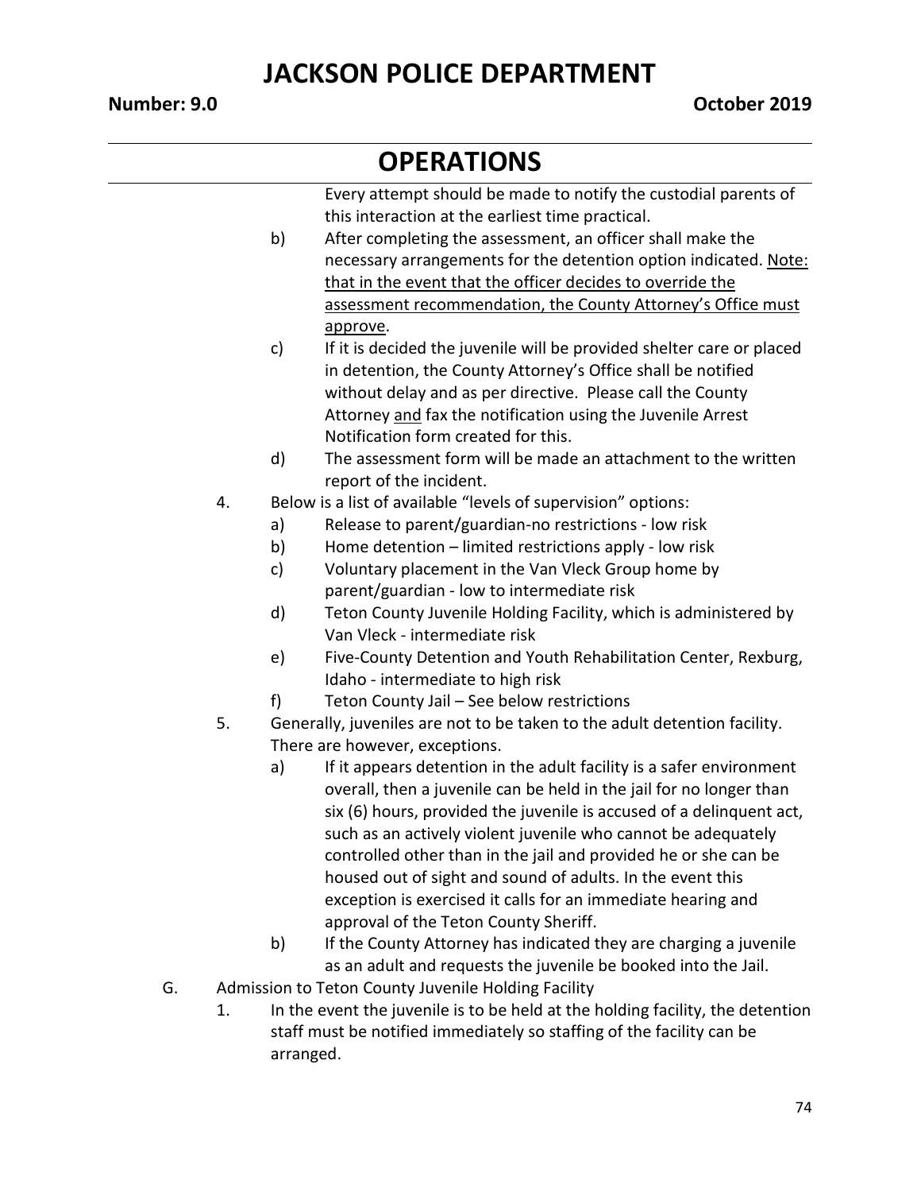Every attempt should be made to notify the custodial parents of this interaction at the earliest time practical.

   b) After completing the assessment, an officer shall make the necessary arrangements for the detention option indicated. <u>Note: that in the event that the officer decides to override the assessment recommendation, the County Attorney's Office must approve</u>.
   c) If it is decided the juvenile will be provided shelter care or placed in detention, the County Attorney's Office shall be notified without delay and as per directive. Please call the County Attorney <u>and</u> fax the notification using the Juvenile Arrest Notification form created for this.
   d) The assessment form will be made an attachment to the written report of the incident.

4. Below is a list of available "levels of supervision" options:
   a) Release to parent/guardian-no restrictions - low risk
   b) Home detention – limited restrictions apply - low risk
   c) Voluntary placement in the Van Vleck Group home by parent/guardian - low to intermediate risk
   d) Teton County Juvenile Holding Facility, which is administered by Van Vleck - intermediate risk
   e) Five-County Detention and Youth Rehabilitation Center, Rexburg, Idaho - intermediate to high risk
   f) Teton County Jail – See below restrictions

5. Generally, juveniles are not to be taken to the adult detention facility. There are however, exceptions.
   a) If it appears detention in the adult facility is a safer environment overall, then a juvenile can be held in the jail for no longer than six (6) hours, provided the juvenile is accused of a delinquent act, such as an actively violent juvenile who cannot be adequately controlled other than in the jail and provided he or she can be housed out of sight and sound of adults. In the event this exception is exercised it calls for an immediate hearing and approval of the Teton County Sheriff.
   b) If the County Attorney has indicated they are charging a juvenile as an adult and requests the juvenile be booked into the Jail.

G. Admission to Teton County Juvenile Holding Facility

1. In the event the juvenile is to be held at the holding facility, the detention staff must be notified immediately so staffing of the facility can be arranged.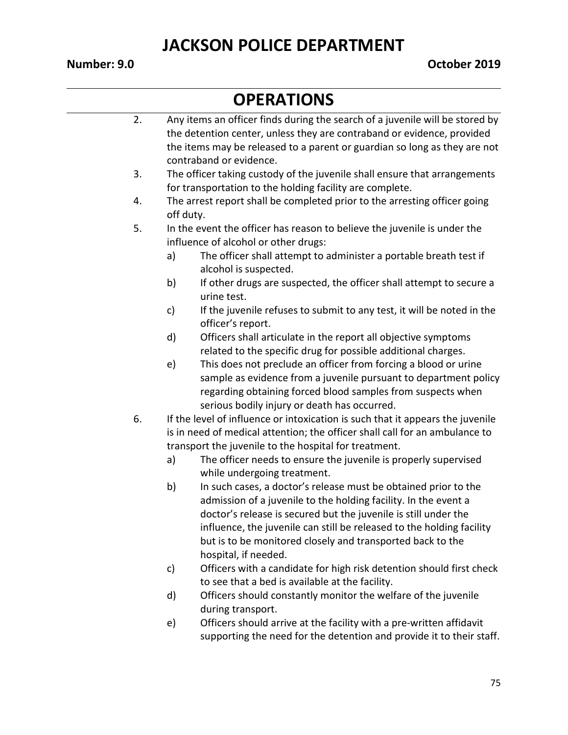## OPERATIONS

2. Any items an officer finds during the search of a juvenile will be stored by the detention center, unless they are contraband or evidence, provided the items may be released to a parent or guardian so long as they are not contraband or evidence.
3. The officer taking custody of the juvenile shall ensure that arrangements for transportation to the holding facility are complete.
4. The arrest report shall be completed prior to the arresting officer going off duty.
5. In the event the officer has reason to believe the juvenile is under the influence of alcohol or other drugs:
    a) The officer shall attempt to administer a portable breath test if alcohol is suspected.
    b) If other drugs are suspected, the officer shall attempt to secure a urine test.
    c) If the juvenile refuses to submit to any test, it will be noted in the officer's report.
    d) Officers shall articulate in the report all objective symptoms related to the specific drug for possible additional charges.
    e) This does not preclude an officer from forcing a blood or urine sample as evidence from a juvenile pursuant to department policy regarding obtaining forced blood samples from suspects when serious bodily injury or death has occurred.
6. If the level of influence or intoxication is such that it appears the juvenile is in need of medical attention; the officer shall call for an ambulance to transport the juvenile to the hospital for treatment.
    a) The officer needs to ensure the juvenile is properly supervised while undergoing treatment.
    b) In such cases, a doctor's release must be obtained prior to the admission of a juvenile to the holding facility. In the event a doctor's release is secured but the juvenile is still under the influence, the juvenile can still be released to the holding facility but is to be monitored closely and transported back to the hospital, if needed.
    c) Officers with a candidate for high risk detention should first check to see that a bed is available at the facility.
    d) Officers should constantly monitor the welfare of the juvenile during transport.
    e) Officers should arrive at the facility with a pre-written affidavit supporting the need for the detention and provide it to their staff.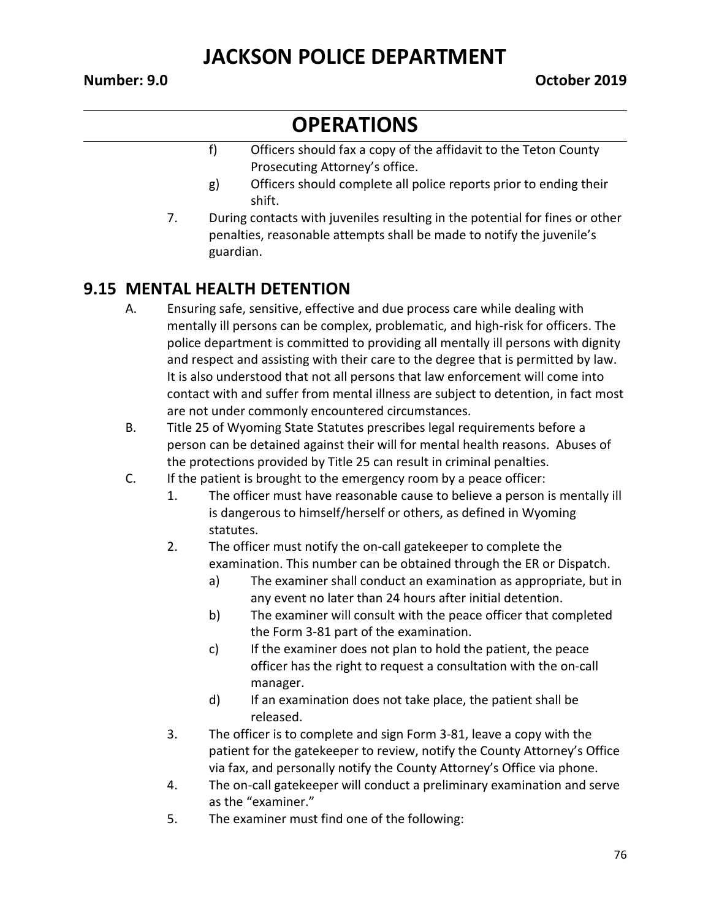f) Officers should fax a copy of the affidavit to the Teton County Prosecuting Attorney's office.

g) Officers should complete all police reports prior to ending their shift.

7. During contacts with juveniles resulting in the potential for fines or other penalties, reasonable attempts shall be made to notify the juvenile's guardian.

## 9.15 MENTAL HEALTH DETENTION

A. Ensuring safe, sensitive, effective and due process care while dealing with mentally ill persons can be complex, problematic, and high-risk for officers. The police department is committed to providing all mentally ill persons with dignity and respect and assisting with their care to the degree that is permitted by law. It is also understood that not all persons that law enforcement will come into contact with and suffer from mental illness are subject to detention, in fact most are not under commonly encountered circumstances.

B. Title 25 of Wyoming State Statutes prescribes legal requirements before a person can be detained against their will for mental health reasons. Abuses of the protections provided by Title 25 can result in criminal penalties.

C. If the patient is brought to the emergency room by a peace officer:

1. The officer must have reasonable cause to believe a person is mentally ill is dangerous to himself/herself or others, as defined in Wyoming statutes.

2. The officer must notify the on-call gatekeeper to complete the examination. This number can be obtained through the ER or Dispatch.

   a) The examiner shall conduct an examination as appropriate, but in any event no later than 24 hours after initial detention.

   b) The examiner will consult with the peace officer that completed the Form 3-81 part of the examination.

   c) If the examiner does not plan to hold the patient, the peace officer has the right to request a consultation with the on-call manager.

   d) If an examination does not take place, the patient shall be released.

3. The officer is to complete and sign Form 3-81, leave a copy with the patient for the gatekeeper to review, notify the County Attorney's Office via fax, and personally notify the County Attorney's Office via phone.

4. The on-call gatekeeper will conduct a preliminary examination and serve as the "examiner."

5. The examiner must find one of the following: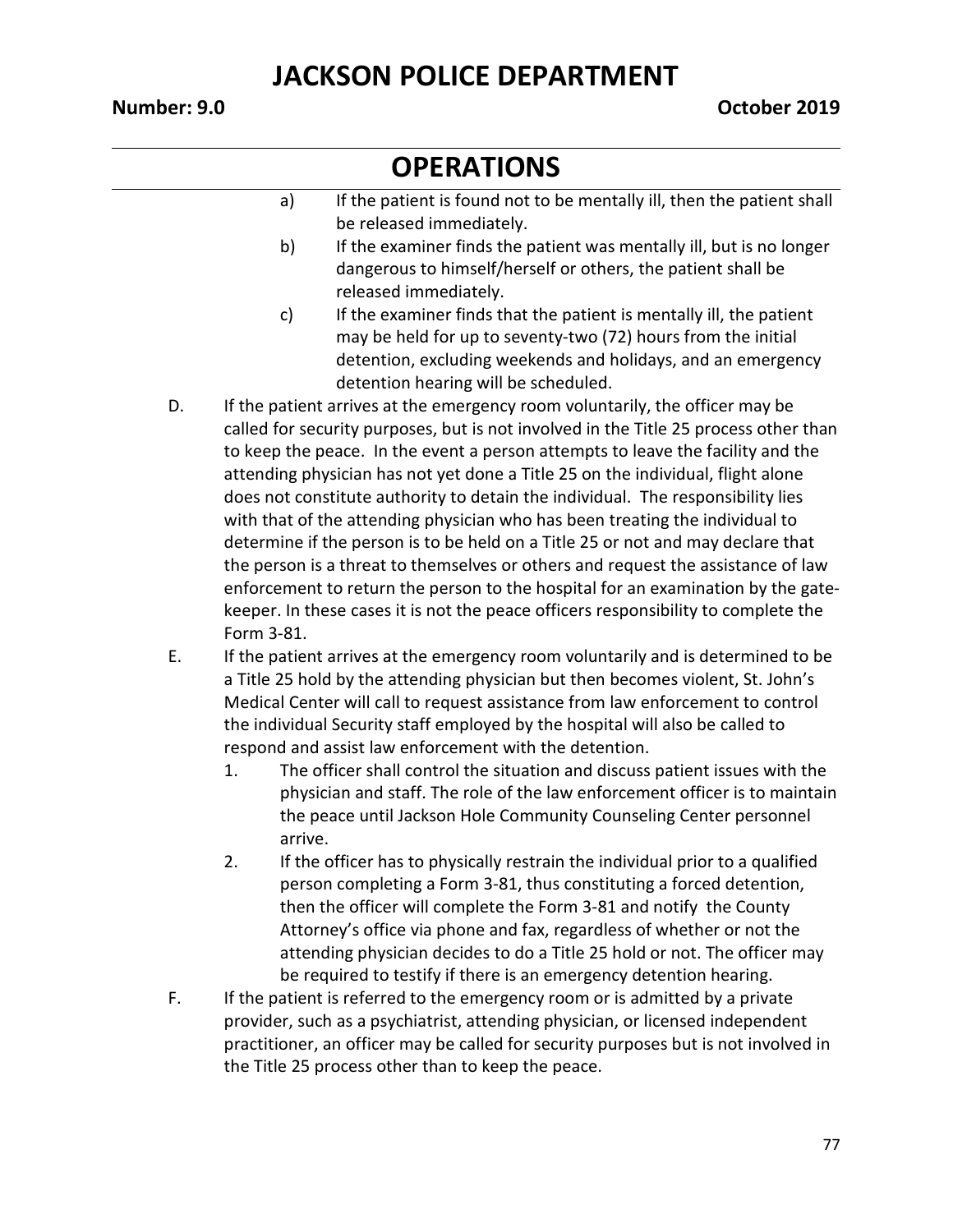# OPERATIONS

a) If the patient is found not to be mentally ill, then the patient shall be released immediately.

b) If the examiner finds the patient was mentally ill, but is no longer dangerous to himself/herself or others, the patient shall be released immediately.

c) If the examiner finds that the patient is mentally ill, the patient may be held for up to seventy-two (72) hours from the initial detention, excluding weekends and holidays, and an emergency detention hearing will be scheduled.

D. If the patient arrives at the emergency room voluntarily, the officer may be called for security purposes, but is not involved in the Title 25 process other than to keep the peace. In the event a person attempts to leave the facility and the attending physician has not yet done a Title 25 on the individual, flight alone does not constitute authority to detain the individual. The responsibility lies with that of the attending physician who has been treating the individual to determine if the person is to be held on a Title 25 or not and may declare that the person is a threat to themselves or others and request the assistance of law enforcement to return the person to the hospital for an examination by the gate-keeper. In these cases it is not the peace officers responsibility to complete the Form 3-81.

E. If the patient arrives at the emergency room voluntarily and is determined to be a Title 25 hold by the attending physician but then becomes violent, St. John's Medical Center will call to request assistance from law enforcement to control the individual Security staff employed by the hospital will also be called to respond and assist law enforcement with the detention.

1. The officer shall control the situation and discuss patient issues with the physician and staff. The role of the law enforcement officer is to maintain the peace until Jackson Hole Community Counseling Center personnel arrive.
2. If the officer has to physically restrain the individual prior to a qualified person completing a Form 3-81, thus constituting a forced detention, then the officer will complete the Form 3-81 and notify the County Attorney's office via phone and fax, regardless of whether or not the attending physician decides to do a Title 25 hold or not. The officer may be required to testify if there is an emergency detention hearing.

F. If the patient is referred to the emergency room or is admitted by a private provider, such as a psychiatrist, attending physician, or licensed independent practitioner, an officer may be called for security purposes but is not involved in the Title 25 process other than to keep the peace.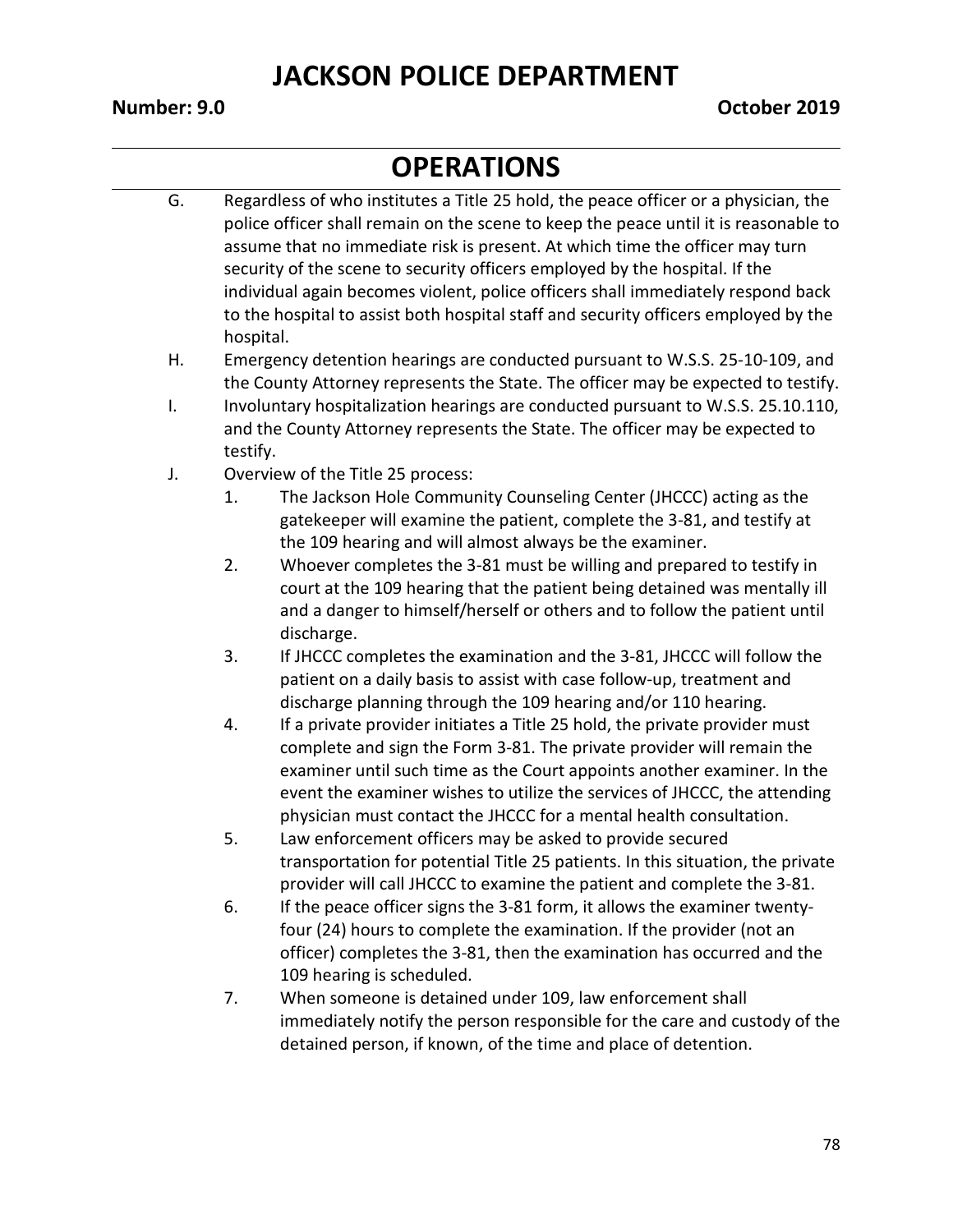G. Regardless of who institutes a Title 25 hold, the peace officer or a physician, the police officer shall remain on the scene to keep the peace until it is reasonable to assume that no immediate risk is present. At which time the officer may turn security of the scene to security officers employed by the hospital. If the individual again becomes violent, police officers shall immediately respond back to the hospital to assist both hospital staff and security officers employed by the hospital.

H. Emergency detention hearings are conducted pursuant to W.S.S. 25-10-109, and the County Attorney represents the State. The officer may be expected to testify.

I. Involuntary hospitalization hearings are conducted pursuant to W.S.S. 25.10.110, and the County Attorney represents the State. The officer may be expected to testify.

J. Overview of the Title 25 process:

1. The Jackson Hole Community Counseling Center (JHCCC) acting as the gatekeeper will examine the patient, complete the 3-81, and testify at the 109 hearing and will almost always be the examiner.
2. Whoever completes the 3-81 must be willing and prepared to testify in court at the 109 hearing that the patient being detained was mentally ill and a danger to himself/herself or others and to follow the patient until discharge.
3. If JHCCC completes the examination and the 3-81, JHCCC will follow the patient on a daily basis to assist with case follow-up, treatment and discharge planning through the 109 hearing and/or 110 hearing.
4. If a private provider initiates a Title 25 hold, the private provider must complete and sign the Form 3-81. The private provider will remain the examiner until such time as the Court appoints another examiner. In the event the examiner wishes to utilize the services of JHCCC, the attending physician must contact the JHCCC for a mental health consultation.
5. Law enforcement officers may be asked to provide secured transportation for potential Title 25 patients. In this situation, the private provider will call JHCCC to examine the patient and complete the 3-81.
6. If the peace officer signs the 3-81 form, it allows the examiner twenty-four (24) hours to complete the examination. If the provider (not an officer) completes the 3-81, then the examination has occurred and the 109 hearing is scheduled.
7. When someone is detained under 109, law enforcement shall immediately notify the person responsible for the care and custody of the detained person, if known, of the time and place of detention.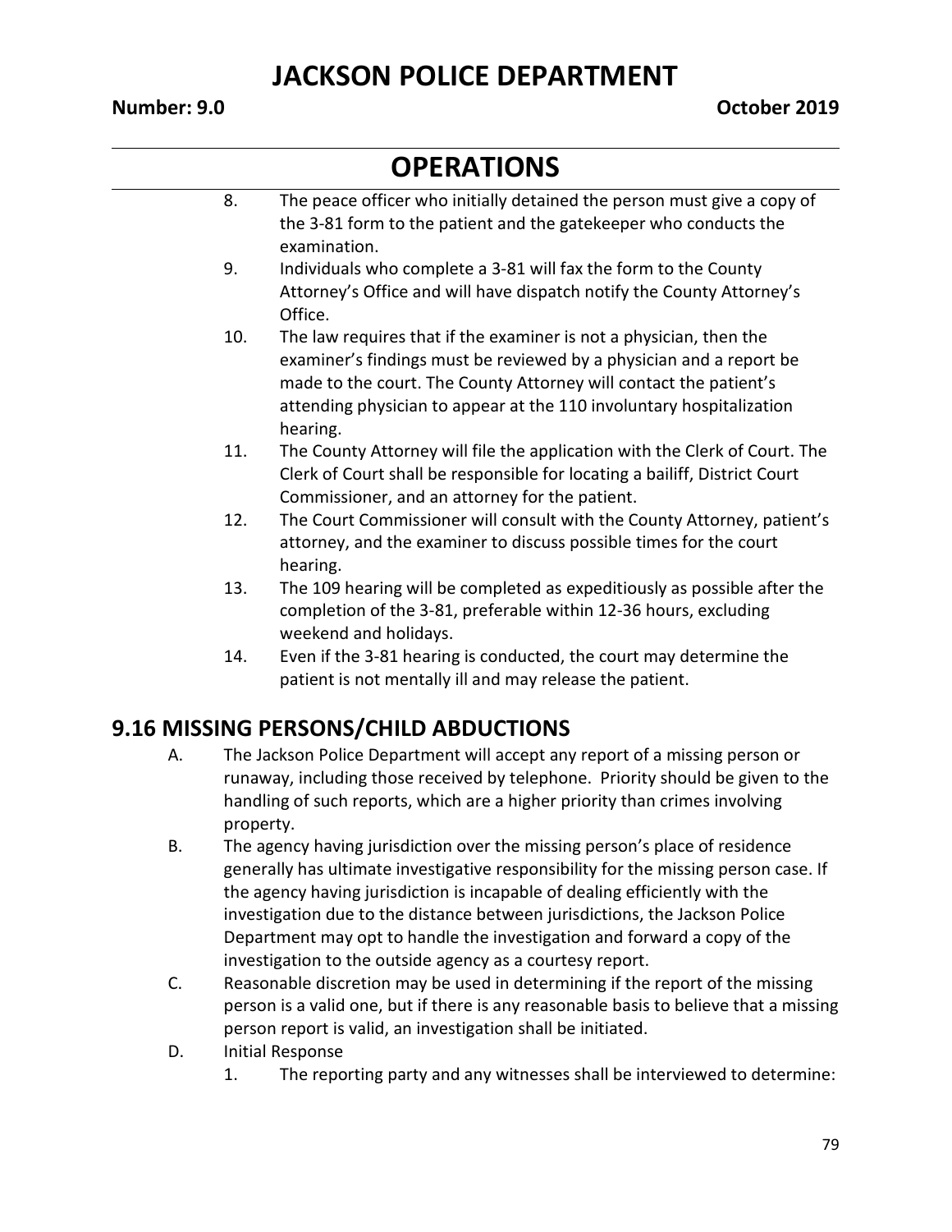8. The peace officer who initially detained the person must give a copy of the 3-81 form to the patient and the gatekeeper who conducts the examination.
9. Individuals who complete a 3-81 will fax the form to the County Attorney's Office and will have dispatch notify the County Attorney's Office.
10. The law requires that if the examiner is not a physician, then the examiner's findings must be reviewed by a physician and a report be made to the court. The County Attorney will contact the patient's attending physician to appear at the 110 involuntary hospitalization hearing.
11. The County Attorney will file the application with the Clerk of Court. The Clerk of Court shall be responsible for locating a bailiff, District Court Commissioner, and an attorney for the patient.
12. The Court Commissioner will consult with the County Attorney, patient's attorney, and the examiner to discuss possible times for the court hearing.
13. The 109 hearing will be completed as expeditiously as possible after the completion of the 3-81, preferable within 12-36 hours, excluding weekend and holidays.
14. Even if the 3-81 hearing is conducted, the court may determine the patient is not mentally ill and may release the patient.

## 9.16 MISSING PERSONS/CHILD ABDUCTIONS

A. The Jackson Police Department will accept any report of a missing person or runaway, including those received by telephone. Priority should be given to the handling of such reports, which are a higher priority than crimes involving property.

B. The agency having jurisdiction over the missing person's place of residence generally has ultimate investigative responsibility for the missing person case. If the agency having jurisdiction is incapable of dealing efficiently with the investigation due to the distance between jurisdictions, the Jackson Police Department may opt to handle the investigation and forward a copy of the investigation to the outside agency as a courtesy report.

C. Reasonable discretion may be used in determining if the report of the missing person is a valid one, but if there is any reasonable basis to believe that a missing person report is valid, an investigation shall be initiated.

D. Initial Response
   1. The reporting party and any witnesses shall be interviewed to determine: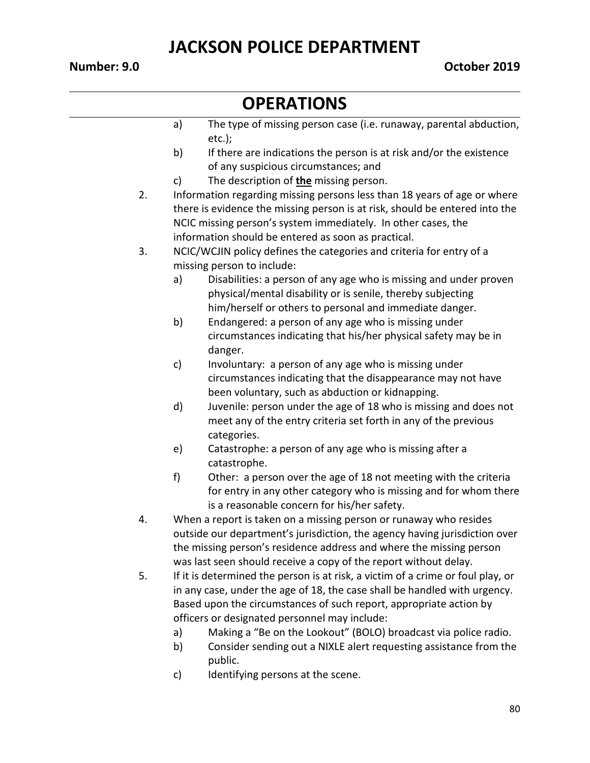a) The type of missing person case (i.e. runaway, parental abduction, etc.);

b) If there are indications the person is at risk and/or the existence of any suspicious circumstances; and

c) The description of **<u>the</u>** missing person.

2. Information regarding missing persons less than 18 years of age or where there is evidence the missing person is at risk, should be entered into the NCIC missing person's system immediately. In other cases, the information should be entered as soon as practical.

3. NCIC/WCJIN policy defines the categories and criteria for entry of a missing person to include:

   a) Disabilities: a person of any age who is missing and under proven physical/mental disability or is senile, thereby subjecting him/herself or others to personal and immediate danger.

   b) Endangered: a person of any age who is missing under circumstances indicating that his/her physical safety may be in danger.

   c) Involuntary: a person of any age who is missing under circumstances indicating that the disappearance may not have been voluntary, such as abduction or kidnapping.

   d) Juvenile: person under the age of 18 who is missing and does not meet any of the entry criteria set forth in any of the previous categories.

   e) Catastrophe: a person of any age who is missing after a catastrophe.

   f) Other: a person over the age of 18 not meeting with the criteria for entry in any other category who is missing and for whom there is a reasonable concern for his/her safety.

4. When a report is taken on a missing person or runaway who resides outside our department's jurisdiction, the agency having jurisdiction over the missing person's residence address and where the missing person was last seen should receive a copy of the report without delay.

5. If it is determined the person is at risk, a victim of a crime or foul play, or in any case, under the age of 18, the case shall be handled with urgency. Based upon the circumstances of such report, appropriate action by officers or designated personnel may include:

   a) Making a "Be on the Lookout" (BOLO) broadcast via police radio.

   b) Consider sending out a NIXLE alert requesting assistance from the public.

   c) Identifying persons at the scene.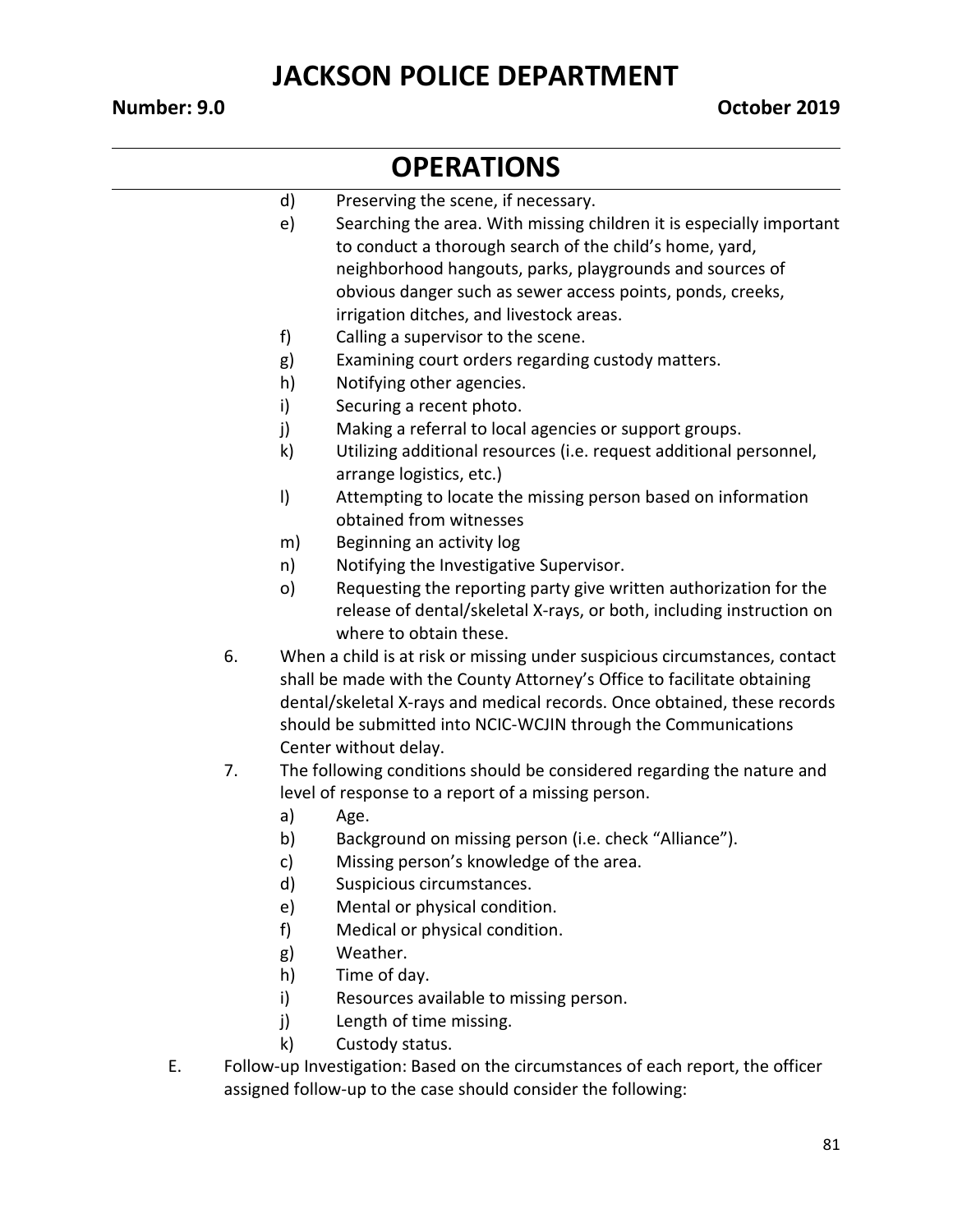d) Preserving the scene, if necessary.

e) Searching the area. With missing children it is especially important to conduct a thorough search of the child's home, yard, neighborhood hangouts, parks, playgrounds and sources of obvious danger such as sewer access points, ponds, creeks, irrigation ditches, and livestock areas.

f) Calling a supervisor to the scene.

g) Examining court orders regarding custody matters.

h) Notifying other agencies.

i) Securing a recent photo.

j) Making a referral to local agencies or support groups.

k) Utilizing additional resources (i.e. request additional personnel, arrange logistics, etc.)

l) Attempting to locate the missing person based on information obtained from witnesses

m) Beginning an activity log

n) Notifying the Investigative Supervisor.

o) Requesting the reporting party give written authorization for the release of dental/skeletal X-rays, or both, including instruction on where to obtain these.

6. When a child is at risk or missing under suspicious circumstances, contact shall be made with the County Attorney's Office to facilitate obtaining dental/skeletal X-rays and medical records. Once obtained, these records should be submitted into NCIC-WCJIN through the Communications Center without delay.

7. The following conditions should be considered regarding the nature and level of response to a report of a missing person.

   a) Age.
   b) Background on missing person (i.e. check "Alliance").
   c) Missing person's knowledge of the area.
   d) Suspicious circumstances.
   e) Mental or physical condition.
   f) Medical or physical condition.
   g) Weather.
   h) Time of day.
   i) Resources available to missing person.
   j) Length of time missing.
   k) Custody status.

E. Follow-up Investigation: Based on the circumstances of each report, the officer assigned follow-up to the case should consider the following: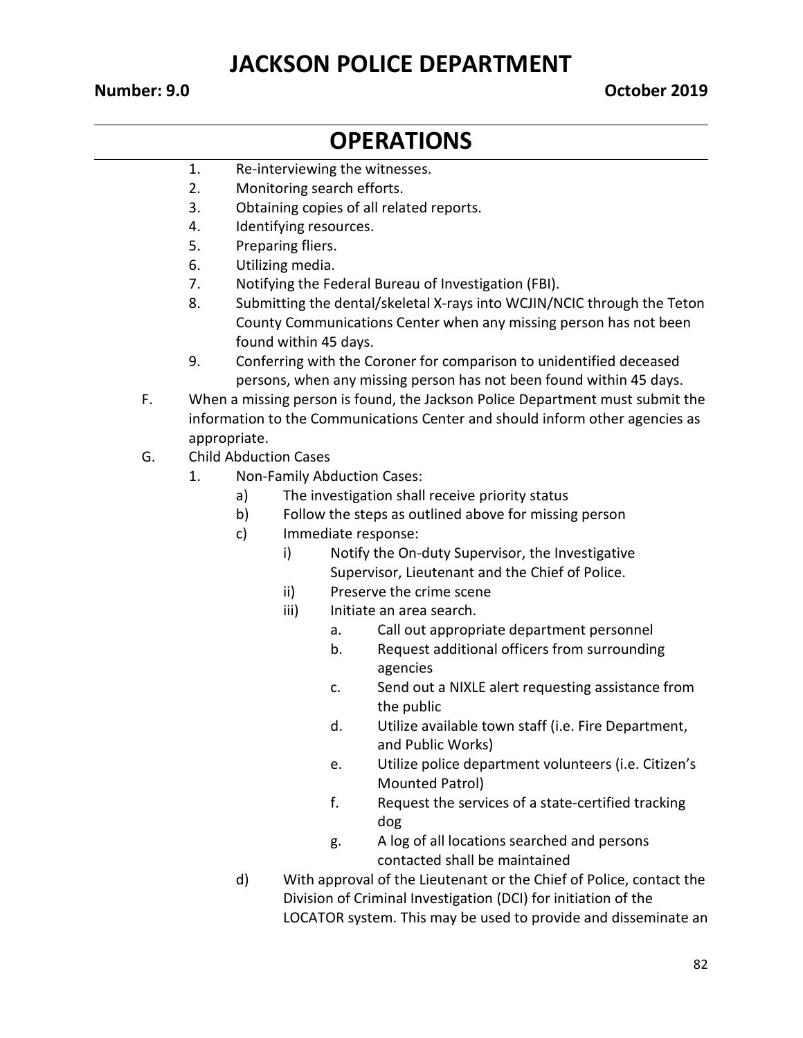1. Re-interviewing the witnesses.
2. Monitoring search efforts.
3. Obtaining copies of all related reports.
4. Identifying resources.
5. Preparing fliers.
6. Utilizing media.
7. Notifying the Federal Bureau of Investigation (FBI).
8. Submitting the dental/skeletal X-rays into WCJIN/NCIC through the Teton County Communications Center when any missing person has not been found within 45 days.
9. Conferring with the Coroner for comparison to unidentified deceased persons, when any missing person has not been found within 45 days.

F. When a missing person is found, the Jackson Police Department must submit the information to the Communications Center and should inform other agencies as appropriate.

G. Child Abduction Cases

1. Non-Family Abduction Cases:
   - a) The investigation shall receive priority status
   - b) Follow the steps as outlined above for missing person
   - c) Immediate response:
     - i) Notify the On-duty Supervisor, the Investigative Supervisor, Lieutenant and the Chief of Police.
     - ii) Preserve the crime scene
     - iii) Initiate an area search.
       - a. Call out appropriate department personnel
       - b. Request additional officers from surrounding agencies
       - c. Send out a NIXLE alert requesting assistance from the public
       - d. Utilize available town staff (i.e. Fire Department, and Public Works)
       - e. Utilize police department volunteers (i.e. Citizen's Mounted Patrol)
       - f. Request the services of a state-certified tracking dog
       - g. A log of all locations searched and persons contacted shall be maintained
   - d) With approval of the Lieutenant or the Chief of Police, contact the Division of Criminal Investigation (DCI) for initiation of the LOCATOR system. This may be used to provide and disseminate an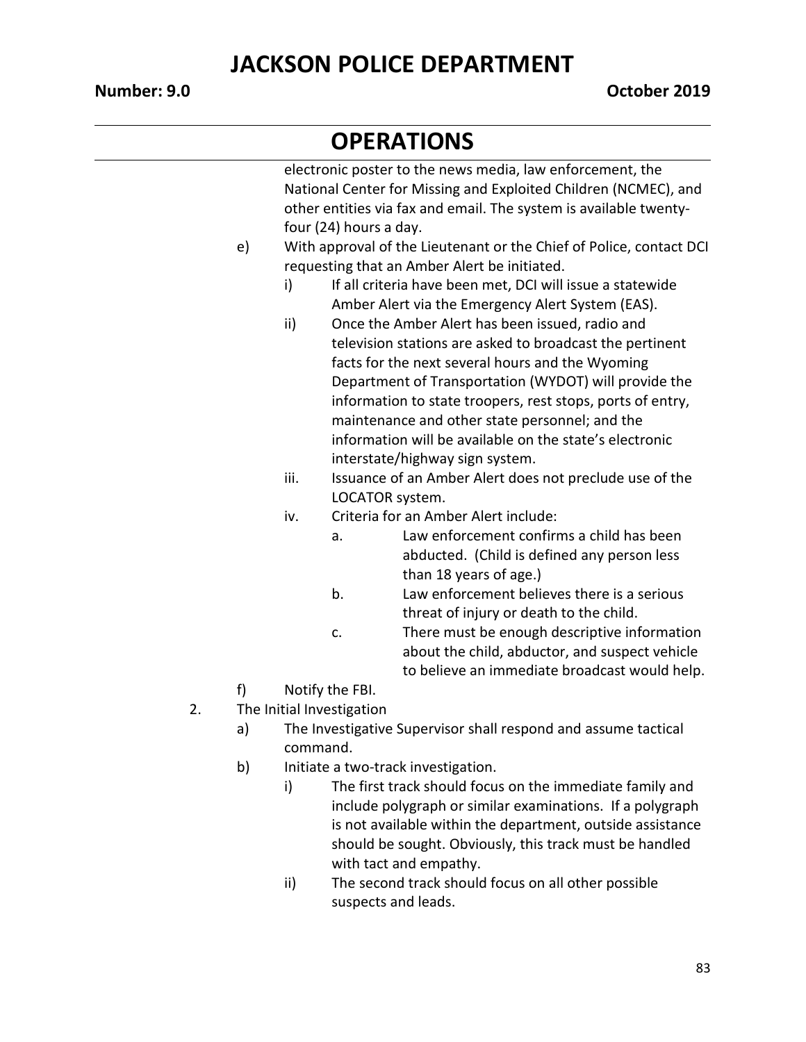electronic poster to the news media, law enforcement, the National Center for Missing and Exploited Children (NCMEC), and other entities via fax and email. The system is available twenty-four (24) hours a day.

e) With approval of the Lieutenant or the Chief of Police, contact DCI requesting that an Amber Alert be initiated.

   i) If all criteria have been met, DCI will issue a statewide Amber Alert via the Emergency Alert System (EAS).

   ii) Once the Amber Alert has been issued, radio and television stations are asked to broadcast the pertinent facts for the next several hours and the Wyoming Department of Transportation (WYDOT) will provide the information to state troopers, rest stops, ports of entry, maintenance and other state personnel; and the information will be available on the state's electronic interstate/highway sign system.

   iii. Issuance of an Amber Alert does not preclude use of the LOCATOR system.

   iv. Criteria for an Amber Alert include:

      a. Law enforcement confirms a child has been abducted. (Child is defined any person less than 18 years of age.)

      b. Law enforcement believes there is a serious threat of injury or death to the child.

      c. There must be enough descriptive information about the child, abductor, and suspect vehicle to believe an immediate broadcast would help.

f) Notify the FBI.

2. The Initial Investigation

   a) The Investigative Supervisor shall respond and assume tactical command.

   b) Initiate a two-track investigation.

      i) The first track should focus on the immediate family and include polygraph or similar examinations. If a polygraph is not available within the department, outside assistance should be sought. Obviously, this track must be handled with tact and empathy.

      ii) The second track should focus on all other possible suspects and leads.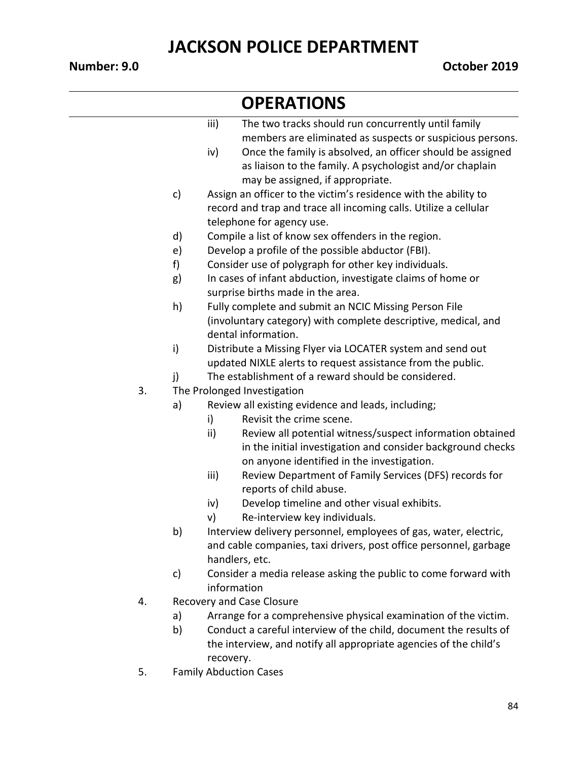## OPERATIONS

- iii) The two tracks should run concurrently until family members are eliminated as suspects or suspicious persons.
- iv) Once the family is absolved, an officer should be assigned as liaison to the family. A psychologist and/or chaplain may be assigned, if appropriate.

c) Assign an officer to the victim's residence with the ability to record and trap and trace all incoming calls. Utilize a cellular telephone for agency use.

d) Compile a list of know sex offenders in the region.

e) Develop a profile of the possible abductor (FBI).

f) Consider use of polygraph for other key individuals.

g) In cases of infant abduction, investigate claims of home or surprise births made in the area.

h) Fully complete and submit an NCIC Missing Person File (involuntary category) with complete descriptive, medical, and dental information.

i) Distribute a Missing Flyer via LOCATER system and send out updated NIXLE alerts to request assistance from the public.

j) The establishment of a reward should be considered.

3. The Prolonged Investigation

   a) Review all existing evidence and leads, including;
      - i) Revisit the crime scene.
      - ii) Review all potential witness/suspect information obtained in the initial investigation and consider background checks on anyone identified in the investigation.
      - iii) Review Department of Family Services (DFS) records for reports of child abuse.
      - iv) Develop timeline and other visual exhibits.
      - v) Re-interview key individuals.

   b) Interview delivery personnel, employees of gas, water, electric, and cable companies, taxi drivers, post office personnel, garbage handlers, etc.

   c) Consider a media release asking the public to come forward with information

4. Recovery and Case Closure

   a) Arrange for a comprehensive physical examination of the victim.

   b) Conduct a careful interview of the child, document the results of the interview, and notify all appropriate agencies of the child's recovery.

5. Family Abduction Cases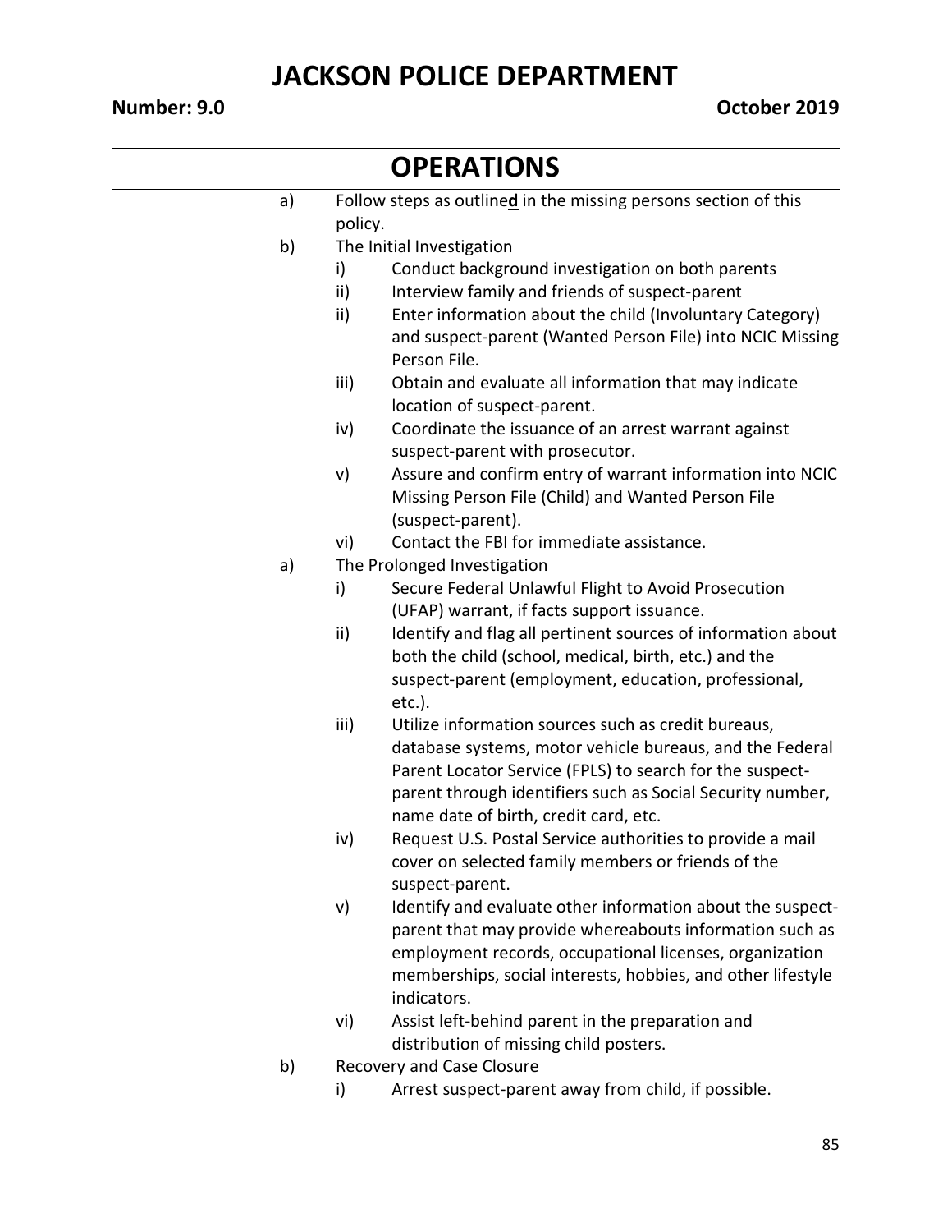## OPERATIONS

a) Follow steps as outline**d** in the missing persons section of this policy.

b) The Initial Investigation
   i) Conduct background investigation on both parents
   ii) Interview family and friends of suspect-parent
   ii) Enter information about the child (Involuntary Category) and suspect-parent (Wanted Person File) into NCIC Missing Person File.
   iii) Obtain and evaluate all information that may indicate location of suspect-parent.
   iv) Coordinate the issuance of an arrest warrant against suspect-parent with prosecutor.
   v) Assure and confirm entry of warrant information into NCIC Missing Person File (Child) and Wanted Person File (suspect-parent).
   vi) Contact the FBI for immediate assistance.

a) The Prolonged Investigation
   i) Secure Federal Unlawful Flight to Avoid Prosecution (UFAP) warrant, if facts support issuance.
   ii) Identify and flag all pertinent sources of information about both the child (school, medical, birth, etc.) and the suspect-parent (employment, education, professional, etc.).
   iii) Utilize information sources such as credit bureaus, database systems, motor vehicle bureaus, and the Federal Parent Locator Service (FPLS) to search for the suspect-parent through identifiers such as Social Security number, name date of birth, credit card, etc.
   iv) Request U.S. Postal Service authorities to provide a mail cover on selected family members or friends of the suspect-parent.
   v) Identify and evaluate other information about the suspect-parent that may provide whereabouts information such as employment records, occupational licenses, organization memberships, social interests, hobbies, and other lifestyle indicators.
   vi) Assist left-behind parent in the preparation and distribution of missing child posters.

b) Recovery and Case Closure
   i) Arrest suspect-parent away from child, if possible.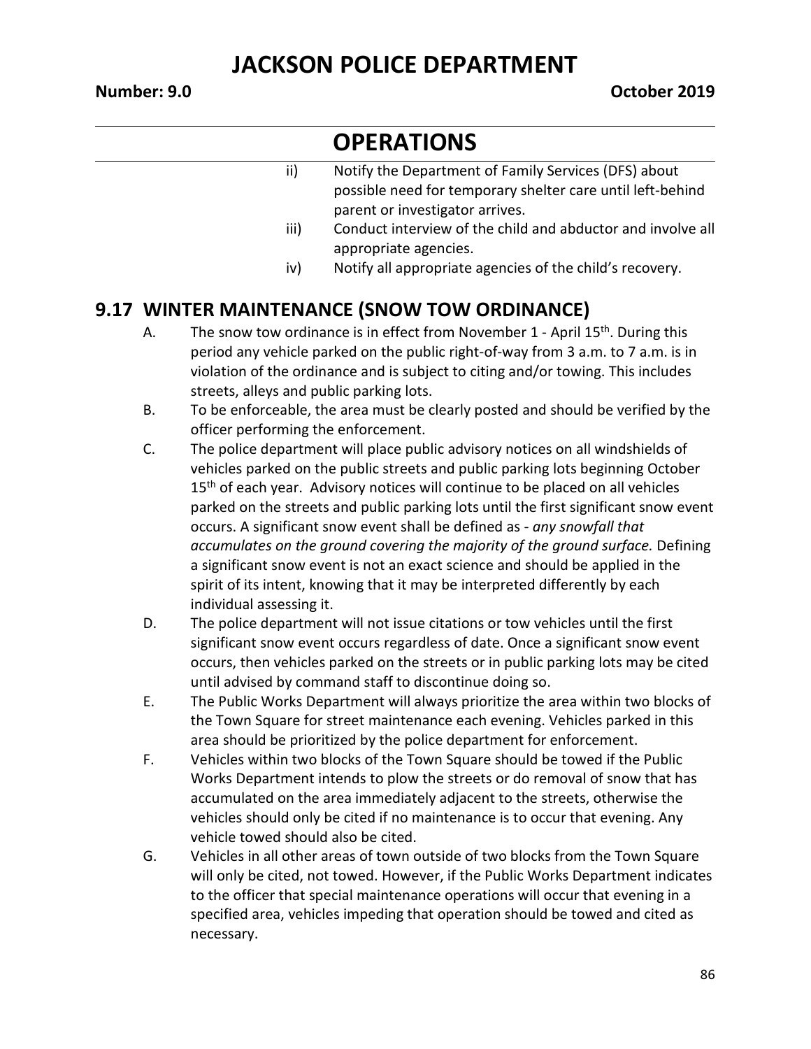ii) Notify the Department of Family Services (DFS) about possible need for temporary shelter care until left-behind parent or investigator arrives.

iii) Conduct interview of the child and abductor and involve all appropriate agencies.

iv) Notify all appropriate agencies of the child's recovery.

## 9.17 WINTER MAINTENANCE (SNOW TOW ORDINANCE)

A. The snow tow ordinance is in effect from November 1 - April 15th. During this period any vehicle parked on the public right-of-way from 3 a.m. to 7 a.m. is in violation of the ordinance and is subject to citing and/or towing. This includes streets, alleys and public parking lots.

B. To be enforceable, the area must be clearly posted and should be verified by the officer performing the enforcement.

C. The police department will place public advisory notices on all windshields of vehicles parked on the public streets and public parking lots beginning October 15th of each year. Advisory notices will continue to be placed on all vehicles parked on the streets and public parking lots until the first significant snow event occurs. A significant snow event shall be defined as - *any snowfall that accumulates on the ground covering the majority of the ground surface.* Defining a significant snow event is not an exact science and should be applied in the spirit of its intent, knowing that it may be interpreted differently by each individual assessing it.

D. The police department will not issue citations or tow vehicles until the first significant snow event occurs regardless of date. Once a significant snow event occurs, then vehicles parked on the streets or in public parking lots may be cited until advised by command staff to discontinue doing so.

E. The Public Works Department will always prioritize the area within two blocks of the Town Square for street maintenance each evening. Vehicles parked in this area should be prioritized by the police department for enforcement.

F. Vehicles within two blocks of the Town Square should be towed if the Public Works Department intends to plow the streets or do removal of snow that has accumulated on the area immediately adjacent to the streets, otherwise the vehicles should only be cited if no maintenance is to occur that evening. Any vehicle towed should also be cited.

G. Vehicles in all other areas of town outside of two blocks from the Town Square will only be cited, not towed. However, if the Public Works Department indicates to the officer that special maintenance operations will occur that evening in a specified area, vehicles impeding that operation should be towed and cited as necessary.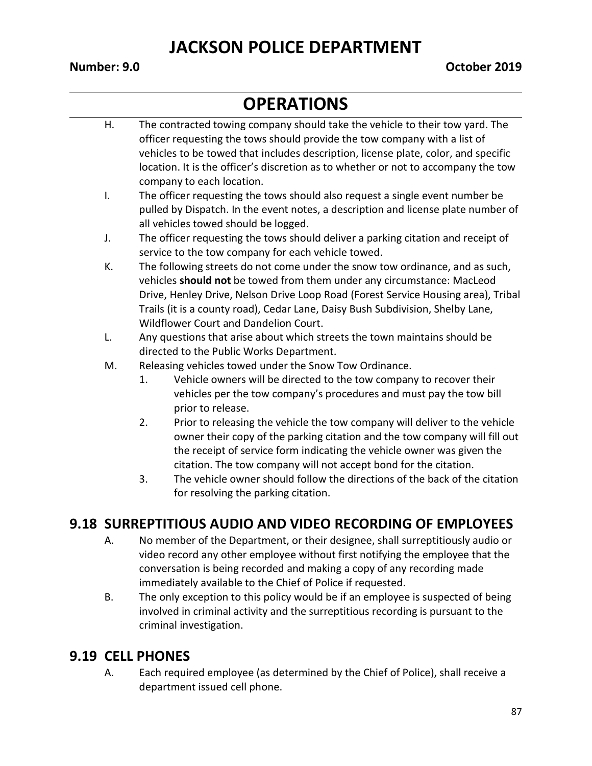H. The contracted towing company should take the vehicle to their tow yard. The officer requesting the tows should provide the tow company with a list of vehicles to be towed that includes description, license plate, color, and specific location. It is the officer's discretion as to whether or not to accompany the tow company to each location.

I. The officer requesting the tows should also request a single event number be pulled by Dispatch. In the event notes, a description and license plate number of all vehicles towed should be logged.

J. The officer requesting the tows should deliver a parking citation and receipt of service to the tow company for each vehicle towed.

K. The following streets do not come under the snow tow ordinance, and as such, vehicles **should not** be towed from them under any circumstance: MacLeod Drive, Henley Drive, Nelson Drive Loop Road (Forest Service Housing area), Tribal Trails (it is a county road), Cedar Lane, Daisy Bush Subdivision, Shelby Lane, Wildflower Court and Dandelion Court.

L. Any questions that arise about which streets the town maintains should be directed to the Public Works Department.

M. Releasing vehicles towed under the Snow Tow Ordinance.

   1. Vehicle owners will be directed to the tow company to recover their vehicles per the tow company's procedures and must pay the tow bill prior to release.
   2. Prior to releasing the vehicle the tow company will deliver to the vehicle owner their copy of the parking citation and the tow company will fill out the receipt of service form indicating the vehicle owner was given the citation. The tow company will not accept bond for the citation.
   3. The vehicle owner should follow the directions of the back of the citation for resolving the parking citation.

## 9.18 SURREPTITIOUS AUDIO AND VIDEO RECORDING OF EMPLOYEES

A. No member of the Department, or their designee, shall surreptitiously audio or video record any other employee without first notifying the employee that the conversation is being recorded and making a copy of any recording made immediately available to the Chief of Police if requested.

B. The only exception to this policy would be if an employee is suspected of being involved in criminal activity and the surreptitious recording is pursuant to the criminal investigation.

## 9.19 CELL PHONES

A. Each required employee (as determined by the Chief of Police), shall receive a department issued cell phone.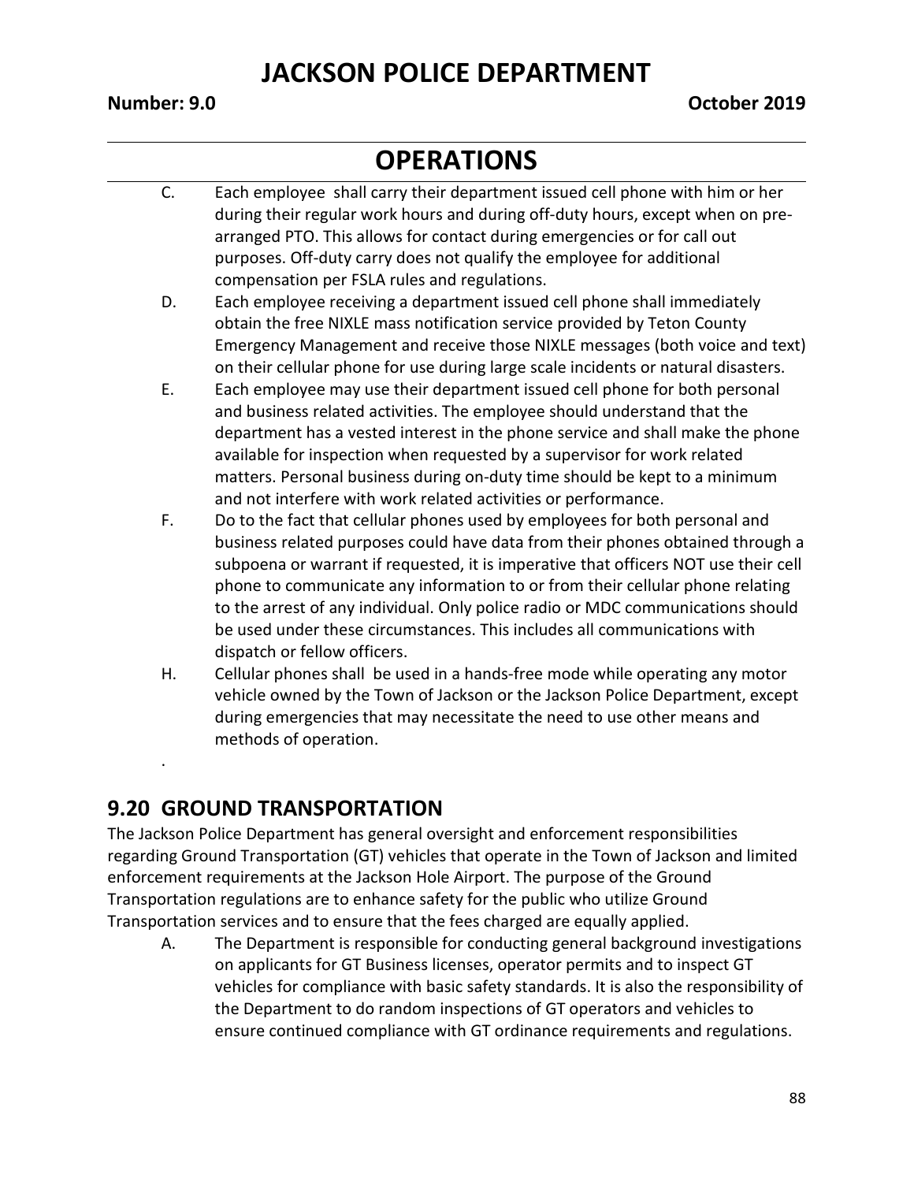C. Each employee shall carry their department issued cell phone with him or her during their regular work hours and during off-duty hours, except when on pre-arranged PTO. This allows for contact during emergencies or for call out purposes. Off-duty carry does not qualify the employee for additional compensation per FSLA rules and regulations.

D. Each employee receiving a department issued cell phone shall immediately obtain the free NIXLE mass notification service provided by Teton County Emergency Management and receive those NIXLE messages (both voice and text) on their cellular phone for use during large scale incidents or natural disasters.

E. Each employee may use their department issued cell phone for both personal and business related activities. The employee should understand that the department has a vested interest in the phone service and shall make the phone available for inspection when requested by a supervisor for work related matters. Personal business during on-duty time should be kept to a minimum and not interfere with work related activities or performance.

F. Do to the fact that cellular phones used by employees for both personal and business related purposes could have data from their phones obtained through a subpoena or warrant if requested, it is imperative that officers NOT use their cell phone to communicate any information to or from their cellular phone relating to the arrest of any individual. Only police radio or MDC communications should be used under these circumstances. This includes all communications with dispatch or fellow officers.

H. Cellular phones shall be used in a hands-free mode while operating any motor vehicle owned by the Town of Jackson or the Jackson Police Department, except during emergencies that may necessitate the need to use other means and methods of operation.

.

## 9.20 GROUND TRANSPORTATION

The Jackson Police Department has general oversight and enforcement responsibilities regarding Ground Transportation (GT) vehicles that operate in the Town of Jackson and limited enforcement requirements at the Jackson Hole Airport. The purpose of the Ground Transportation regulations are to enhance safety for the public who utilize Ground Transportation services and to ensure that the fees charged are equally applied.

A. The Department is responsible for conducting general background investigations on applicants for GT Business licenses, operator permits and to inspect GT vehicles for compliance with basic safety standards. It is also the responsibility of the Department to do random inspections of GT operators and vehicles to ensure continued compliance with GT ordinance requirements and regulations.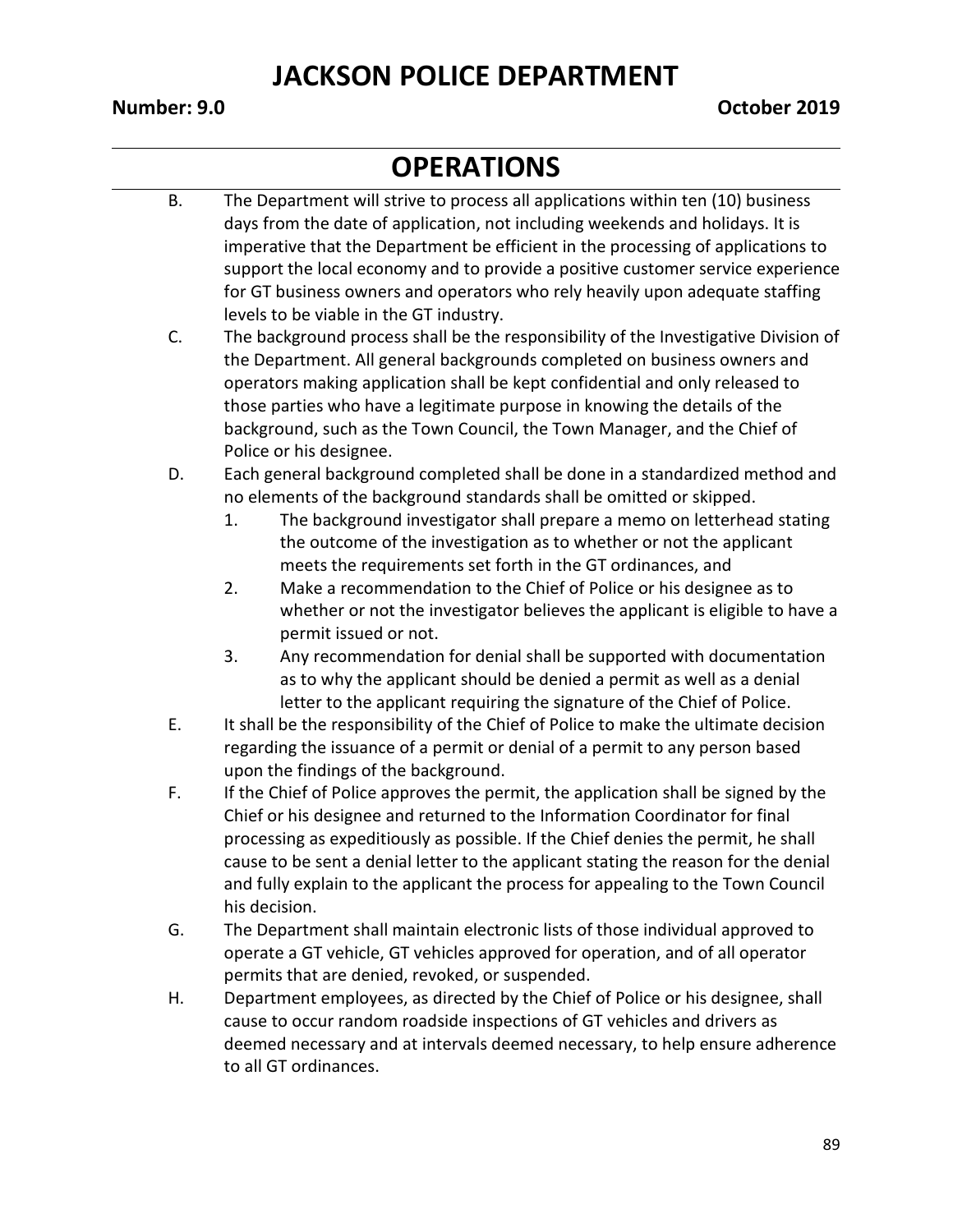B. The Department will strive to process all applications within ten (10) business days from the date of application, not including weekends and holidays. It is imperative that the Department be efficient in the processing of applications to support the local economy and to provide a positive customer service experience for GT business owners and operators who rely heavily upon adequate staffing levels to be viable in the GT industry.

C. The background process shall be the responsibility of the Investigative Division of the Department. All general backgrounds completed on business owners and operators making application shall be kept confidential and only released to those parties who have a legitimate purpose in knowing the details of the background, such as the Town Council, the Town Manager, and the Chief of Police or his designee.

D. Each general background completed shall be done in a standardized method and no elements of the background standards shall be omitted or skipped.

   1. The background investigator shall prepare a memo on letterhead stating the outcome of the investigation as to whether or not the applicant meets the requirements set forth in the GT ordinances, and
   2. Make a recommendation to the Chief of Police or his designee as to whether or not the investigator believes the applicant is eligible to have a permit issued or not.
   3. Any recommendation for denial shall be supported with documentation as to why the applicant should be denied a permit as well as a denial letter to the applicant requiring the signature of the Chief of Police.

E. It shall be the responsibility of the Chief of Police to make the ultimate decision regarding the issuance of a permit or denial of a permit to any person based upon the findings of the background.

F. If the Chief of Police approves the permit, the application shall be signed by the Chief or his designee and returned to the Information Coordinator for final processing as expeditiously as possible. If the Chief denies the permit, he shall cause to be sent a denial letter to the applicant stating the reason for the denial and fully explain to the applicant the process for appealing to the Town Council his decision.

G. The Department shall maintain electronic lists of those individual approved to operate a GT vehicle, GT vehicles approved for operation, and of all operator permits that are denied, revoked, or suspended.

H. Department employees, as directed by the Chief of Police or his designee, shall cause to occur random roadside inspections of GT vehicles and drivers as deemed necessary and at intervals deemed necessary, to help ensure adherence to all GT ordinances.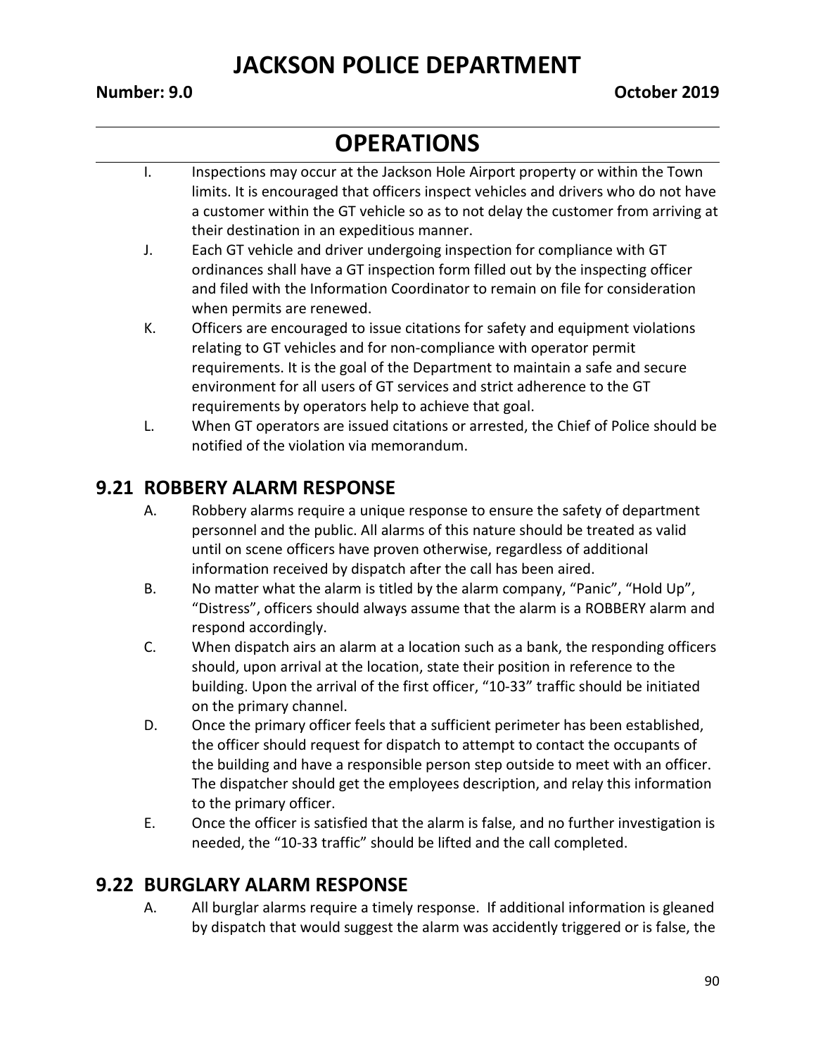# OPERATIONS

I. Inspections may occur at the Jackson Hole Airport property or within the Town limits. It is encouraged that officers inspect vehicles and drivers who do not have a customer within the GT vehicle so as to not delay the customer from arriving at their destination in an expeditious manner.

J. Each GT vehicle and driver undergoing inspection for compliance with GT ordinances shall have a GT inspection form filled out by the inspecting officer and filed with the Information Coordinator to remain on file for consideration when permits are renewed.

K. Officers are encouraged to issue citations for safety and equipment violations relating to GT vehicles and for non-compliance with operator permit requirements. It is the goal of the Department to maintain a safe and secure environment for all users of GT services and strict adherence to the GT requirements by operators help to achieve that goal.

L. When GT operators are issued citations or arrested, the Chief of Police should be notified of the violation via memorandum.

## 9.21 ROBBERY ALARM RESPONSE

A. Robbery alarms require a unique response to ensure the safety of department personnel and the public. All alarms of this nature should be treated as valid until on scene officers have proven otherwise, regardless of additional information received by dispatch after the call has been aired.

B. No matter what the alarm is titled by the alarm company, "Panic", "Hold Up", "Distress", officers should always assume that the alarm is a ROBBERY alarm and respond accordingly.

C. When dispatch airs an alarm at a location such as a bank, the responding officers should, upon arrival at the location, state their position in reference to the building. Upon the arrival of the first officer, "10-33" traffic should be initiated on the primary channel.

D. Once the primary officer feels that a sufficient perimeter has been established, the officer should request for dispatch to attempt to contact the occupants of the building and have a responsible person step outside to meet with an officer. The dispatcher should get the employees description, and relay this information to the primary officer.

E. Once the officer is satisfied that the alarm is false, and no further investigation is needed, the "10-33 traffic" should be lifted and the call completed.

## 9.22 BURGLARY ALARM RESPONSE

A. All burglar alarms require a timely response. If additional information is gleaned by dispatch that would suggest the alarm was accidently triggered or is false, the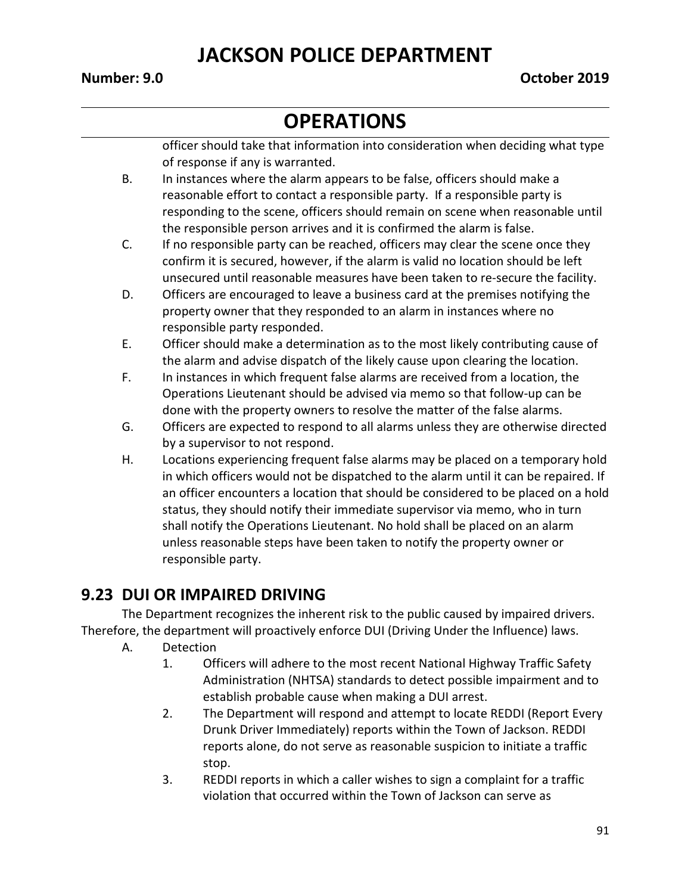officer should take that information into consideration when deciding what type of response if any is warranted.

B. In instances where the alarm appears to be false, officers should make a reasonable effort to contact a responsible party. If a responsible party is responding to the scene, officers should remain on scene when reasonable until the responsible person arrives and it is confirmed the alarm is false.

C. If no responsible party can be reached, officers may clear the scene once they confirm it is secured, however, if the alarm is valid no location should be left unsecured until reasonable measures have been taken to re-secure the facility.

D. Officers are encouraged to leave a business card at the premises notifying the property owner that they responded to an alarm in instances where no responsible party responded.

E. Officer should make a determination as to the most likely contributing cause of the alarm and advise dispatch of the likely cause upon clearing the location.

F. In instances in which frequent false alarms are received from a location, the Operations Lieutenant should be advised via memo so that follow-up can be done with the property owners to resolve the matter of the false alarms.

G. Officers are expected to respond to all alarms unless they are otherwise directed by a supervisor to not respond.

H. Locations experiencing frequent false alarms may be placed on a temporary hold in which officers would not be dispatched to the alarm until it can be repaired. If an officer encounters a location that should be considered to be placed on a hold status, they should notify their immediate supervisor via memo, who in turn shall notify the Operations Lieutenant. No hold shall be placed on an alarm unless reasonable steps have been taken to notify the property owner or responsible party.

## 9.23 DUI OR IMPAIRED DRIVING

The Department recognizes the inherent risk to the public caused by impaired drivers. Therefore, the department will proactively enforce DUI (Driving Under the Influence) laws.

A. Detection

1. Officers will adhere to the most recent National Highway Traffic Safety Administration (NHTSA) standards to detect possible impairment and to establish probable cause when making a DUI arrest.
2. The Department will respond and attempt to locate REDDI (Report Every Drunk Driver Immediately) reports within the Town of Jackson. REDDI reports alone, do not serve as reasonable suspicion to initiate a traffic stop.
3. REDDI reports in which a caller wishes to sign a complaint for a traffic violation that occurred within the Town of Jackson can serve as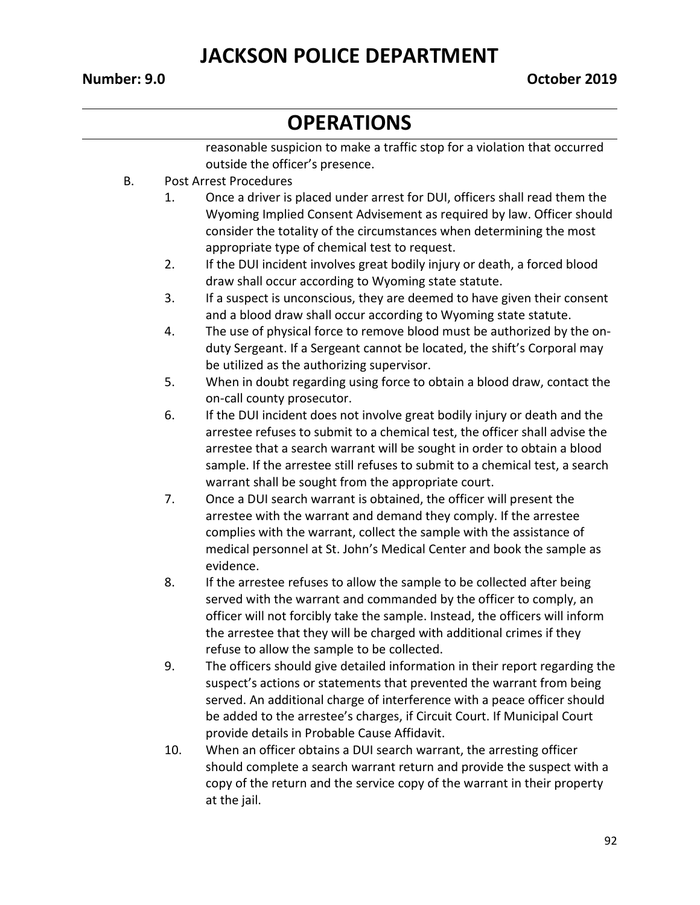reasonable suspicion to make a traffic stop for a violation that occurred outside the officer's presence.

B. Post Arrest Procedures

1. Once a driver is placed under arrest for DUI, officers shall read them the Wyoming Implied Consent Advisement as required by law. Officer should consider the totality of the circumstances when determining the most appropriate type of chemical test to request.
2. If the DUI incident involves great bodily injury or death, a forced blood draw shall occur according to Wyoming state statute.
3. If a suspect is unconscious, they are deemed to have given their consent and a blood draw shall occur according to Wyoming state statute.
4. The use of physical force to remove blood must be authorized by the on-duty Sergeant. If a Sergeant cannot be located, the shift's Corporal may be utilized as the authorizing supervisor.
5. When in doubt regarding using force to obtain a blood draw, contact the on-call county prosecutor.
6. If the DUI incident does not involve great bodily injury or death and the arrestee refuses to submit to a chemical test, the officer shall advise the arrestee that a search warrant will be sought in order to obtain a blood sample. If the arrestee still refuses to submit to a chemical test, a search warrant shall be sought from the appropriate court.
7. Once a DUI search warrant is obtained, the officer will present the arrestee with the warrant and demand they comply. If the arrestee complies with the warrant, collect the sample with the assistance of medical personnel at St. John's Medical Center and book the sample as evidence.
8. If the arrestee refuses to allow the sample to be collected after being served with the warrant and commanded by the officer to comply, an officer will not forcibly take the sample. Instead, the officers will inform the arrestee that they will be charged with additional crimes if they refuse to allow the sample to be collected.
9. The officers should give detailed information in their report regarding the suspect's actions or statements that prevented the warrant from being served. An additional charge of interference with a peace officer should be added to the arrestee's charges, if Circuit Court. If Municipal Court provide details in Probable Cause Affidavit.
10. When an officer obtains a DUI search warrant, the arresting officer should complete a search warrant return and provide the suspect with a copy of the return and the service copy of the warrant in their property at the jail.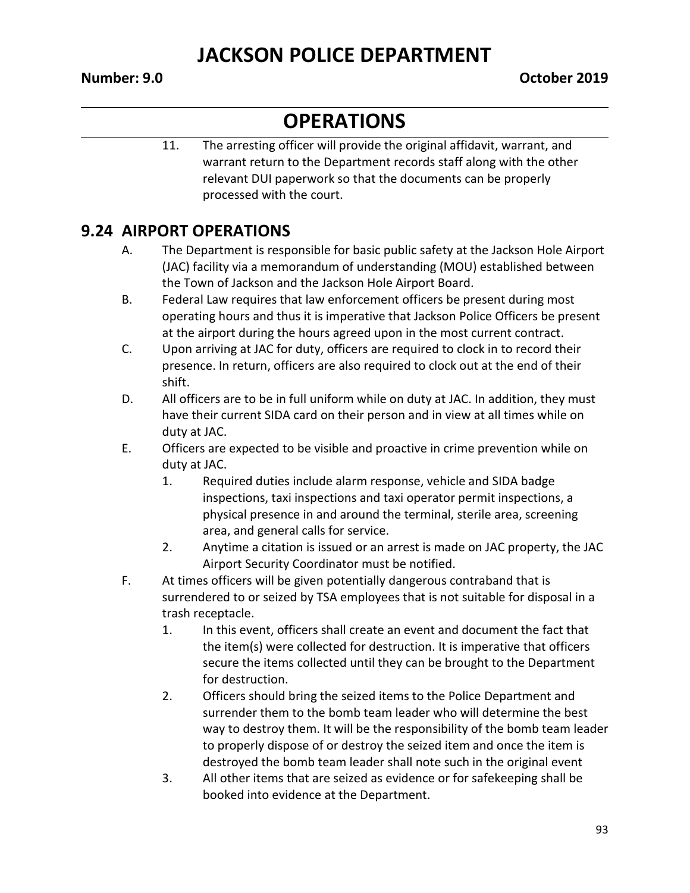11. The arresting officer will provide the original affidavit, warrant, and warrant return to the Department records staff along with the other relevant DUI paperwork so that the documents can be properly processed with the court.

## 9.24 AIRPORT OPERATIONS

A. The Department is responsible for basic public safety at the Jackson Hole Airport (JAC) facility via a memorandum of understanding (MOU) established between the Town of Jackson and the Jackson Hole Airport Board.

B. Federal Law requires that law enforcement officers be present during most operating hours and thus it is imperative that Jackson Police Officers be present at the airport during the hours agreed upon in the most current contract.

C. Upon arriving at JAC for duty, officers are required to clock in to record their presence. In return, officers are also required to clock out at the end of their shift.

D. All officers are to be in full uniform while on duty at JAC. In addition, they must have their current SIDA card on their person and in view at all times while on duty at JAC.

E. Officers are expected to be visible and proactive in crime prevention while on duty at JAC.

   1. Required duties include alarm response, vehicle and SIDA badge inspections, taxi inspections and taxi operator permit inspections, a physical presence in and around the terminal, sterile area, screening area, and general calls for service.
   2. Anytime a citation is issued or an arrest is made on JAC property, the JAC Airport Security Coordinator must be notified.

F. At times officers will be given potentially dangerous contraband that is surrendered to or seized by TSA employees that is not suitable for disposal in a trash receptacle.

   1. In this event, officers shall create an event and document the fact that the item(s) were collected for destruction. It is imperative that officers secure the items collected until they can be brought to the Department for destruction.
   2. Officers should bring the seized items to the Police Department and surrender them to the bomb team leader who will determine the best way to destroy them. It will be the responsibility of the bomb team leader to properly dispose of or destroy the seized item and once the item is destroyed the bomb team leader shall note such in the original event
   3. All other items that are seized as evidence or for safekeeping shall be booked into evidence at the Department.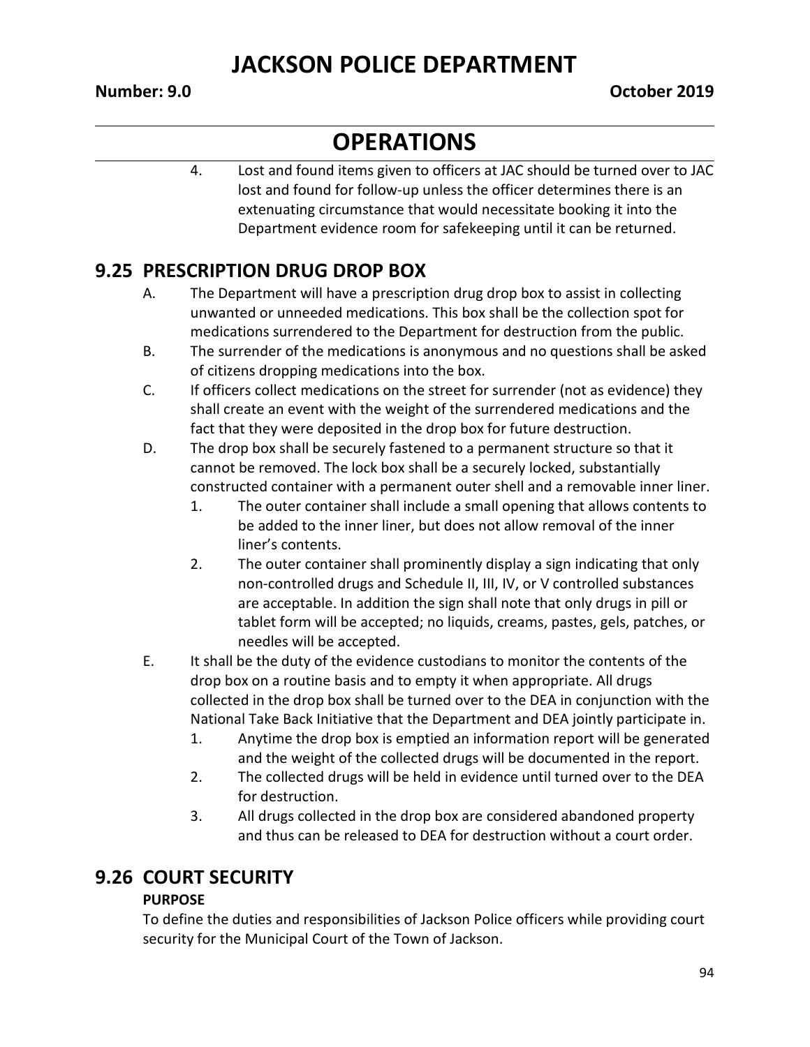4. Lost and found items given to officers at JAC should be turned over to JAC lost and found for follow-up unless the officer determines there is an extenuating circumstance that would necessitate booking it into the Department evidence room for safekeeping until it can be returned.

## 9.25 PRESCRIPTION DRUG DROP BOX

A. The Department will have a prescription drug drop box to assist in collecting unwanted or unneeded medications. This box shall be the collection spot for medications surrendered to the Department for destruction from the public.

B. The surrender of the medications is anonymous and no questions shall be asked of citizens dropping medications into the box.

C. If officers collect medications on the street for surrender (not as evidence) they shall create an event with the weight of the surrendered medications and the fact that they were deposited in the drop box for future destruction.

D. The drop box shall be securely fastened to a permanent structure so that it cannot be removed. The lock box shall be a securely locked, substantially constructed container with a permanent outer shell and a removable inner liner.

   1. The outer container shall include a small opening that allows contents to be added to the inner liner, but does not allow removal of the inner liner's contents.
   2. The outer container shall prominently display a sign indicating that only non-controlled drugs and Schedule II, III, IV, or V controlled substances are acceptable. In addition the sign shall note that only drugs in pill or tablet form will be accepted; no liquids, creams, pastes, gels, patches, or needles will be accepted.

E. It shall be the duty of the evidence custodians to monitor the contents of the drop box on a routine basis and to empty it when appropriate. All drugs collected in the drop box shall be turned over to the DEA in conjunction with the National Take Back Initiative that the Department and DEA jointly participate in.

   1. Anytime the drop box is emptied an information report will be generated and the weight of the collected drugs will be documented in the report.
   2. The collected drugs will be held in evidence until turned over to the DEA for destruction.
   3. All drugs collected in the drop box are considered abandoned property and thus can be released to DEA for destruction without a court order.

## 9.26 COURT SECURITY

**PURPOSE**

To define the duties and responsibilities of Jackson Police officers while providing court security for the Municipal Court of the Town of Jackson.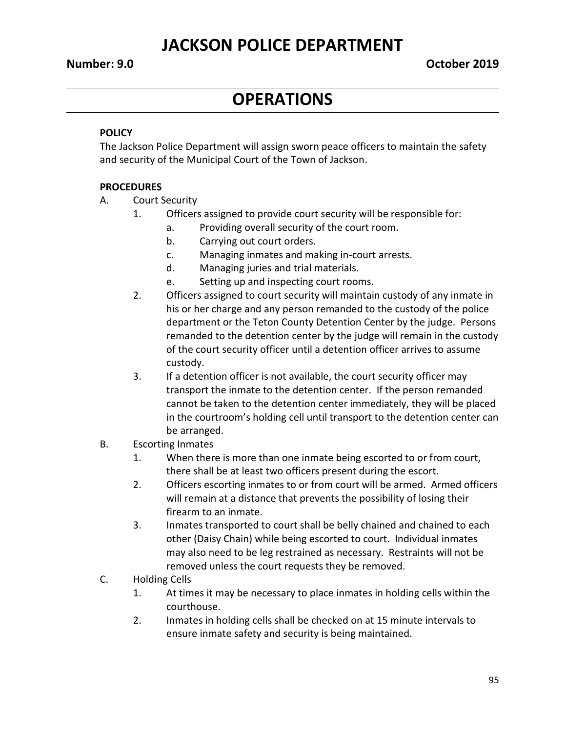# JACKSON POLICE DEPARTMENT

**Number: 9.0** **October 2019**

## OPERATIONS

**POLICY**

The Jackson Police Department will assign sworn peace officers to maintain the safety and security of the Municipal Court of the Town of Jackson.

**PROCEDURES**

A. Court Security
   1. Officers assigned to provide court security will be responsible for:
      a. Providing overall security of the court room.
      b. Carrying out court orders.
      c. Managing inmates and making in-court arrests.
      d. Managing juries and trial materials.
      e. Setting up and inspecting court rooms.
   2. Officers assigned to court security will maintain custody of any inmate in his or her charge and any person remanded to the custody of the police department or the Teton County Detention Center by the judge. Persons remanded to the detention center by the judge will remain in the custody of the court security officer until a detention officer arrives to assume custody.
   3. If a detention officer is not available, the court security officer may transport the inmate to the detention center. If the person remanded cannot be taken to the detention center immediately, they will be placed in the courtroom's holding cell until transport to the detention center can be arranged.

B. Escorting Inmates
   1. When there is more than one inmate being escorted to or from court, there shall be at least two officers present during the escort.
   2. Officers escorting inmates to or from court will be armed. Armed officers will remain at a distance that prevents the possibility of losing their firearm to an inmate.
   3. Inmates transported to court shall be belly chained and chained to each other (Daisy Chain) while being escorted to court. Individual inmates may also need to be leg restrained as necessary. Restraints will not be removed unless the court requests they be removed.

C. Holding Cells
   1. At times it may be necessary to place inmates in holding cells within the courthouse.
   2. Inmates in holding cells shall be checked on at 15 minute intervals to ensure inmate safety and security is being maintained.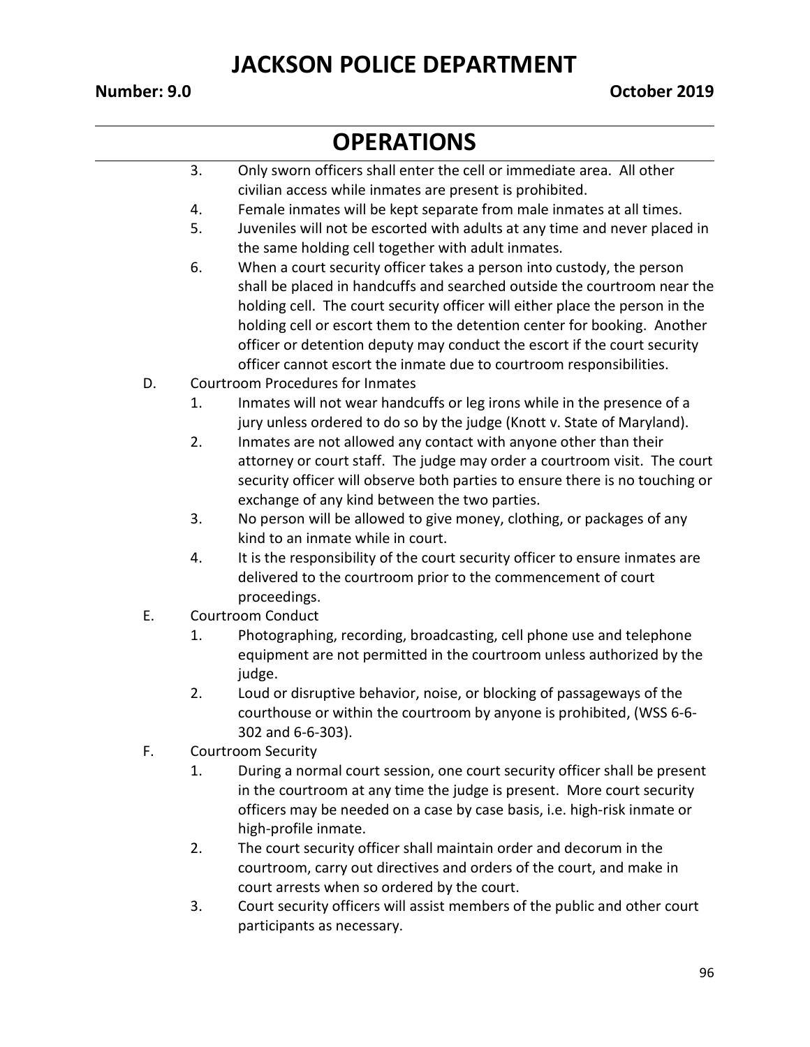3. Only sworn officers shall enter the cell or immediate area. All other civilian access while inmates are present is prohibited.
4. Female inmates will be kept separate from male inmates at all times.
5. Juveniles will not be escorted with adults at any time and never placed in the same holding cell together with adult inmates.
6. When a court security officer takes a person into custody, the person shall be placed in handcuffs and searched outside the courtroom near the holding cell. The court security officer will either place the person in the holding cell or escort them to the detention center for booking. Another officer or detention deputy may conduct the escort if the court security officer cannot escort the inmate due to courtroom responsibilities.

D. Courtroom Procedures for Inmates

1. Inmates will not wear handcuffs or leg irons while in the presence of a jury unless ordered to do so by the judge (Knott v. State of Maryland).
2. Inmates are not allowed any contact with anyone other than their attorney or court staff. The judge may order a courtroom visit. The court security officer will observe both parties to ensure there is no touching or exchange of any kind between the two parties.
3. No person will be allowed to give money, clothing, or packages of any kind to an inmate while in court.
4. It is the responsibility of the court security officer to ensure inmates are delivered to the courtroom prior to the commencement of court proceedings.

E. Courtroom Conduct

1. Photographing, recording, broadcasting, cell phone use and telephone equipment are not permitted in the courtroom unless authorized by the judge.
2. Loud or disruptive behavior, noise, or blocking of passageways of the courthouse or within the courtroom by anyone is prohibited, (WSS 6-6-302 and 6-6-303).

F. Courtroom Security

1. During a normal court session, one court security officer shall be present in the courtroom at any time the judge is present. More court security officers may be needed on a case by case basis, i.e. high-risk inmate or high-profile inmate.
2. The court security officer shall maintain order and decorum in the courtroom, carry out directives and orders of the court, and make in court arrests when so ordered by the court.
3. Court security officers will assist members of the public and other court participants as necessary.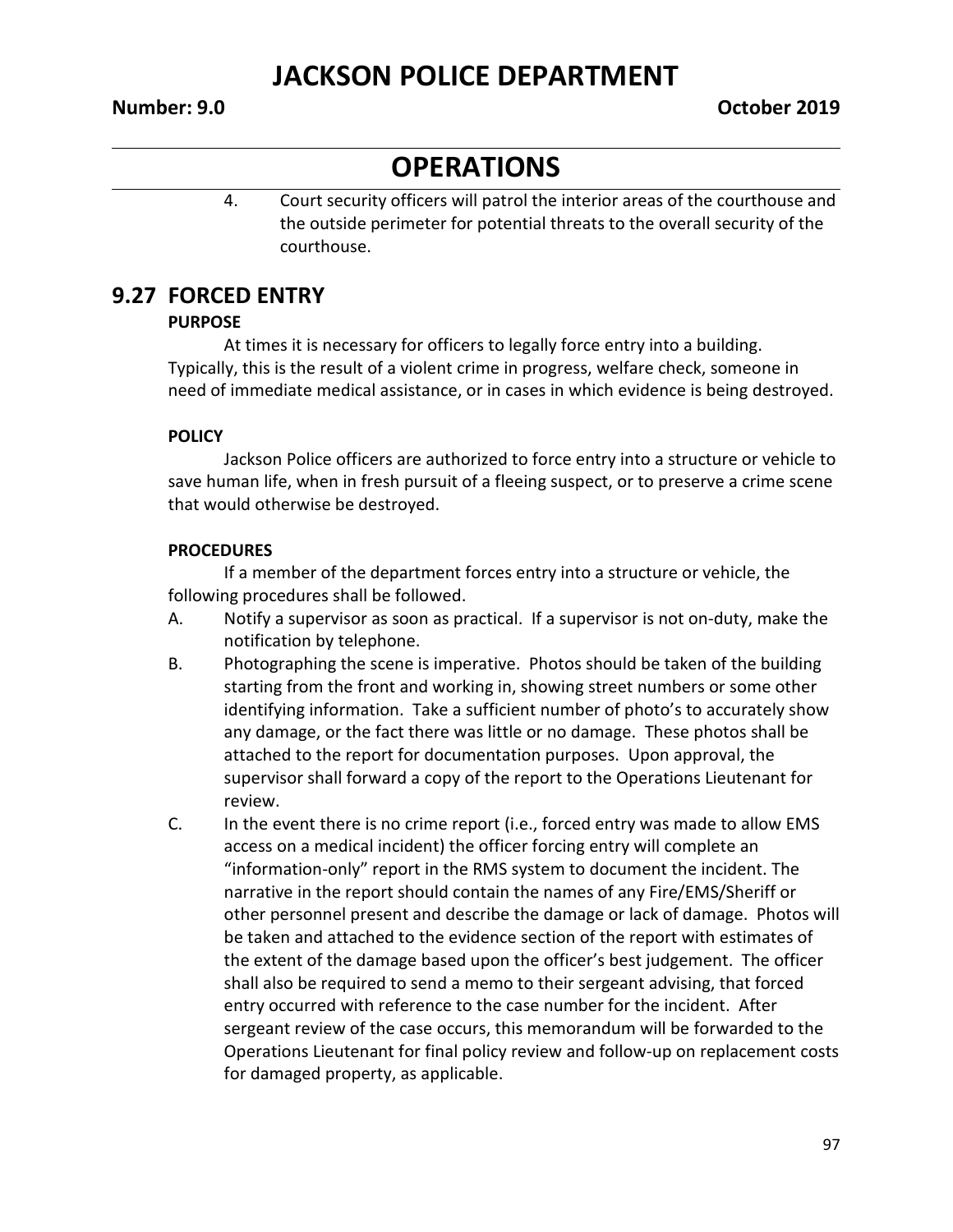4. Court security officers will patrol the interior areas of the courthouse and the outside perimeter for potential threats to the overall security of the courthouse.

## 9.27 FORCED ENTRY

**PURPOSE**

At times it is necessary for officers to legally force entry into a building. Typically, this is the result of a violent crime in progress, welfare check, someone in need of immediate medical assistance, or in cases in which evidence is being destroyed.

**POLICY**

Jackson Police officers are authorized to force entry into a structure or vehicle to save human life, when in fresh pursuit of a fleeing suspect, or to preserve a crime scene that would otherwise be destroyed.

**PROCEDURES**

If a member of the department forces entry into a structure or vehicle, the following procedures shall be followed.

A. Notify a supervisor as soon as practical. If a supervisor is not on-duty, make the notification by telephone.

B. Photographing the scene is imperative. Photos should be taken of the building starting from the front and working in, showing street numbers or some other identifying information. Take a sufficient number of photo's to accurately show any damage, or the fact there was little or no damage. These photos shall be attached to the report for documentation purposes. Upon approval, the supervisor shall forward a copy of the report to the Operations Lieutenant for review.

C. In the event there is no crime report (i.e., forced entry was made to allow EMS access on a medical incident) the officer forcing entry will complete an "information-only" report in the RMS system to document the incident. The narrative in the report should contain the names of any Fire/EMS/Sheriff or other personnel present and describe the damage or lack of damage. Photos will be taken and attached to the evidence section of the report with estimates of the extent of the damage based upon the officer's best judgement. The officer shall also be required to send a memo to their sergeant advising, that forced entry occurred with reference to the case number for the incident. After sergeant review of the case occurs, this memorandum will be forwarded to the Operations Lieutenant for final policy review and follow-up on replacement costs for damaged property, as applicable.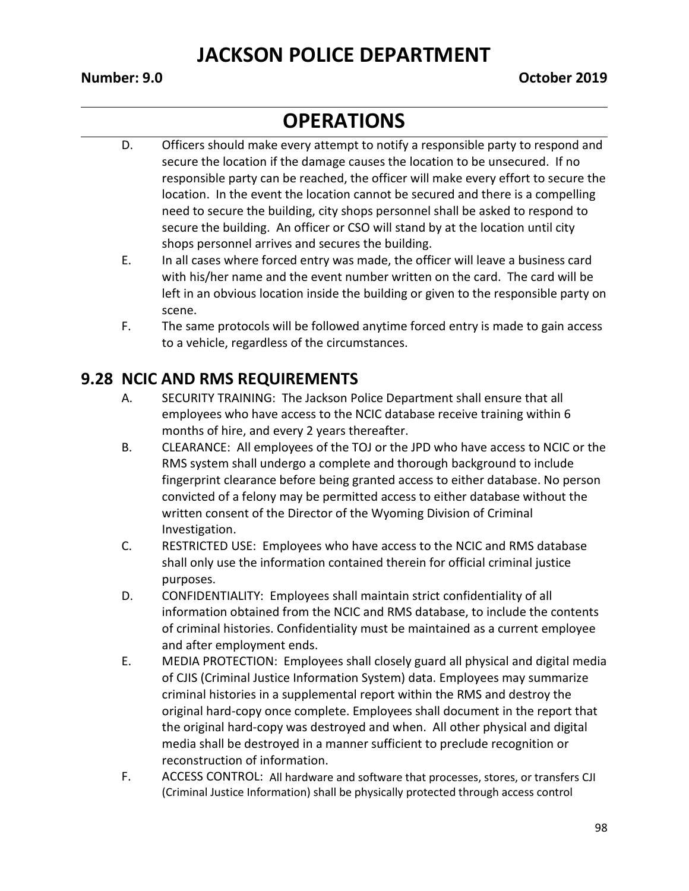D. Officers should make every attempt to notify a responsible party to respond and secure the location if the damage causes the location to be unsecured. If no responsible party can be reached, the officer will make every effort to secure the location. In the event the location cannot be secured and there is a compelling need to secure the building, city shops personnel shall be asked to respond to secure the building. An officer or CSO will stand by at the location until city shops personnel arrives and secures the building.

E. In all cases where forced entry was made, the officer will leave a business card with his/her name and the event number written on the card. The card will be left in an obvious location inside the building or given to the responsible party on scene.

F. The same protocols will be followed anytime forced entry is made to gain access to a vehicle, regardless of the circumstances.

## 9.28 NCIC AND RMS REQUIREMENTS

A. SECURITY TRAINING: The Jackson Police Department shall ensure that all employees who have access to the NCIC database receive training within 6 months of hire, and every 2 years thereafter.

B. CLEARANCE: All employees of the TOJ or the JPD who have access to NCIC or the RMS system shall undergo a complete and thorough background to include fingerprint clearance before being granted access to either database. No person convicted of a felony may be permitted access to either database without the written consent of the Director of the Wyoming Division of Criminal Investigation.

C. RESTRICTED USE: Employees who have access to the NCIC and RMS database shall only use the information contained therein for official criminal justice purposes.

D. CONFIDENTIALITY: Employees shall maintain strict confidentiality of all information obtained from the NCIC and RMS database, to include the contents of criminal histories. Confidentiality must be maintained as a current employee and after employment ends.

E. MEDIA PROTECTION: Employees shall closely guard all physical and digital media of CJIS (Criminal Justice Information System) data. Employees may summarize criminal histories in a supplemental report within the RMS and destroy the original hard-copy once complete. Employees shall document in the report that the original hard-copy was destroyed and when. All other physical and digital media shall be destroyed in a manner sufficient to preclude recognition or reconstruction of information.

F. ACCESS CONTROL: All hardware and software that processes, stores, or transfers CJI (Criminal Justice Information) shall be physically protected through access control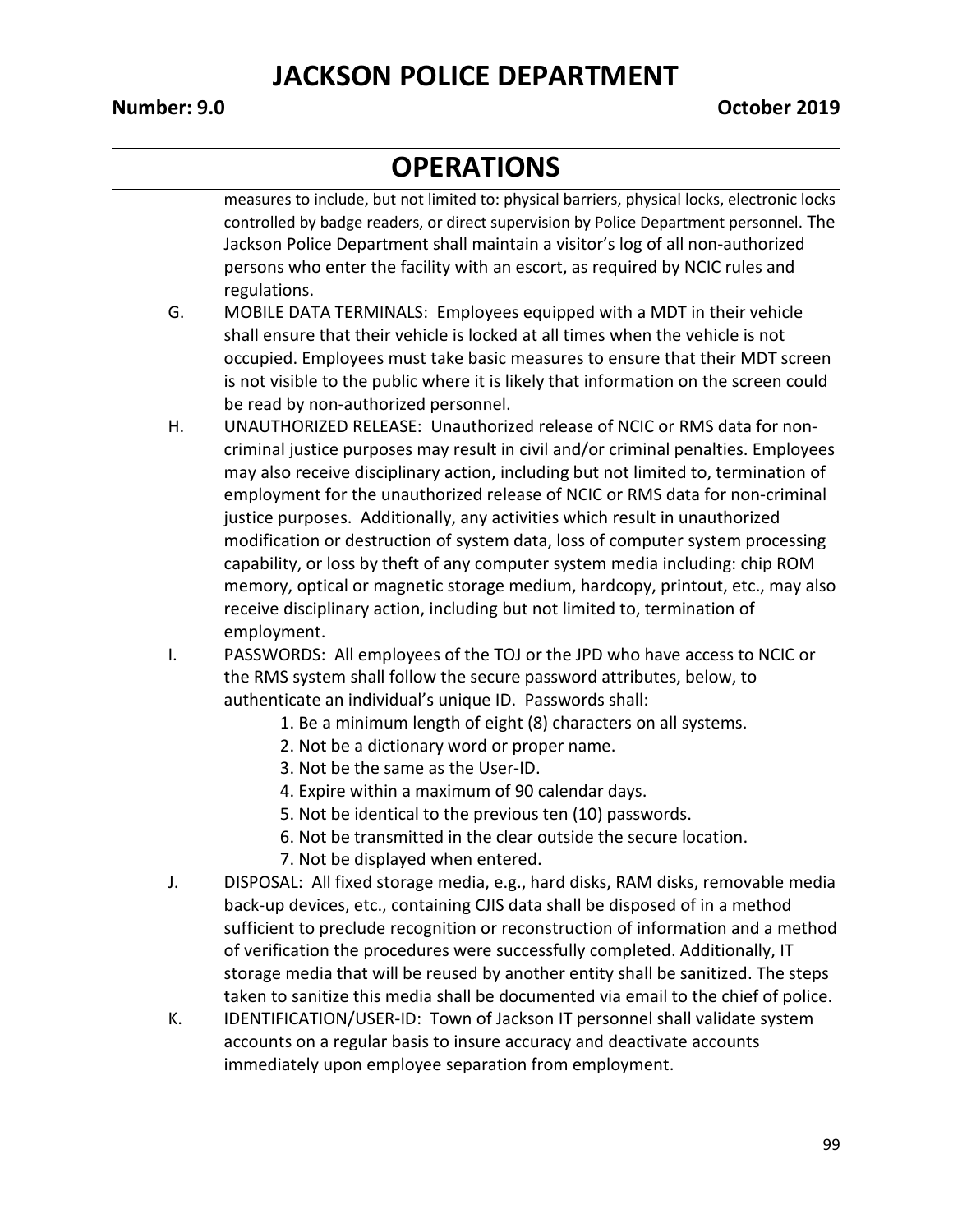# OPERATIONS

measures to include, but not limited to: physical barriers, physical locks, electronic locks controlled by badge readers, or direct supervision by Police Department personnel. The Jackson Police Department shall maintain a visitor's log of all non-authorized persons who enter the facility with an escort, as required by NCIC rules and regulations.

G. MOBILE DATA TERMINALS: Employees equipped with a MDT in their vehicle shall ensure that their vehicle is locked at all times when the vehicle is not occupied. Employees must take basic measures to ensure that their MDT screen is not visible to the public where it is likely that information on the screen could be read by non-authorized personnel.

H. UNAUTHORIZED RELEASE: Unauthorized release of NCIC or RMS data for non-criminal justice purposes may result in civil and/or criminal penalties. Employees may also receive disciplinary action, including but not limited to, termination of employment for the unauthorized release of NCIC or RMS data for non-criminal justice purposes. Additionally, any activities which result in unauthorized modification or destruction of system data, loss of computer system processing capability, or loss by theft of any computer system media including: chip ROM memory, optical or magnetic storage medium, hardcopy, printout, etc., may also receive disciplinary action, including but not limited to, termination of employment.

I. PASSWORDS: All employees of the TOJ or the JPD who have access to NCIC or the RMS system shall follow the secure password attributes, below, to authenticate an individual's unique ID. Passwords shall:

1. Be a minimum length of eight (8) characters on all systems.
2. Not be a dictionary word or proper name.
3. Not be the same as the User-ID.
4. Expire within a maximum of 90 calendar days.
5. Not be identical to the previous ten (10) passwords.
6. Not be transmitted in the clear outside the secure location.
7. Not be displayed when entered.

J. DISPOSAL: All fixed storage media, e.g., hard disks, RAM disks, removable media back-up devices, etc., containing CJIS data shall be disposed of in a method sufficient to preclude recognition or reconstruction of information and a method of verification the procedures were successfully completed. Additionally, IT storage media that will be reused by another entity shall be sanitized. The steps taken to sanitize this media shall be documented via email to the chief of police.

K. IDENTIFICATION/USER-ID: Town of Jackson IT personnel shall validate system accounts on a regular basis to insure accuracy and deactivate accounts immediately upon employee separation from employment.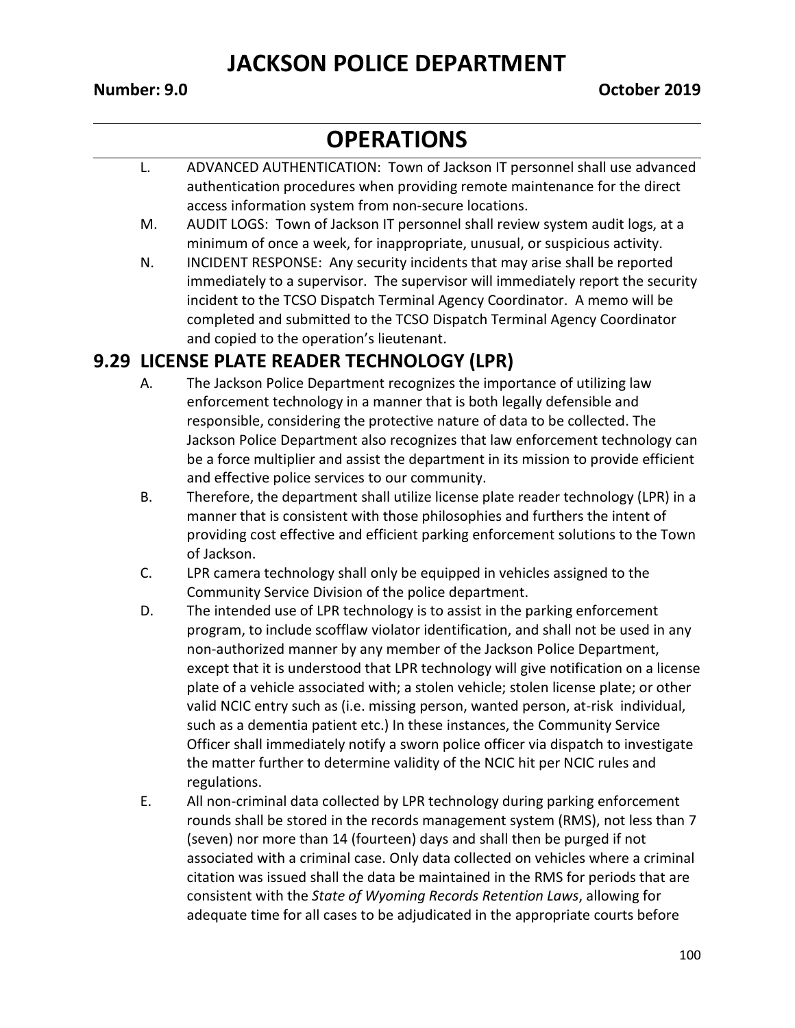L. ADVANCED AUTHENTICATION: Town of Jackson IT personnel shall use advanced authentication procedures when providing remote maintenance for the direct access information system from non-secure locations.

M. AUDIT LOGS: Town of Jackson IT personnel shall review system audit logs, at a minimum of once a week, for inappropriate, unusual, or suspicious activity.

N. INCIDENT RESPONSE: Any security incidents that may arise shall be reported immediately to a supervisor. The supervisor will immediately report the security incident to the TCSO Dispatch Terminal Agency Coordinator. A memo will be completed and submitted to the TCSO Dispatch Terminal Agency Coordinator and copied to the operation's lieutenant.

## 9.29 LICENSE PLATE READER TECHNOLOGY (LPR)

A. The Jackson Police Department recognizes the importance of utilizing law enforcement technology in a manner that is both legally defensible and responsible, considering the protective nature of data to be collected. The Jackson Police Department also recognizes that law enforcement technology can be a force multiplier and assist the department in its mission to provide efficient and effective police services to our community.

B. Therefore, the department shall utilize license plate reader technology (LPR) in a manner that is consistent with those philosophies and furthers the intent of providing cost effective and efficient parking enforcement solutions to the Town of Jackson.

C. LPR camera technology shall only be equipped in vehicles assigned to the Community Service Division of the police department.

D. The intended use of LPR technology is to assist in the parking enforcement program, to include scofflaw violator identification, and shall not be used in any non-authorized manner by any member of the Jackson Police Department, except that it is understood that LPR technology will give notification on a license plate of a vehicle associated with; a stolen vehicle; stolen license plate; or other valid NCIC entry such as (i.e. missing person, wanted person, at-risk individual, such as a dementia patient etc.) In these instances, the Community Service Officer shall immediately notify a sworn police officer via dispatch to investigate the matter further to determine validity of the NCIC hit per NCIC rules and regulations.

E. All non-criminal data collected by LPR technology during parking enforcement rounds shall be stored in the records management system (RMS), not less than 7 (seven) nor more than 14 (fourteen) days and shall then be purged if not associated with a criminal case. Only data collected on vehicles where a criminal citation was issued shall the data be maintained in the RMS for periods that are consistent with the *State of Wyoming Records Retention Laws*, allowing for adequate time for all cases to be adjudicated in the appropriate courts before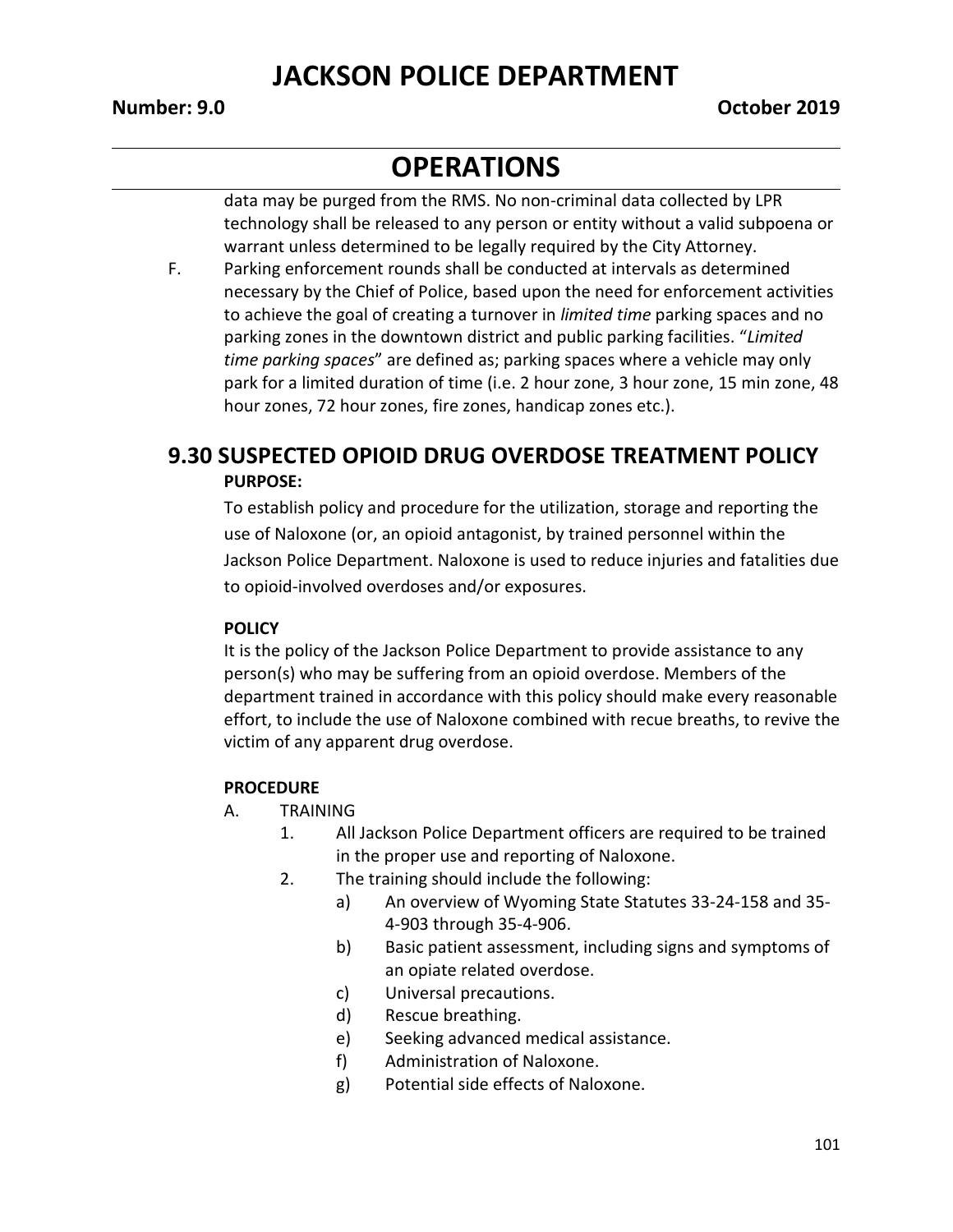data may be purged from the RMS. No non-criminal data collected by LPR technology shall be released to any person or entity without a valid subpoena or warrant unless determined to be legally required by the City Attorney.

F. Parking enforcement rounds shall be conducted at intervals as determined necessary by the Chief of Police, based upon the need for enforcement activities to achieve the goal of creating a turnover in *limited time* parking spaces and no parking zones in the downtown district and public parking facilities. "*Limited time parking spaces*" are defined as; parking spaces where a vehicle may only park for a limited duration of time (i.e. 2 hour zone, 3 hour zone, 15 min zone, 48 hour zones, 72 hour zones, fire zones, handicap zones etc.).

## 9.30 SUSPECTED OPIOID DRUG OVERDOSE TREATMENT POLICY

**PURPOSE:**

To establish policy and procedure for the utilization, storage and reporting the use of Naloxone (or, an opioid antagonist, by trained personnel within the Jackson Police Department. Naloxone is used to reduce injuries and fatalities due to opioid-involved overdoses and/or exposures.

**POLICY**

It is the policy of the Jackson Police Department to provide assistance to any person(s) who may be suffering from an opioid overdose. Members of the department trained in accordance with this policy should make every reasonable effort, to include the use of Naloxone combined with recue breaths, to revive the victim of any apparent drug overdose.

**PROCEDURE**

A. TRAINING
   1. All Jackson Police Department officers are required to be trained in the proper use and reporting of Naloxone.
   2. The training should include the following:
      a) An overview of Wyoming State Statutes 33-24-158 and 35-4-903 through 35-4-906.
      b) Basic patient assessment, including signs and symptoms of an opiate related overdose.
      c) Universal precautions.
      d) Rescue breathing.
      e) Seeking advanced medical assistance.
      f) Administration of Naloxone.
      g) Potential side effects of Naloxone.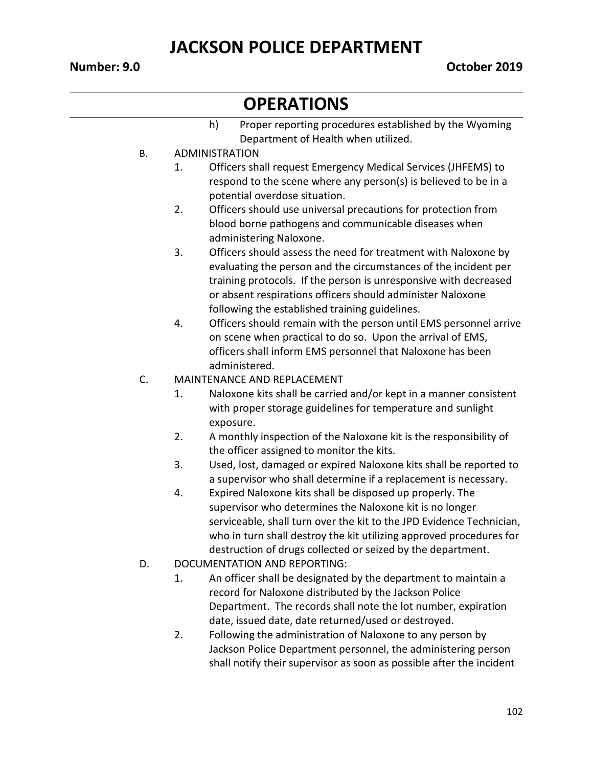# OPERATIONS

h) Proper reporting procedures established by the Wyoming Department of Health when utilized.

B. ADMINISTRATION

1. Officers shall request Emergency Medical Services (JHFEMS) to respond to the scene where any person(s) is believed to be in a potential overdose situation.
2. Officers should use universal precautions for protection from blood borne pathogens and communicable diseases when administering Naloxone.
3. Officers should assess the need for treatment with Naloxone by evaluating the person and the circumstances of the incident per training protocols. If the person is unresponsive with decreased or absent respirations officers should administer Naloxone following the established training guidelines.
4. Officers should remain with the person until EMS personnel arrive on scene when practical to do so. Upon the arrival of EMS, officers shall inform EMS personnel that Naloxone has been administered.

C. MAINTENANCE AND REPLACEMENT

1. Naloxone kits shall be carried and/or kept in a manner consistent with proper storage guidelines for temperature and sunlight exposure.
2. A monthly inspection of the Naloxone kit is the responsibility of the officer assigned to monitor the kits.
3. Used, lost, damaged or expired Naloxone kits shall be reported to a supervisor who shall determine if a replacement is necessary.
4. Expired Naloxone kits shall be disposed up properly. The supervisor who determines the Naloxone kit is no longer serviceable, shall turn over the kit to the JPD Evidence Technician, who in turn shall destroy the kit utilizing approved procedures for destruction of drugs collected or seized by the department.

D. DOCUMENTATION AND REPORTING:

1. An officer shall be designated by the department to maintain a record for Naloxone distributed by the Jackson Police Department. The records shall note the lot number, expiration date, issued date, date returned/used or destroyed.
2. Following the administration of Naloxone to any person by Jackson Police Department personnel, the administering person shall notify their supervisor as soon as possible after the incident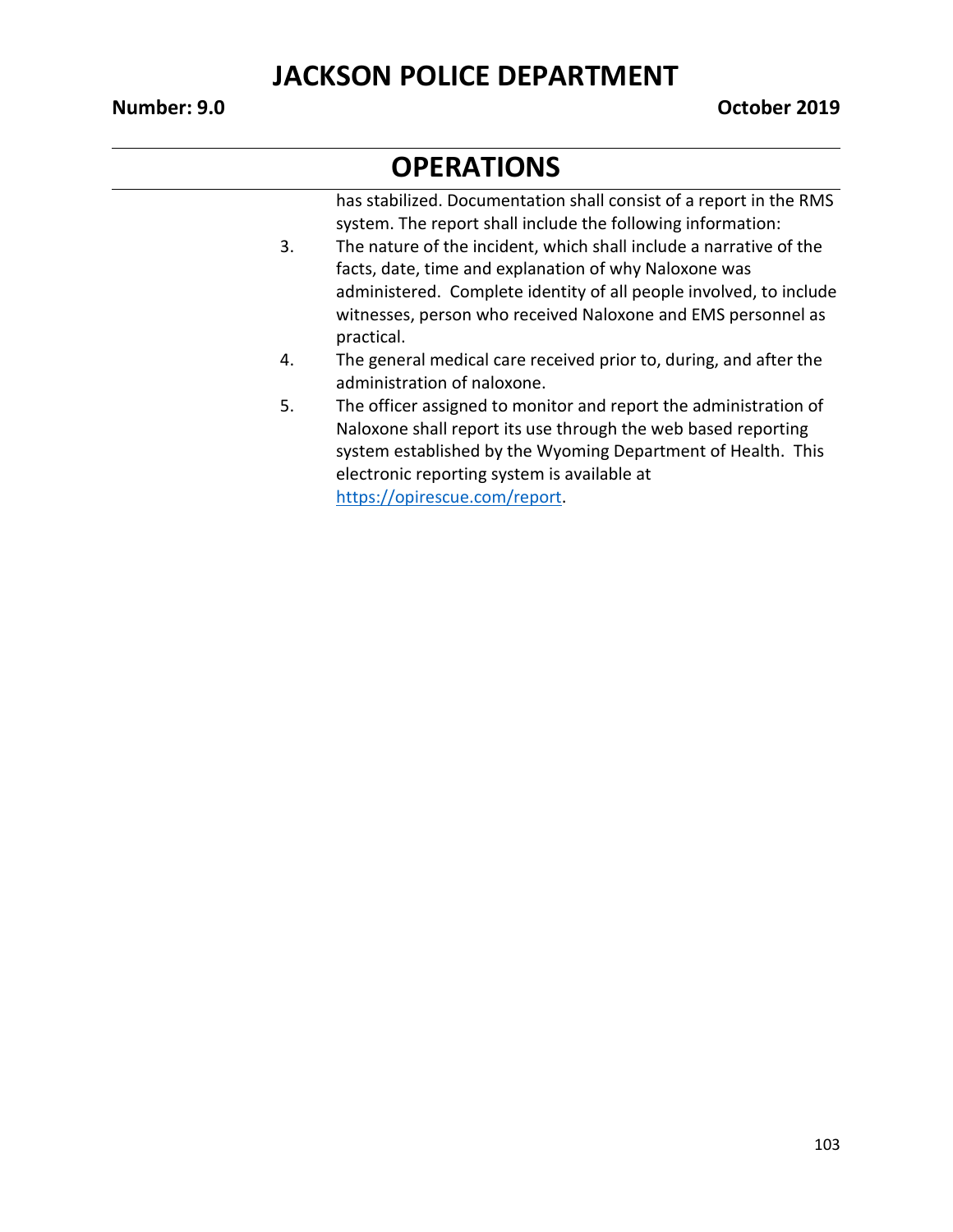has stabilized. Documentation shall consist of a report in the RMS system. The report shall include the following information:

3. The nature of the incident, which shall include a narrative of the facts, date, time and explanation of why Naloxone was administered. Complete identity of all people involved, to include witnesses, person who received Naloxone and EMS personnel as practical.
4. The general medical care received prior to, during, and after the administration of naloxone.
5. The officer assigned to monitor and report the administration of Naloxone shall report its use through the web based reporting system established by the Wyoming Department of Health. This electronic reporting system is available at https://opirescue.com/report.